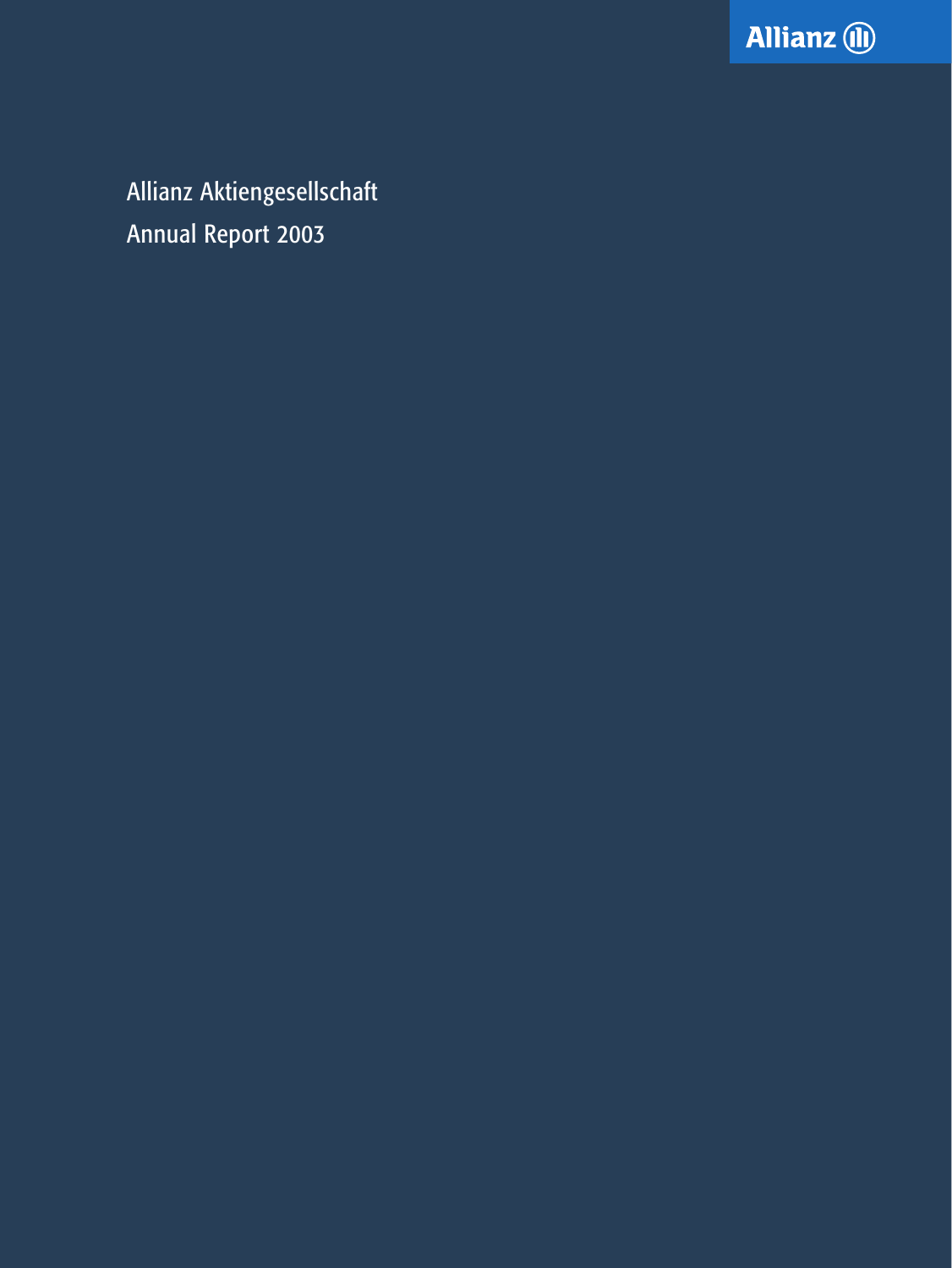Allianz

# Allianz Aktiengesellschaft

# Annual Report 2003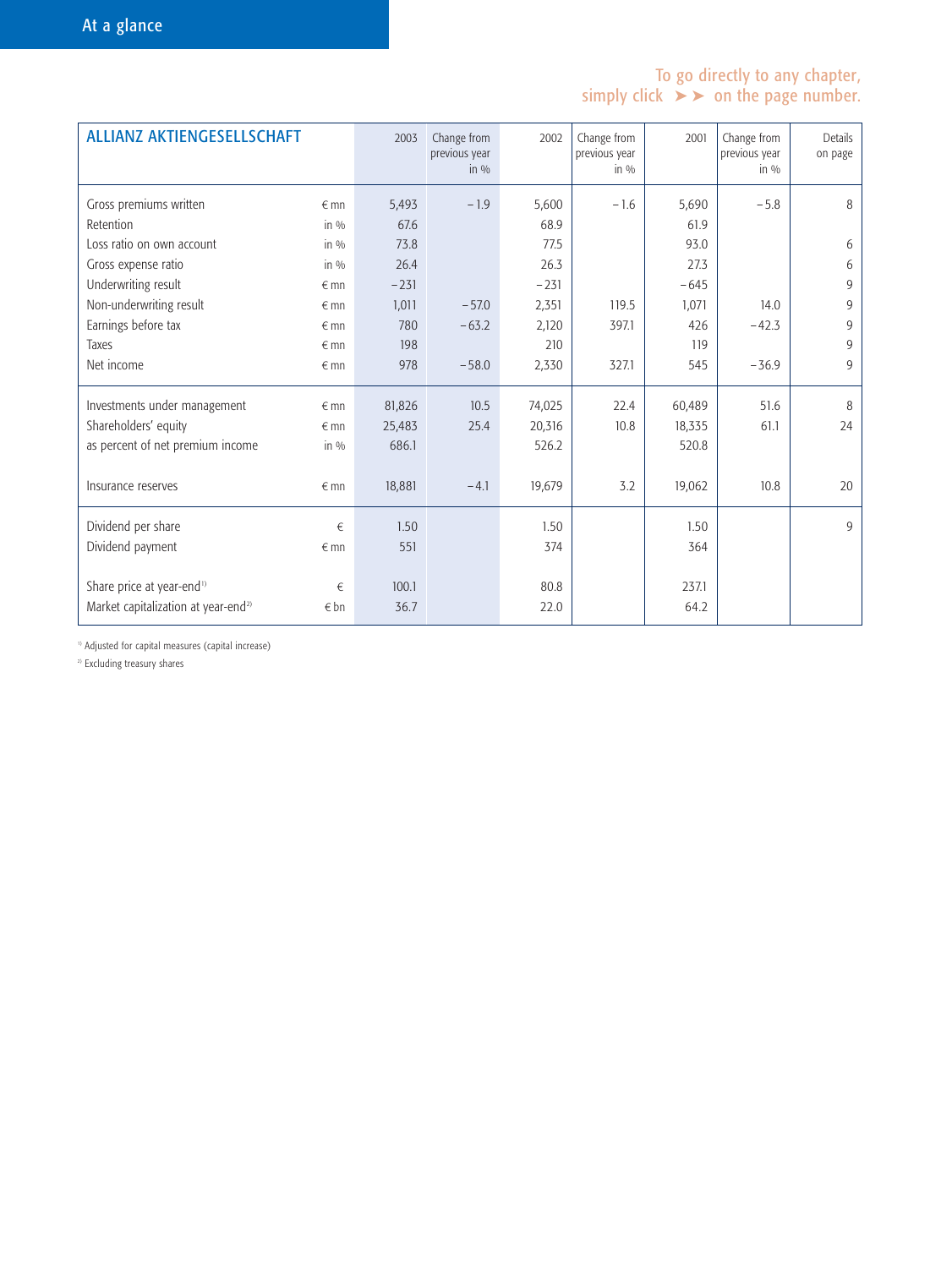# At a glance

To go directly to any chapter, simply click ➤➤ on the page number.

| ALLIANZ AKTIENGESELLSCHAFT | | 2003 | Change from previous year in % | 2002 | Change from previous year in % | 2001 | Change from previous year in % | Details on page |
|---|---|---|---|---|---|---|---|---|
| Gross premiums written | € mn | 5,493 | −1.9 | 5,600 | −1.6 | 5,690 | −5.8 | 8 |
| Retention | in % | 67.6 | | 68.9 | | 61.9 | | |
| Loss ratio on own account | in % | 73.8 | | 77.5 | | 93.0 | | 6 |
| Gross expense ratio | in % | 26.4 | | 26.3 | | 27.3 | | 6 |
| Underwriting result | € mn | −231 | | −231 | | −645 | | 9 |
| Non-underwriting result | € mn | 1,011 | −57.0 | 2,351 | 119.5 | 1,071 | 14.0 | 9 |
| Earnings before tax | € mn | 780 | −63.2 | 2,120 | 397.1 | 426 | −42.3 | 9 |
| Taxes | € mn | 198 | | 210 | | 119 | | 9 |
| Net income | € mn | 978 | −58.0 | 2,330 | 327.1 | 545 | −36.9 | 9 |
| Investments under management | € mn | 81,826 | 10.5 | 74,025 | 22.4 | 60,489 | 51.6 | 8 |
| Shareholders' equity | € mn | 25,483 | 25.4 | 20,316 | 10.8 | 18,335 | 61.1 | 24 |
| as percent of net premium income | in % | 686.1 | | 526.2 | | 520.8 | | |
| Insurance reserves | € mn | 18,881 | −4.1 | 19,679 | 3.2 | 19,062 | 10.8 | 20 |
| Dividend per share | € | 1.50 | | 1.50 | | 1.50 | | 9 |
| Dividend payment | € mn | 551 | | 374 | | 364 | | |
| Share price at year-end[1] | € | 100.1 | | 80.8 | | 237.1 | | |
| Market capitalization at year-end[2] | € bn | 36.7 | | 22.0 | | 64.2 | | |

[1] Adjusted for capital measures (capital increase)

[2] Excluding treasury shares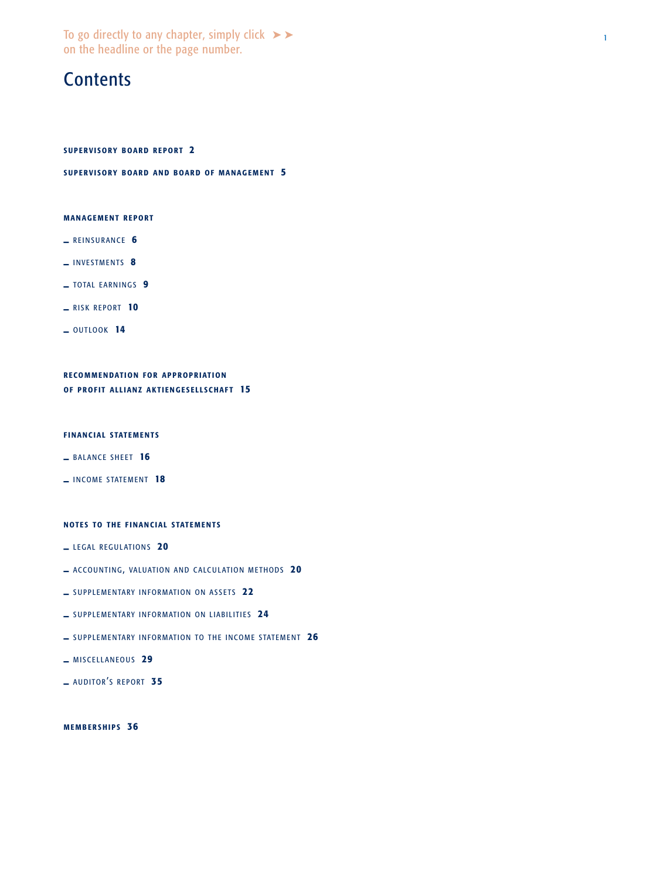To go directly to any chapter, simply click ➤➤
on the headline or the page number.

# Contents

**SUPERVISORY BOARD REPORT 2**

**SUPERVISORY BOARD AND BOARD OF MANAGEMENT 5**

**MANAGEMENT REPORT**

- REINSURANCE **6**
- INVESTMENTS **8**
- TOTAL EARNINGS **9**
- RISK REPORT **10**
- OUTLOOK **14**

**RECOMMENDATION FOR APPROPRIATION OF PROFIT ALLIANZ AKTIENGESELLSCHAFT 15**

**FINANCIAL STATEMENTS**

- BALANCE SHEET **16**
- INCOME STATEMENT **18**

**NOTES TO THE FINANCIAL STATEMENTS**

- LEGAL REGULATIONS **20**
- ACCOUNTING, VALUATION AND CALCULATION METHODS **20**
- SUPPLEMENTARY INFORMATION ON ASSETS **22**
- SUPPLEMENTARY INFORMATION ON LIABILITIES **24**
- SUPPLEMENTARY INFORMATION TO THE INCOME STATEMENT **26**
- MISCELLANEOUS **29**
- AUDITOR'S REPORT **35**

**MEMBERSHIPS 36**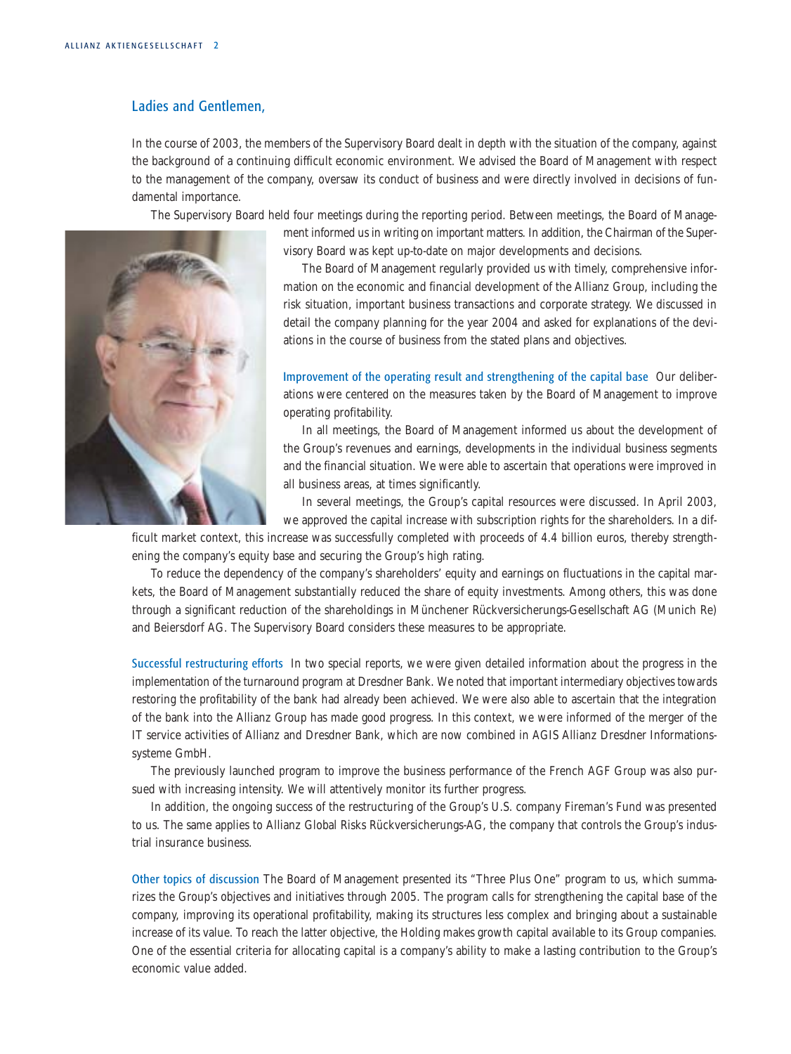## Ladies and Gentlemen,

In the course of 2003, the members of the Supervisory Board dealt in depth with the situation of the company, against the background of a continuing difficult economic environment. We advised the Board of Management with respect to the management of the company, oversaw its conduct of business and were directly involved in decisions of fundamental importance.

The Supervisory Board held four meetings during the reporting period. Between meetings, the Board of Management informed us in writing on important matters. In addition, the Chairman of the Supervisory Board was kept up-to-date on major developments and decisions.

The Board of Management regularly provided us with timely, comprehensive information on the economic and financial development of the Allianz Group, including the risk situation, important business transactions and corporate strategy. We discussed in detail the company planning for the year 2004 and asked for explanations of the deviations in the course of business from the stated plans and objectives.

**Improvement of the operating result and strengthening of the capital base** Our deliberations were centered on the measures taken by the Board of Management to improve operating profitability.

In all meetings, the Board of Management informed us about the development of the Group's revenues and earnings, developments in the individual business segments and the financial situation. We were able to ascertain that operations were improved in all business areas, at times significantly.

In several meetings, the Group's capital resources were discussed. In April 2003, we approved the capital increase with subscription rights for the shareholders. In a difficult market context, this increase was successfully completed with proceeds of 4.4 billion euros, thereby strengthening the company's equity base and securing the Group's high rating.

To reduce the dependency of the company's shareholders' equity and earnings on fluctuations in the capital markets, the Board of Management substantially reduced the share of equity investments. Among others, this was done through a significant reduction of the shareholdings in Münchener Rückversicherungs-Gesellschaft AG (Munich Re) and Beiersdorf AG. The Supervisory Board considers these measures to be appropriate.

**Successful restructuring efforts** In two special reports, we were given detailed information about the progress in the implementation of the turnaround program at Dresdner Bank. We noted that important intermediary objectives towards restoring the profitability of the bank had already been achieved. We were also able to ascertain that the integration of the bank into the Allianz Group has made good progress. In this context, we were informed of the merger of the IT service activities of Allianz and Dresdner Bank, which are now combined in AGIS Allianz Dresdner Informationssysteme GmbH.

The previously launched program to improve the business performance of the French AGF Group was also pursued with increasing intensity. We will attentively monitor its further progress.

In addition, the ongoing success of the restructuring of the Group's U.S. company Fireman's Fund was presented to us. The same applies to Allianz Global Risks Rückversicherungs-AG, the company that controls the Group's industrial insurance business.

**Other topics of discussion** The Board of Management presented its "Three Plus One" program to us, which summarizes the Group's objectives and initiatives through 2005. The program calls for strengthening the capital base of the company, improving its operational profitability, making its structures less complex and bringing about a sustainable increase of its value. To reach the latter objective, the Holding makes growth capital available to its Group companies. One of the essential criteria for allocating capital is a company's ability to make a lasting contribution to the Group's economic value added.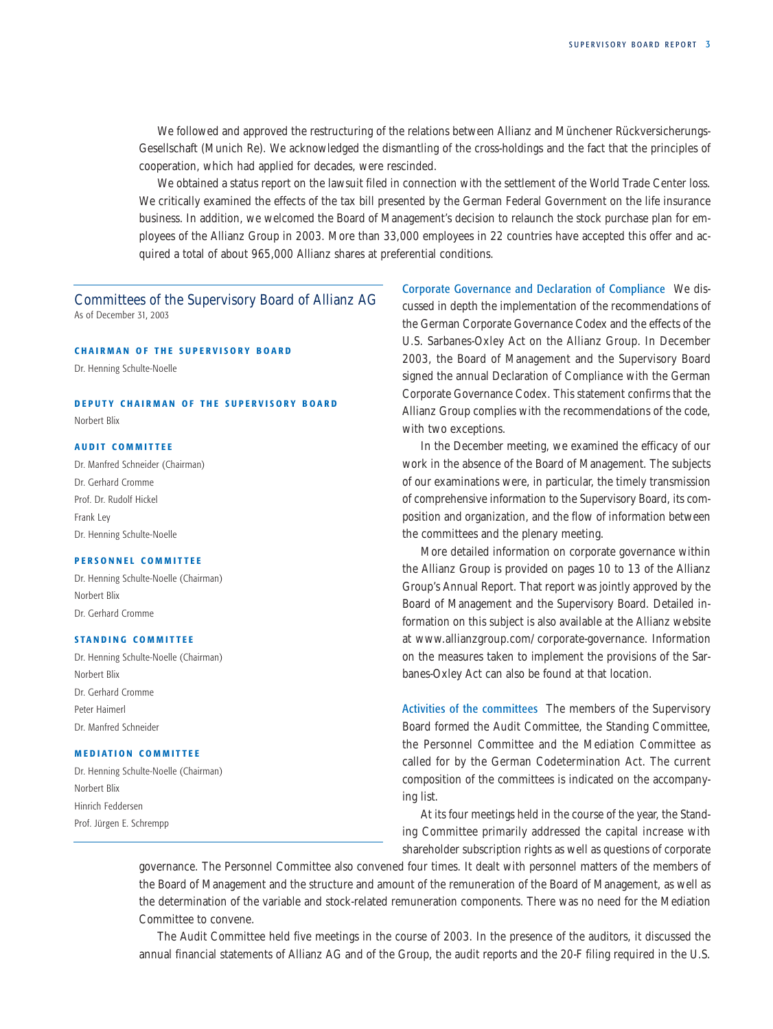We followed and approved the restructuring of the relations between Allianz and Münchener Rückversicherungs-Gesellschaft (Munich Re). We acknowledged the dismantling of the cross-holdings and the fact that the principles of cooperation, which had applied for decades, were rescinded.

We obtained a status report on the lawsuit filed in connection with the settlement of the World Trade Center loss. We critically examined the effects of the tax bill presented by the German Federal Government on the life insurance business. In addition, we welcomed the Board of Management's decision to relaunch the stock purchase plan for employees of the Allianz Group in 2003. More than 33,000 employees in 22 countries have accepted this offer and acquired a total of about 965,000 Allianz shares at preferential conditions.

## Committees of the Supervisory Board of Allianz AG

As of December 31, 2003

**CHAIRMAN OF THE SUPERVISORY BOARD**

Dr. Henning Schulte-Noelle

**DEPUTY CHAIRMAN OF THE SUPERVISORY BOARD**

Norbert Blix

**AUDIT COMMITTEE**

Dr. Manfred Schneider (Chairman)
Dr. Gerhard Cromme
Prof. Dr. Rudolf Hickel
Frank Ley
Dr. Henning Schulte-Noelle

**PERSONNEL COMMITTEE**

Dr. Henning Schulte-Noelle (Chairman)
Norbert Blix
Dr. Gerhard Cromme

**STANDING COMMITTEE**

Dr. Henning Schulte-Noelle (Chairman)
Norbert Blix
Dr. Gerhard Cromme
Peter Haimerl
Dr. Manfred Schneider

**MEDIATION COMMITTEE**

Dr. Henning Schulte-Noelle (Chairman)
Norbert Blix
Hinrich Feddersen
Prof. Jürgen E. Schrempp

**Corporate Governance and Declaration of Compliance** We discussed in depth the implementation of the recommendations of the German Corporate Governance Codex and the effects of the U.S. Sarbanes-Oxley Act on the Allianz Group. In December 2003, the Board of Management and the Supervisory Board signed the annual Declaration of Compliance with the German Corporate Governance Codex. This statement confirms that the Allianz Group complies with the recommendations of the code, with two exceptions.

In the December meeting, we examined the efficacy of our work in the absence of the Board of Management. The subjects of our examinations were, in particular, the timely transmission of comprehensive information to the Supervisory Board, its composition and organization, and the flow of information between the committees and the plenary meeting.

More detailed information on corporate governance within the Allianz Group is provided on pages 10 to 13 of the Allianz Group's Annual Report. That report was jointly approved by the Board of Management and the Supervisory Board. Detailed information on this subject is also available at the Allianz website at www.allianzgroup.com/corporate-governance. Information on the measures taken to implement the provisions of the Sarbanes-Oxley Act can also be found at that location.

**Activities of the committees** The members of the Supervisory Board formed the Audit Committee, the Standing Committee, the Personnel Committee and the Mediation Committee as called for by the German Codetermination Act. The current composition of the committees is indicated on the accompanying list.

At its four meetings held in the course of the year, the Standing Committee primarily addressed the capital increase with shareholder subscription rights as well as questions of corporate governance. The Personnel Committee also convened four times. It dealt with personnel matters of the members of the Board of Management and the structure and amount of the remuneration of the Board of Management, as well as the determination of the variable and stock-related remuneration components. There was no need for the Mediation Committee to convene.

The Audit Committee held five meetings in the course of 2003. In the presence of the auditors, it discussed the annual financial statements of Allianz AG and of the Group, the audit reports and the 20-F filing required in the U.S.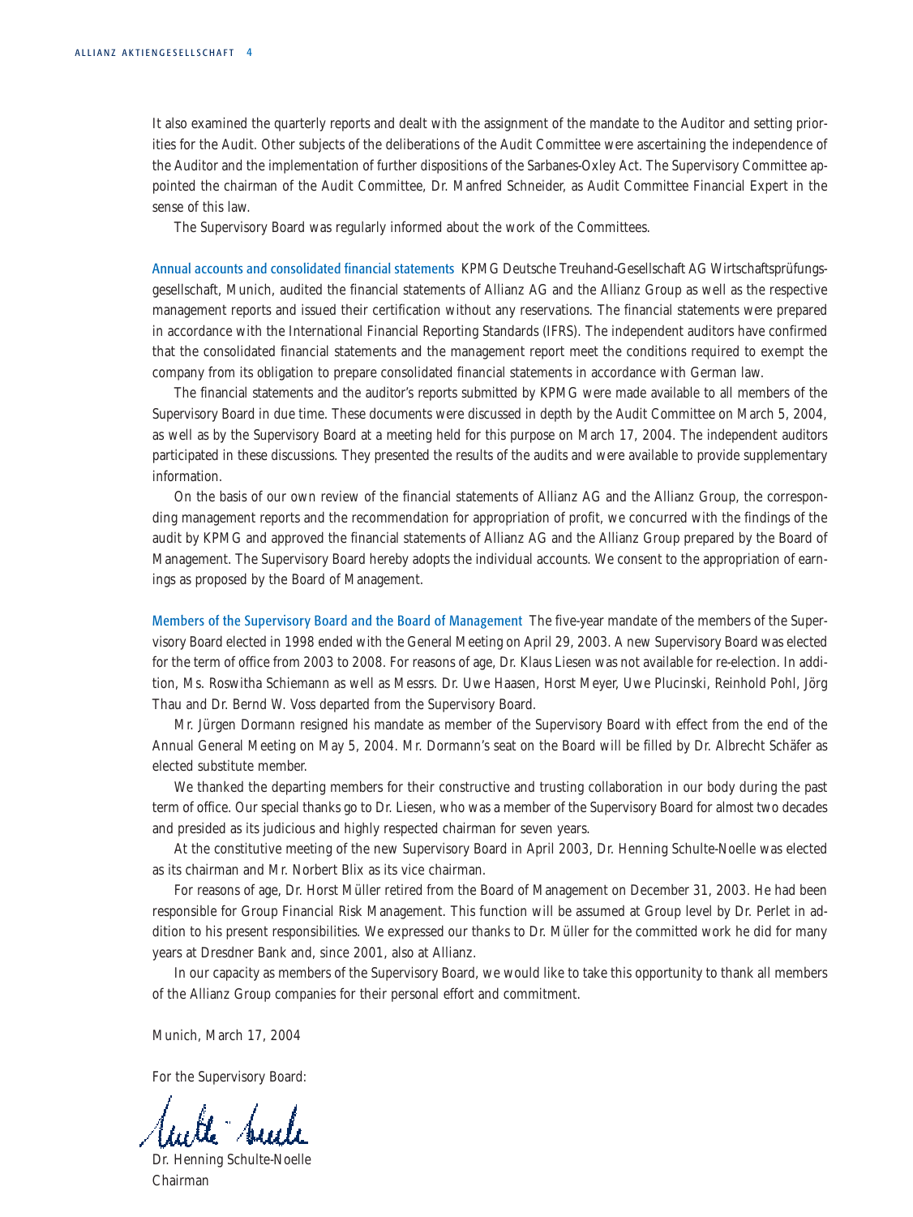It also examined the quarterly reports and dealt with the assignment of the mandate to the Auditor and setting priorities for the Audit. Other subjects of the deliberations of the Audit Committee were ascertaining the independence of the Auditor and the implementation of further dispositions of the Sarbanes-Oxley Act. The Supervisory Committee appointed the chairman of the Audit Committee, Dr. Manfred Schneider, as Audit Committee Financial Expert in the sense of this law.

The Supervisory Board was regularly informed about the work of the Committees.

**Annual accounts and consolidated financial statements** KPMG Deutsche Treuhand-Gesellschaft AG Wirtschaftsprüfungsgesellschaft, Munich, audited the financial statements of Allianz AG and the Allianz Group as well as the respective management reports and issued their certification without any reservations. The financial statements were prepared in accordance with the International Financial Reporting Standards (IFRS). The independent auditors have confirmed that the consolidated financial statements and the management report meet the conditions required to exempt the company from its obligation to prepare consolidated financial statements in accordance with German law.

The financial statements and the auditor's reports submitted by KPMG were made available to all members of the Supervisory Board in due time. These documents were discussed in depth by the Audit Committee on March 5, 2004, as well as by the Supervisory Board at a meeting held for this purpose on March 17, 2004. The independent auditors participated in these discussions. They presented the results of the audits and were available to provide supplementary information.

On the basis of our own review of the financial statements of Allianz AG and the Allianz Group, the corresponding management reports and the recommendation for appropriation of profit, we concurred with the findings of the audit by KPMG and approved the financial statements of Allianz AG and the Allianz Group prepared by the Board of Management. The Supervisory Board hereby adopts the individual accounts. We consent to the appropriation of earnings as proposed by the Board of Management.

**Members of the Supervisory Board and the Board of Management** The five-year mandate of the members of the Supervisory Board elected in 1998 ended with the General Meeting on April 29, 2003. A new Supervisory Board was elected for the term of office from 2003 to 2008. For reasons of age, Dr. Klaus Liesen was not available for re-election. In addition, Ms. Roswitha Schiemann as well as Messrs. Dr. Uwe Haasen, Horst Meyer, Uwe Plucinski, Reinhold Pohl, Jörg Thau and Dr. Bernd W. Voss departed from the Supervisory Board.

Mr. Jürgen Dormann resigned his mandate as member of the Supervisory Board with effect from the end of the Annual General Meeting on May 5, 2004. Mr. Dormann's seat on the Board will be filled by Dr. Albrecht Schäfer as elected substitute member.

We thanked the departing members for their constructive and trusting collaboration in our body during the past term of office. Our special thanks go to Dr. Liesen, who was a member of the Supervisory Board for almost two decades and presided as its judicious and highly respected chairman for seven years.

At the constitutive meeting of the new Supervisory Board in April 2003, Dr. Henning Schulte-Noelle was elected as its chairman and Mr. Norbert Blix as its vice chairman.

For reasons of age, Dr. Horst Müller retired from the Board of Management on December 31, 2003. He had been responsible for Group Financial Risk Management. This function will be assumed at Group level by Dr. Perlet in addition to his present responsibilities. We expressed our thanks to Dr. Müller for the committed work he did for many years at Dresdner Bank and, since 2001, also at Allianz.

In our capacity as members of the Supervisory Board, we would like to take this opportunity to thank all members of the Allianz Group companies for their personal effort and commitment.

Munich, March 17, 2004

For the Supervisory Board:

Dr. Henning Schulte-Noelle
Chairman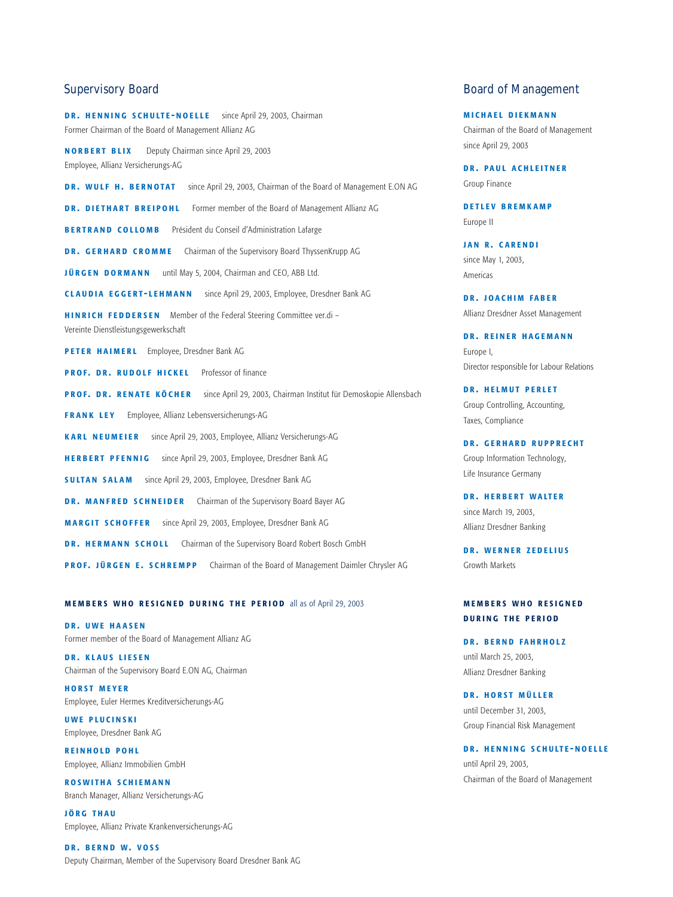## Supervisory Board

**DR. HENNING SCHULTE-NOELLE** since April 29, 2003, Chairman
Former Chairman of the Board of Management Allianz AG

**NORBERT BLIX** Deputy Chairman since April 29, 2003
Employee, Allianz Versicherungs-AG

**DR. WULF H. BERNOTAT** since April 29, 2003, Chairman of the Board of Management E.ON AG

**DR. DIETHART BREIPOHL** Former member of the Board of Management Allianz AG

**BERTRAND COLLOMB** Président du Conseil d'Administration Lafarge

**DR. GERHARD CROMME** Chairman of the Supervisory Board ThyssenKrupp AG

**JÜRGEN DORMANN** until May 5, 2004, Chairman and CEO, ABB Ltd.

**CLAUDIA EGGERT-LEHMANN** since April 29, 2003, Employee, Dresdner Bank AG

**HINRICH FEDDERSEN** Member of the Federal Steering Committee ver.di – Vereinte Dienstleistungsgewerkschaft

**PETER HAIMERL** Employee, Dresdner Bank AG

**PROF. DR. RUDOLF HICKEL** Professor of finance

**PROF. DR. RENATE KÖCHER** since April 29, 2003, Chairman Institut für Demoskopie Allensbach

**FRANK LEY** Employee, Allianz Lebensversicherungs-AG

**KARL NEUMEIER** since April 29, 2003, Employee, Allianz Versicherungs-AG

**HERBERT PFENNIG** since April 29, 2003, Employee, Dresdner Bank AG

**SULTAN SALAM** since April 29, 2003, Employee, Dresdner Bank AG

**DR. MANFRED SCHNEIDER** Chairman of the Supervisory Board Bayer AG

**MARGIT SCHOFFER** since April 29, 2003, Employee, Dresdner Bank AG

**DR. HERMANN SCHOLL** Chairman of the Supervisory Board Robert Bosch GmbH

**PROF. JÜRGEN E. SCHREMPP** Chairman of the Board of Management Daimler Chrysler AG

### MEMBERS WHO RESIGNED DURING THE PERIOD all as of April 29, 2003

**DR. UWE HAASEN**
Former member of the Board of Management Allianz AG

**DR. KLAUS LIESEN**
Chairman of the Supervisory Board E.ON AG, Chairman

**HORST MEYER**
Employee, Euler Hermes Kreditversicherungs-AG

**UWE PLUCINSKI**
Employee, Dresdner Bank AG

**REINHOLD POHL**
Employee, Allianz Immobilien GmbH

**ROSWITHA SCHIEMANN**
Branch Manager, Allianz Versicherungs-AG

**JÖRG THAU**
Employee, Allianz Private Krankenversicherungs-AG

**DR. BERND W. VOSS**
Deputy Chairman, Member of the Supervisory Board Dresdner Bank AG

## Board of Management

**MICHAEL DIEKMANN**
Chairman of the Board of Management since April 29, 2003

**DR. PAUL ACHLEITNER**
Group Finance

**DETLEV BREMKAMP**
Europe II

**JAN R. CARENDI**
since May 1, 2003,
Americas

**DR. JOACHIM FABER**
Allianz Dresdner Asset Management

**DR. REINER HAGEMANN**
Europe I,
Director responsible for Labour Relations

**DR. HELMUT PERLET**
Group Controlling, Accounting, Taxes, Compliance

**DR. GERHARD RUPPRECHT**
Group Information Technology, Life Insurance Germany

**DR. HERBERT WALTER**
since March 19, 2003,
Allianz Dresdner Banking

**DR. WERNER ZEDELIUS**
Growth Markets

### MEMBERS WHO RESIGNED DURING THE PERIOD

**DR. BERND FAHRHOLZ**
until March 25, 2003,
Allianz Dresdner Banking

**DR. HORST MÜLLER**
until December 31, 2003,
Group Financial Risk Management

**DR. HENNING SCHULTE-NOELLE**
until April 29, 2003,
Chairman of the Board of Management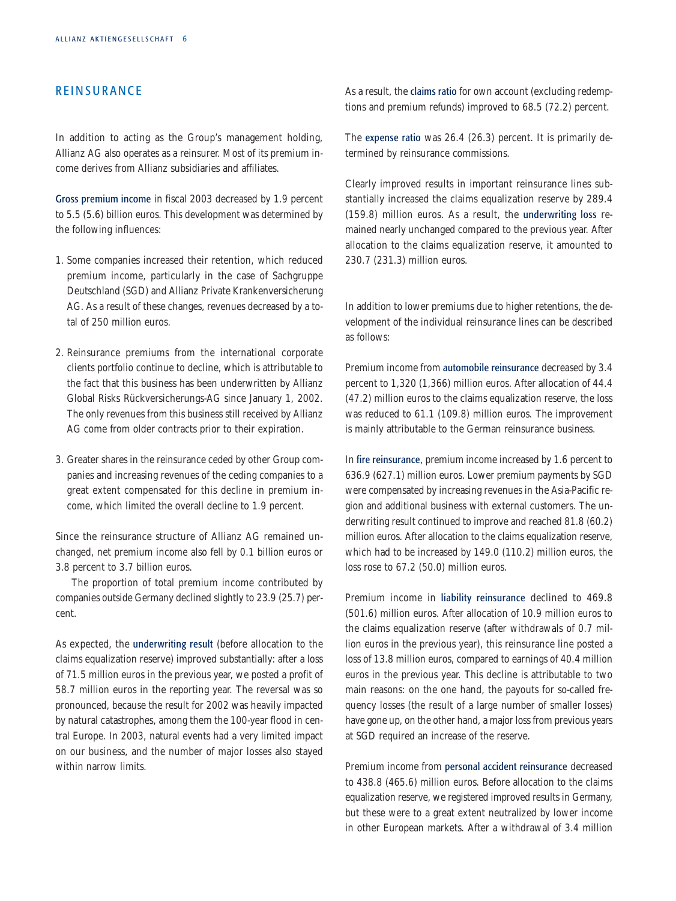## REINSURANCE

In addition to acting as the Group's management holding, Allianz AG also operates as a reinsurer. Most of its premium income derives from Allianz subsidiaries and affiliates.

**Gross premium income** in fiscal 2003 decreased by 1.9 percent to 5.5 (5.6) billion euros. This development was determined by the following influences:

1. Some companies increased their retention, which reduced premium income, particularly in the case of Sachgruppe Deutschland (SGD) and Allianz Private Krankenversicherung AG. As a result of these changes, revenues decreased by a total of 250 million euros.
2. Reinsurance premiums from the international corporate clients portfolio continue to decline, which is attributable to the fact that this business has been underwritten by Allianz Global Risks Rückversicherungs-AG since January 1, 2002. The only revenues from this business still received by Allianz AG come from older contracts prior to their expiration.
3. Greater shares in the reinsurance ceded by other Group companies and increasing revenues of the ceding companies to a great extent compensated for this decline in premium income, which limited the overall decline to 1.9 percent.

Since the reinsurance structure of Allianz AG remained unchanged, net premium income also fell by 0.1 billion euros or 3.8 percent to 3.7 billion euros.

The proportion of total premium income contributed by companies outside Germany declined slightly to 23.9 (25.7) percent.

As expected, the **underwriting result** (before allocation to the claims equalization reserve) improved substantially: after a loss of 71.5 million euros in the previous year, we posted a profit of 58.7 million euros in the reporting year. The reversal was so pronounced, because the result for 2002 was heavily impacted by natural catastrophes, among them the 100-year flood in central Europe. In 2003, natural events had a very limited impact on our business, and the number of major losses also stayed within narrow limits.

As a result, the **claims ratio** for own account (excluding redemptions and premium refunds) improved to 68.5 (72.2) percent.

The **expense ratio** was 26.4 (26.3) percent. It is primarily determined by reinsurance commissions.

Clearly improved results in important reinsurance lines substantially increased the claims equalization reserve by 289.4 (159.8) million euros. As a result, the **underwriting loss** remained nearly unchanged compared to the previous year. After allocation to the claims equalization reserve, it amounted to 230.7 (231.3) million euros.

In addition to lower premiums due to higher retentions, the development of the individual reinsurance lines can be described as follows:

Premium income from **automobile reinsurance** decreased by 3.4 percent to 1,320 (1,366) million euros. After allocation of 44.4 (47.2) million euros to the claims equalization reserve, the loss was reduced to 61.1 (109.8) million euros. The improvement is mainly attributable to the German reinsurance business.

In **fire reinsurance**, premium income increased by 1.6 percent to 636.9 (627.1) million euros. Lower premium payments by SGD were compensated by increasing revenues in the Asia-Pacific region and additional business with external customers. The underwriting result continued to improve and reached 81.8 (60.2) million euros. After allocation to the claims equalization reserve, which had to be increased by 149.0 (110.2) million euros, the loss rose to 67.2 (50.0) million euros.

Premium income in **liability reinsurance** declined to 469.8 (501.6) million euros. After allocation of 10.9 million euros to the claims equalization reserve (after withdrawals of 0.7 million euros in the previous year), this reinsurance line posted a loss of 13.8 million euros, compared to earnings of 40.4 million euros in the previous year. This decline is attributable to two main reasons: on the one hand, the payouts for so-called frequency losses (the result of a large number of smaller losses) have gone up, on the other hand, a major loss from previous years at SGD required an increase of the reserve.

Premium income from **personal accident reinsurance** decreased to 438.8 (465.6) million euros. Before allocation to the claims equalization reserve, we registered improved results in Germany, but these were to a great extent neutralized by lower income in other European markets. After a withdrawal of 3.4 million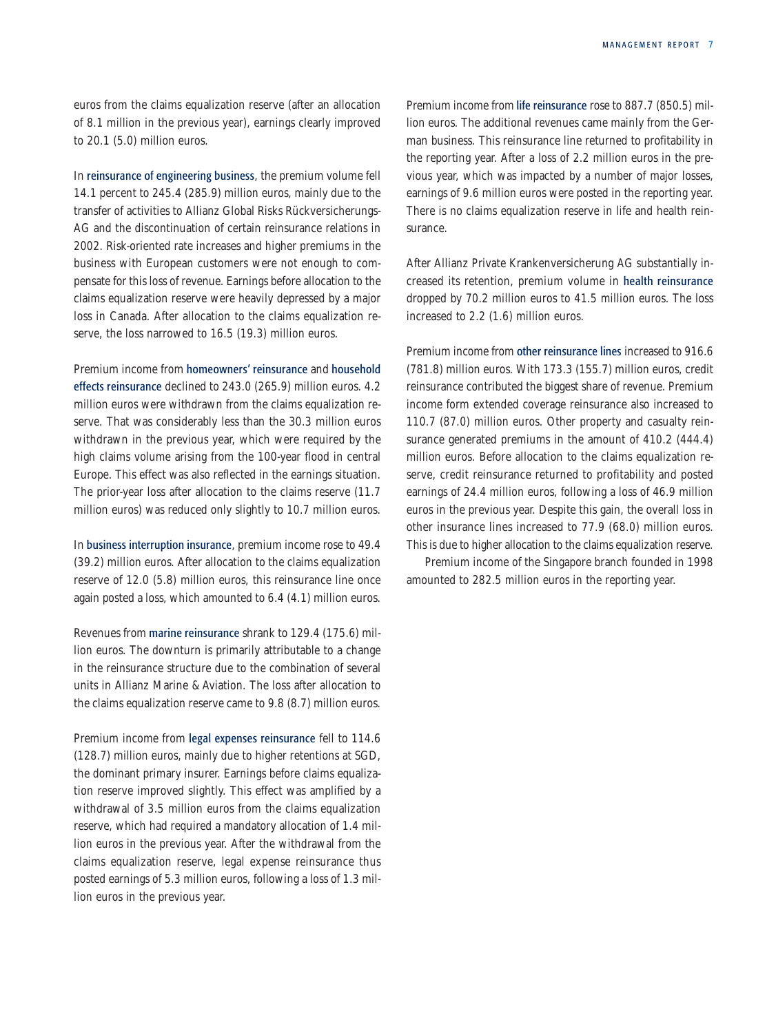euros from the claims equalization reserve (after an allocation of 8.1 million in the previous year), earnings clearly improved to 20.1 (5.0) million euros.

In reinsurance of engineering business, the premium volume fell 14.1 percent to 245.4 (285.9) million euros, mainly due to the transfer of activities to Allianz Global Risks Rückversicherungs-AG and the discontinuation of certain reinsurance relations in 2002. Risk-oriented rate increases and higher premiums in the business with European customers were not enough to compensate for this loss of revenue. Earnings before allocation to the claims equalization reserve were heavily depressed by a major loss in Canada. After allocation to the claims equalization reserve, the loss narrowed to 16.5 (19.3) million euros.

Premium income from homeowners' reinsurance and household effects reinsurance declined to 243.0 (265.9) million euros. 4.2 million euros were withdrawn from the claims equalization reserve. That was considerably less than the 30.3 million euros withdrawn in the previous year, which were required by the high claims volume arising from the 100-year flood in central Europe. This effect was also reflected in the earnings situation. The prior-year loss after allocation to the claims reserve (11.7 million euros) was reduced only slightly to 10.7 million euros.

In business interruption insurance, premium income rose to 49.4 (39.2) million euros. After allocation to the claims equalization reserve of 12.0 (5.8) million euros, this reinsurance line once again posted a loss, which amounted to 6.4 (4.1) million euros.

Revenues from marine reinsurance shrank to 129.4 (175.6) million euros. The downturn is primarily attributable to a change in the reinsurance structure due to the combination of several units in Allianz Marine & Aviation. The loss after allocation to the claims equalization reserve came to 9.8 (8.7) million euros.

Premium income from legal expenses reinsurance fell to 114.6 (128.7) million euros, mainly due to higher retentions at SGD, the dominant primary insurer. Earnings before claims equalization reserve improved slightly. This effect was amplified by a withdrawal of 3.5 million euros from the claims equalization reserve, which had required a mandatory allocation of 1.4 million euros in the previous year. After the withdrawal from the claims equalization reserve, legal expense reinsurance thus posted earnings of 5.3 million euros, following a loss of 1.3 million euros in the previous year.

Premium income from life reinsurance rose to 887.7 (850.5) million euros. The additional revenues came mainly from the German business. This reinsurance line returned to profitability in the reporting year. After a loss of 2.2 million euros in the previous year, which was impacted by a number of major losses, earnings of 9.6 million euros were posted in the reporting year. There is no claims equalization reserve in life and health reinsurance.

After Allianz Private Krankenversicherung AG substantially increased its retention, premium volume in health reinsurance dropped by 70.2 million euros to 41.5 million euros. The loss increased to 2.2 (1.6) million euros.

Premium income from other reinsurance lines increased to 916.6 (781.8) million euros. With 173.3 (155.7) million euros, credit reinsurance contributed the biggest share of revenue. Premium income form extended coverage reinsurance also increased to 110.7 (87.0) million euros. Other property and casualty reinsurance generated premiums in the amount of 410.2 (444.4) million euros. Before allocation to the claims equalization reserve, credit reinsurance returned to profitability and posted earnings of 24.4 million euros, following a loss of 46.9 million euros in the previous year. Despite this gain, the overall loss in other insurance lines increased to 77.9 (68.0) million euros. This is due to higher allocation to the claims equalization reserve.

Premium income of the Singapore branch founded in 1998 amounted to 282.5 million euros in the reporting year.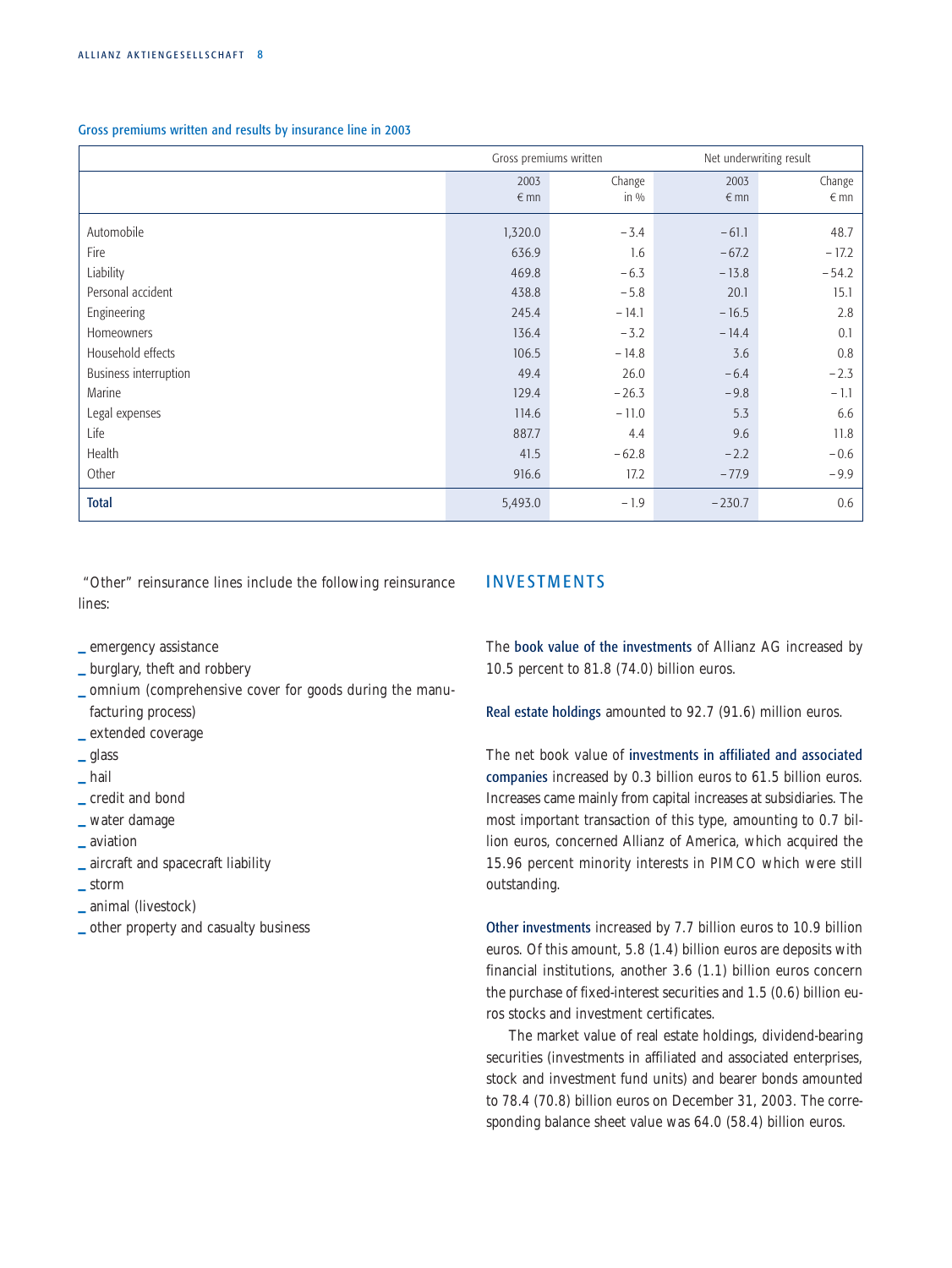### Gross premiums written and results by insurance line in 2003

| | Gross premiums written | | Net underwriting result | |
|---|---|---|---|---|
| | 2003<br>€ mn | Change<br>in % | 2003<br>€ mn | Change<br>€ mn |
| Automobile | 1,320.0 | −3.4 | −61.1 | 48.7 |
| Fire | 636.9 | 1.6 | −67.2 | −17.2 |
| Liability | 469.8 | −6.3 | −13.8 | −54.2 |
| Personal accident | 438.8 | −5.8 | 20.1 | 15.1 |
| Engineering | 245.4 | −14.1 | −16.5 | 2.8 |
| Homeowners | 136.4 | −3.2 | −14.4 | 0.1 |
| Household effects | 106.5 | −14.8 | 3.6 | 0.8 |
| Business interruption | 49.4 | 26.0 | −6.4 | −2.3 |
| Marine | 129.4 | −26.3 | −9.8 | −1.1 |
| Legal expenses | 114.6 | −11.0 | 5.3 | 6.6 |
| Life | 887.7 | 4.4 | 9.6 | 11.8 |
| Health | 41.5 | −62.8 | −2.2 | −0.6 |
| Other | 916.6 | 17.2 | −77.9 | −9.9 |
| **Total** | 5,493.0 | −1.9 | −230.7 | 0.6 |

"Other" reinsurance lines include the following reinsurance lines:

- emergency assistance
- burglary, theft and robbery
- omnium (comprehensive cover for goods during the manufacturing process)
- extended coverage
- glass
- hail
- credit and bond
- water damage
- aviation
- aircraft and spacecraft liability
- storm
- animal (livestock)
- other property and casualty business

## INVESTMENTS

The **book value of the investments** of Allianz AG increased by 10.5 percent to 81.8 (74.0) billion euros.

**Real estate holdings** amounted to 92.7 (91.6) million euros.

The net book value of **investments in affiliated and associated companies** increased by 0.3 billion euros to 61.5 billion euros. Increases came mainly from capital increases at subsidiaries. The most important transaction of this type, amounting to 0.7 billion euros, concerned Allianz of America, which acquired the 15.96 percent minority interests in PIMCO which were still outstanding.

**Other investments** increased by 7.7 billion euros to 10.9 billion euros. Of this amount, 5.8 (1.4) billion euros are deposits with financial institutions, another 3.6 (1.1) billion euros concern the purchase of fixed-interest securities and 1.5 (0.6) billion euros stocks and investment certificates.

The market value of real estate holdings, dividend-bearing securities (investments in affiliated and associated enterprises, stock and investment fund units) and bearer bonds amounted to 78.4 (70.8) billion euros on December 31, 2003. The corresponding balance sheet value was 64.0 (58.4) billion euros.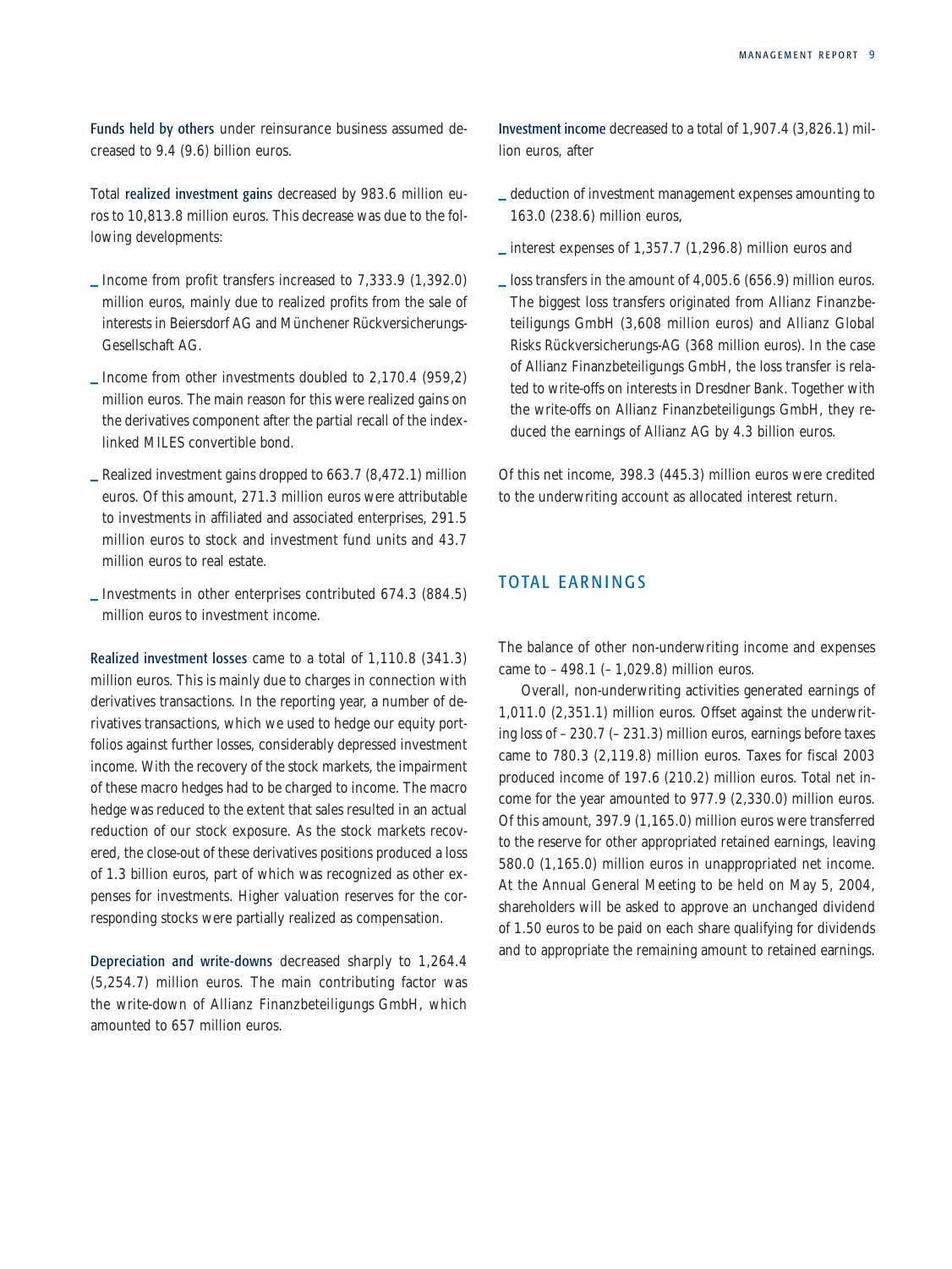**Funds held by others** under reinsurance business assumed decreased to 9.4 (9.6) billion euros.

Total **realized investment gains** decreased by 983.6 million euros to 10,813.8 million euros. This decrease was due to the following developments:

- Income from profit transfers increased to 7,333.9 (1,392.0) million euros, mainly due to realized profits from the sale of interests in Beiersdorf AG and Münchener Rückversicherungs-Gesellschaft AG.
- Income from other investments doubled to 2,170.4 (959,2) million euros. The main reason for this were realized gains on the derivatives component after the partial recall of the index-linked MILES convertible bond.
- Realized investment gains dropped to 663.7 (8,472.1) million euros. Of this amount, 271.3 million euros were attributable to investments in affiliated and associated enterprises, 291.5 million euros to stock and investment fund units and 43.7 million euros to real estate.
- Investments in other enterprises contributed 674.3 (884.5) million euros to investment income.

**Realized investment losses** came to a total of 1,110.8 (341.3) million euros. This is mainly due to charges in connection with derivatives transactions. In the reporting year, a number of derivatives transactions, which we used to hedge our equity portfolios against further losses, considerably depressed investment income. With the recovery of the stock markets, the impairment of these macro hedges had to be charged to income. The macro hedge was reduced to the extent that sales resulted in an actual reduction of our stock exposure. As the stock markets recovered, the close-out of these derivatives positions produced a loss of 1.3 billion euros, part of which was recognized as other expenses for investments. Higher valuation reserves for the corresponding stocks were partially realized as compensation.

**Depreciation and write-downs** decreased sharply to 1,264.4 (5,254.7) million euros. The main contributing factor was the write-down of Allianz Finanzbeteiligungs GmbH, which amounted to 657 million euros.

**Investment income** decreased to a total of 1,907.4 (3,826.1) million euros, after

- deduction of investment management expenses amounting to 163.0 (238.6) million euros,
- interest expenses of 1,357.7 (1,296.8) million euros and
- loss transfers in the amount of 4,005.6 (656.9) million euros. The biggest loss transfers originated from Allianz Finanzbeteiligungs GmbH (3,608 million euros) and Allianz Global Risks Rückversicherungs-AG (368 million euros). In the case of Allianz Finanzbeteiligungs GmbH, the loss transfer is related to write-offs on interests in Dresdner Bank. Together with the write-offs on Allianz Finanzbeteiligungs GmbH, they reduced the earnings of Allianz AG by 4.3 billion euros.

Of this net income, 398.3 (445.3) million euros were credited to the underwriting account as allocated interest return.

## TOTAL EARNINGS

The balance of other non-underwriting income and expenses came to – 498.1 (– 1,029.8) million euros.

Overall, non-underwriting activities generated earnings of 1,011.0 (2,351.1) million euros. Offset against the underwriting loss of – 230.7 (– 231.3) million euros, earnings before taxes came to 780.3 (2,119.8) million euros. Taxes for fiscal 2003 produced income of 197.6 (210.2) million euros. Total net income for the year amounted to 977.9 (2,330.0) million euros. Of this amount, 397.9 (1,165.0) million euros were transferred to the reserve for other appropriated retained earnings, leaving 580.0 (1,165.0) million euros in unappropriated net income. At the Annual General Meeting to be held on May 5, 2004, shareholders will be asked to approve an unchanged dividend of 1.50 euros to be paid on each share qualifying for dividends and to appropriate the remaining amount to retained earnings.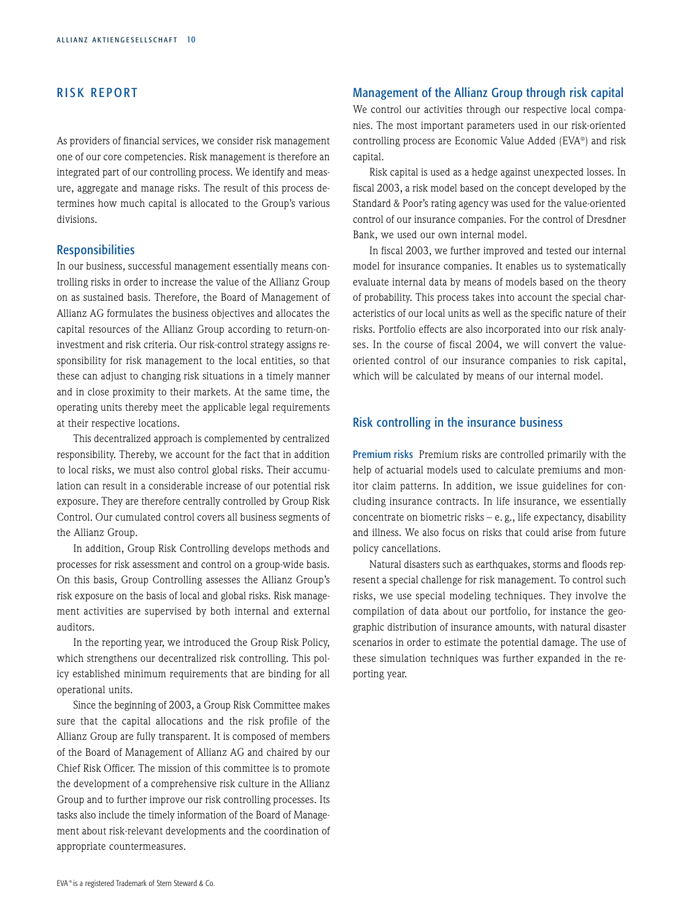# RISK REPORT

As providers of financial services, we consider risk management one of our core competencies. Risk management is therefore an integrated part of our controlling process. We identify and measure, aggregate and manage risks. The result of this process determines how much capital is allocated to the Group's various divisions.

## Responsibilities

In our business, successful management essentially means controlling risks in order to increase the value of the Allianz Group on as sustained basis. Therefore, the Board of Management of Allianz AG formulates the business objectives and allocates the capital resources of the Allianz Group according to return-on-investment and risk criteria. Our risk-control strategy assigns responsibility for risk management to the local entities, so that these can adjust to changing risk situations in a timely manner and in close proximity to their markets. At the same time, the operating units thereby meet the applicable legal requirements at their respective locations.

This decentralized approach is complemented by centralized responsibility. Thereby, we account for the fact that in addition to local risks, we must also control global risks. Their accumulation can result in a considerable increase of our potential risk exposure. They are therefore centrally controlled by Group Risk Control. Our cumulated control covers all business segments of the Allianz Group.

In addition, Group Risk Controlling develops methods and processes for risk assessment and control on a group-wide basis. On this basis, Group Controlling assesses the Allianz Group's risk exposure on the basis of local and global risks. Risk management activities are supervised by both internal and external auditors.

In the reporting year, we introduced the Group Risk Policy, which strengthens our decentralized risk controlling. This policy established minimum requirements that are binding for all operational units.

Since the beginning of 2003, a Group Risk Committee makes sure that the capital allocations and the risk profile of the Allianz Group are fully transparent. It is composed of members of the Board of Management of Allianz AG and chaired by our Chief Risk Officer. The mission of this committee is to promote the development of a comprehensive risk culture in the Allianz Group and to further improve our risk controlling processes. Its tasks also include the timely information of the Board of Management about risk-relevant developments and the coordination of appropriate countermeasures.

## Management of the Allianz Group through risk capital

We control our activities through our respective local companies. The most important parameters used in our risk-oriented controlling process are Economic Value Added (EVA®) and risk capital.

Risk capital is used as a hedge against unexpected losses. In fiscal 2003, a risk model based on the concept developed by the Standard & Poor's rating agency was used for the value-oriented control of our insurance companies. For the control of Dresdner Bank, we used our own internal model.

In fiscal 2003, we further improved and tested our internal model for insurance companies. It enables us to systematically evaluate internal data by means of models based on the theory of probability. This process takes into account the special characteristics of our local units as well as the specific nature of their risks. Portfolio effects are also incorporated into our risk analyses. In the course of fiscal 2004, we will convert the value-oriented control of our insurance companies to risk capital, which will be calculated by means of our internal model.

## Risk controlling in the insurance business

**Premium risks** Premium risks are controlled primarily with the help of actuarial models used to calculate premiums and monitor claim patterns. In addition, we issue guidelines for concluding insurance contracts. In life insurance, we essentially concentrate on biometric risks – e. g., life expectancy, disability and illness. We also focus on risks that could arise from future policy cancellations.

Natural disasters such as earthquakes, storms and floods represent a special challenge for risk management. To control such risks, we use special modeling techniques. They involve the compilation of data about our portfolio, for instance the geographic distribution of insurance amounts, with natural disaster scenarios in order to estimate the potential damage. The use of these simulation techniques was further expanded in the reporting year.

EVA® is a registered Trademark of Stern Steward & Co.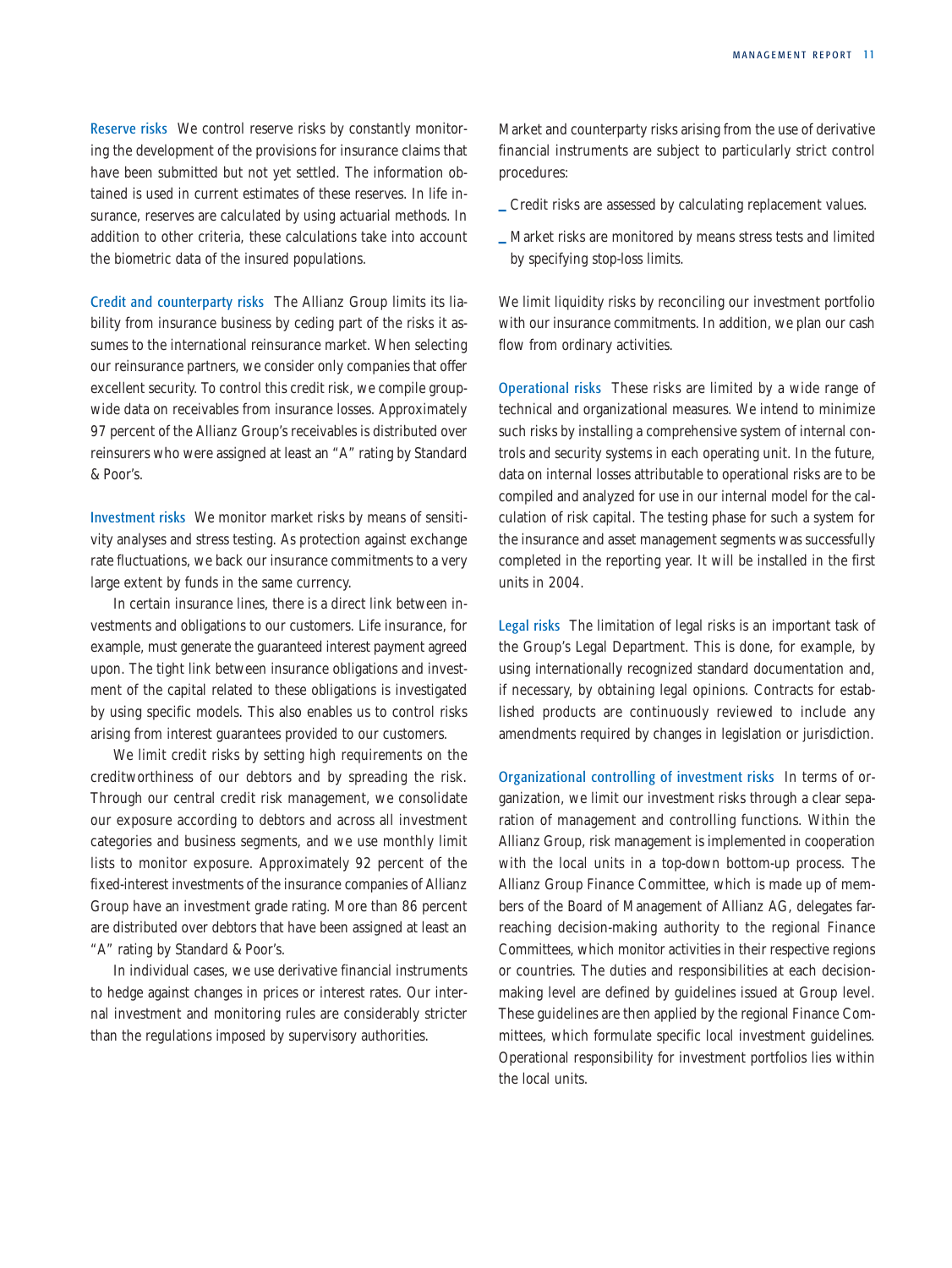**Reserve risks** We control reserve risks by constantly monitoring the development of the provisions for insurance claims that have been submitted but not yet settled. The information obtained is used in current estimates of these reserves. In life insurance, reserves are calculated by using actuarial methods. In addition to other criteria, these calculations take into account the biometric data of the insured populations.

**Credit and counterparty risks** The Allianz Group limits its liability from insurance business by ceding part of the risks it assumes to the international reinsurance market. When selecting our reinsurance partners, we consider only companies that offer excellent security. To control this credit risk, we compile groupwide data on receivables from insurance losses. Approximately 97 percent of the Allianz Group's receivables is distributed over reinsurers who were assigned at least an "A" rating by Standard & Poor's.

**Investment risks** We monitor market risks by means of sensitivity analyses and stress testing. As protection against exchange rate fluctuations, we back our insurance commitments to a very large extent by funds in the same currency.

In certain insurance lines, there is a direct link between investments and obligations to our customers. Life insurance, for example, must generate the guaranteed interest payment agreed upon. The tight link between insurance obligations and investment of the capital related to these obligations is investigated by using specific models. This also enables us to control risks arising from interest guarantees provided to our customers.

We limit credit risks by setting high requirements on the creditworthiness of our debtors and by spreading the risk. Through our central credit risk management, we consolidate our exposure according to debtors and across all investment categories and business segments, and we use monthly limit lists to monitor exposure. Approximately 92 percent of the fixed-interest investments of the insurance companies of Allianz Group have an investment grade rating. More than 86 percent are distributed over debtors that have been assigned at least an "A" rating by Standard & Poor's.

In individual cases, we use derivative financial instruments to hedge against changes in prices or interest rates. Our internal investment and monitoring rules are considerably stricter than the regulations imposed by supervisory authorities.

Market and counterparty risks arising from the use of derivative financial instruments are subject to particularly strict control procedures:

- Credit risks are assessed by calculating replacement values.
- Market risks are monitored by means stress tests and limited by specifying stop-loss limits.

We limit liquidity risks by reconciling our investment portfolio with our insurance commitments. In addition, we plan our cash flow from ordinary activities.

**Operational risks** These risks are limited by a wide range of technical and organizational measures. We intend to minimize such risks by installing a comprehensive system of internal controls and security systems in each operating unit. In the future, data on internal losses attributable to operational risks are to be compiled and analyzed for use in our internal model for the calculation of risk capital. The testing phase for such a system for the insurance and asset management segments was successfully completed in the reporting year. It will be installed in the first units in 2004.

**Legal risks** The limitation of legal risks is an important task of the Group's Legal Department. This is done, for example, by using internationally recognized standard documentation and, if necessary, by obtaining legal opinions. Contracts for established products are continuously reviewed to include any amendments required by changes in legislation or jurisdiction.

**Organizational controlling of investment risks** In terms of organization, we limit our investment risks through a clear separation of management and controlling functions. Within the Allianz Group, risk management is implemented in cooperation with the local units in a top-down bottom-up process. The Allianz Group Finance Committee, which is made up of members of the Board of Management of Allianz AG, delegates far-reaching decision-making authority to the regional Finance Committees, which monitor activities in their respective regions or countries. The duties and responsibilities at each decision-making level are defined by guidelines issued at Group level. These guidelines are then applied by the regional Finance Committees, which formulate specific local investment guidelines. Operational responsibility for investment portfolios lies within the local units.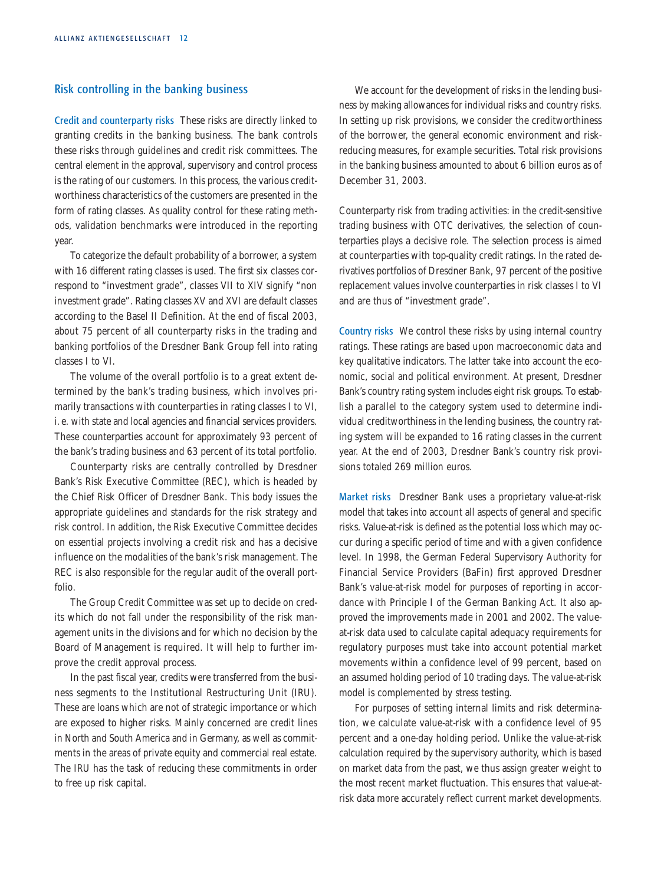## Risk controlling in the banking business

**Credit and counterparty risks** These risks are directly linked to granting credits in the banking business. The bank controls these risks through guidelines and credit risk committees. The central element in the approval, supervisory and control process is the rating of our customers. In this process, the various creditworthiness characteristics of the customers are presented in the form of rating classes. As quality control for these rating methods, validation benchmarks were introduced in the reporting year.

To categorize the default probability of a borrower, a system with 16 different rating classes is used. The first six classes correspond to "investment grade", classes VII to XIV signify "non investment grade". Rating classes XV and XVI are default classes according to the Basel II Definition. At the end of fiscal 2003, about 75 percent of all counterparty risks in the trading and banking portfolios of the Dresdner Bank Group fell into rating classes I to VI.

The volume of the overall portfolio is to a great extent determined by the bank's trading business, which involves primarily transactions with counterparties in rating classes I to VI, i. e. with state and local agencies and financial services providers. These counterparties account for approximately 93 percent of the bank's trading business and 63 percent of its total portfolio.

Counterparty risks are centrally controlled by Dresdner Bank's Risk Executive Committee (REC), which is headed by the Chief Risk Officer of Dresdner Bank. This body issues the appropriate guidelines and standards for the risk strategy and risk control. In addition, the Risk Executive Committee decides on essential projects involving a credit risk and has a decisive influence on the modalities of the bank's risk management. The REC is also responsible for the regular audit of the overall portfolio.

The Group Credit Committee was set up to decide on credits which do not fall under the responsibility of the risk management units in the divisions and for which no decision by the Board of Management is required. It will help to further improve the credit approval process.

In the past fiscal year, credits were transferred from the business segments to the Institutional Restructuring Unit (IRU). These are loans which are not of strategic importance or which are exposed to higher risks. Mainly concerned are credit lines in North and South America and in Germany, as well as commitments in the areas of private equity and commercial real estate. The IRU has the task of reducing these commitments in order to free up risk capital.

We account for the development of risks in the lending business by making allowances for individual risks and country risks. In setting up risk provisions, we consider the creditworthiness of the borrower, the general economic environment and risk-reducing measures, for example securities. Total risk provisions in the banking business amounted to about 6 billion euros as of December 31, 2003.

Counterparty risk from trading activities: in the credit-sensitive trading business with OTC derivatives, the selection of counterparties plays a decisive role. The selection process is aimed at counterparties with top-quality credit ratings. In the rated derivatives portfolios of Dresdner Bank, 97 percent of the positive replacement values involve counterparties in risk classes I to VI and are thus of "investment grade".

**Country risks** We control these risks by using internal country ratings. These ratings are based upon macroeconomic data and key qualitative indicators. The latter take into account the economic, social and political environment. At present, Dresdner Bank's country rating system includes eight risk groups. To establish a parallel to the category system used to determine individual creditworthiness in the lending business, the country rating system will be expanded to 16 rating classes in the current year. At the end of 2003, Dresdner Bank's country risk provisions totaled 269 million euros.

**Market risks** Dresdner Bank uses a proprietary value-at-risk model that takes into account all aspects of general and specific risks. Value-at-risk is defined as the potential loss which may occur during a specific period of time and with a given confidence level. In 1998, the German Federal Supervisory Authority for Financial Service Providers (BaFin) first approved Dresdner Bank's value-at-risk model for purposes of reporting in accordance with Principle I of the German Banking Act. It also approved the improvements made in 2001 and 2002. The value-at-risk data used to calculate capital adequacy requirements for regulatory purposes must take into account potential market movements within a confidence level of 99 percent, based on an assumed holding period of 10 trading days. The value-at-risk model is complemented by stress testing.

For purposes of setting internal limits and risk determination, we calculate value-at-risk with a confidence level of 95 percent and a one-day holding period. Unlike the value-at-risk calculation required by the supervisory authority, which is based on market data from the past, we thus assign greater weight to the most recent market fluctuation. This ensures that value-at-risk data more accurately reflect current market developments.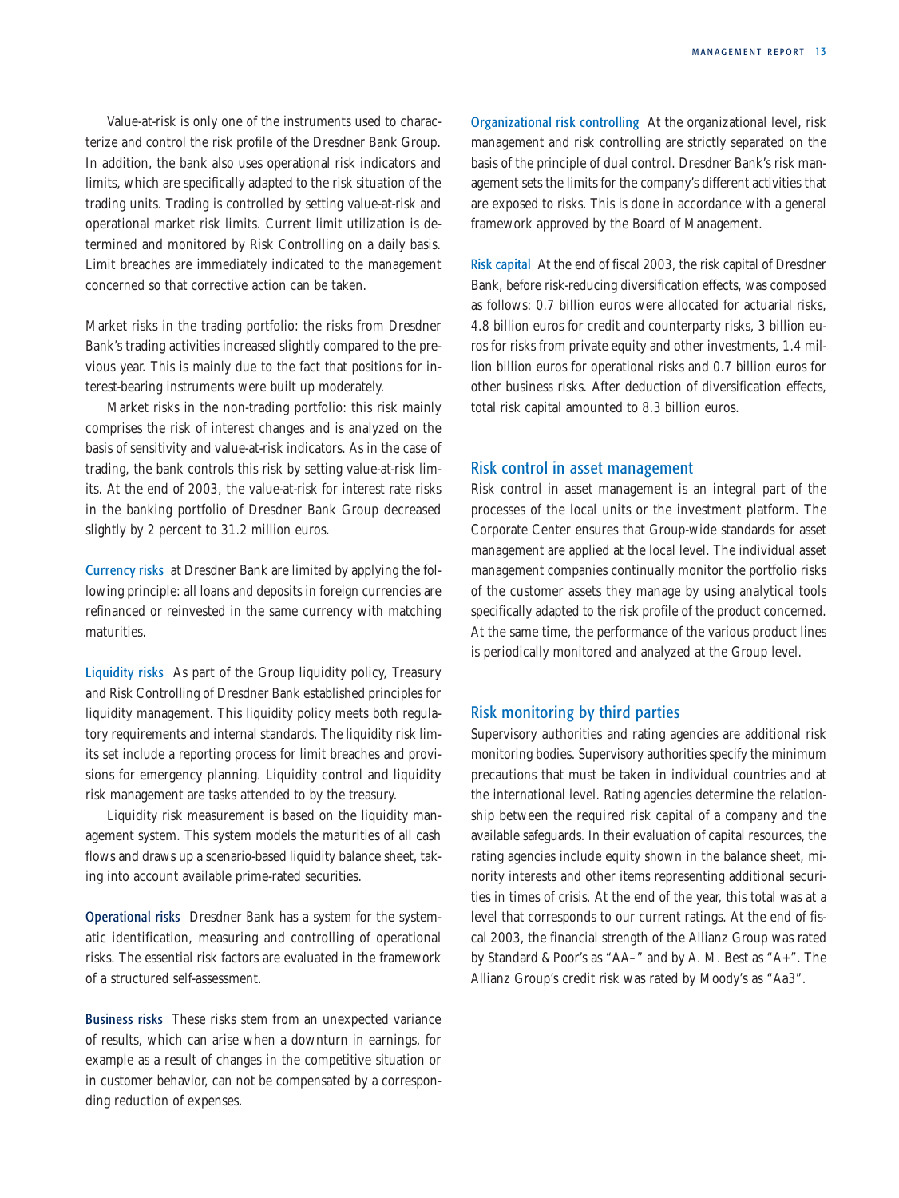Value-at-risk is only one of the instruments used to characterize and control the risk profile of the Dresdner Bank Group. In addition, the bank also uses operational risk indicators and limits, which are specifically adapted to the risk situation of the trading units. Trading is controlled by setting value-at-risk and operational market risk limits. Current limit utilization is determined and monitored by Risk Controlling on a daily basis. Limit breaches are immediately indicated to the management concerned so that corrective action can be taken.

Market risks in the trading portfolio: the risks from Dresdner Bank's trading activities increased slightly compared to the previous year. This is mainly due to the fact that positions for interest-bearing instruments were built up moderately.

Market risks in the non-trading portfolio: this risk mainly comprises the risk of interest changes and is analyzed on the basis of sensitivity and value-at-risk indicators. As in the case of trading, the bank controls this risk by setting value-at-risk limits. At the end of 2003, the value-at-risk for interest rate risks in the banking portfolio of Dresdner Bank Group decreased slightly by 2 percent to 31.2 million euros.

**Currency risks** at Dresdner Bank are limited by applying the following principle: all loans and deposits in foreign currencies are refinanced or reinvested in the same currency with matching maturities.

**Liquidity risks** As part of the Group liquidity policy, Treasury and Risk Controlling of Dresdner Bank established principles for liquidity management. This liquidity policy meets both regulatory requirements and internal standards. The liquidity risk limits set include a reporting process for limit breaches and provisions for emergency planning. Liquidity control and liquidity risk management are tasks attended to by the treasury.

Liquidity risk measurement is based on the liquidity management system. This system models the maturities of all cash flows and draws up a scenario-based liquidity balance sheet, taking into account available prime-rated securities.

**Operational risks** Dresdner Bank has a system for the systematic identification, measuring and controlling of operational risks. The essential risk factors are evaluated in the framework of a structured self-assessment.

**Business risks** These risks stem from an unexpected variance of results, which can arise when a downturn in earnings, for example as a result of changes in the competitive situation or in customer behavior, can not be compensated by a corresponding reduction of expenses.

**Organizational risk controlling** At the organizational level, risk management and risk controlling are strictly separated on the basis of the principle of dual control. Dresdner Bank's risk management sets the limits for the company's different activities that are exposed to risks. This is done in accordance with a general framework approved by the Board of Management.

**Risk capital** At the end of fiscal 2003, the risk capital of Dresdner Bank, before risk-reducing diversification effects, was composed as follows: 0.7 billion euros were allocated for actuarial risks, 4.8 billion euros for credit and counterparty risks, 3 billion euros for risks from private equity and other investments, 1.4 million billion euros for operational risks and 0.7 billion euros for other business risks. After deduction of diversification effects, total risk capital amounted to 8.3 billion euros.

## Risk control in asset management

Risk control in asset management is an integral part of the processes of the local units or the investment platform. The Corporate Center ensures that Group-wide standards for asset management are applied at the local level. The individual asset management companies continually monitor the portfolio risks of the customer assets they manage by using analytical tools specifically adapted to the risk profile of the product concerned. At the same time, the performance of the various product lines is periodically monitored and analyzed at the Group level.

## Risk monitoring by third parties

Supervisory authorities and rating agencies are additional risk monitoring bodies. Supervisory authorities specify the minimum precautions that must be taken in individual countries and at the international level. Rating agencies determine the relationship between the required risk capital of a company and the available safeguards. In their evaluation of capital resources, the rating agencies include equity shown in the balance sheet, minority interests and other items representing additional securities in times of crisis. At the end of the year, this total was at a level that corresponds to our current ratings. At the end of fiscal 2003, the financial strength of the Allianz Group was rated by Standard & Poor's as "AA–" and by A. M. Best as "A+". The Allianz Group's credit risk was rated by Moody's as "Aa3".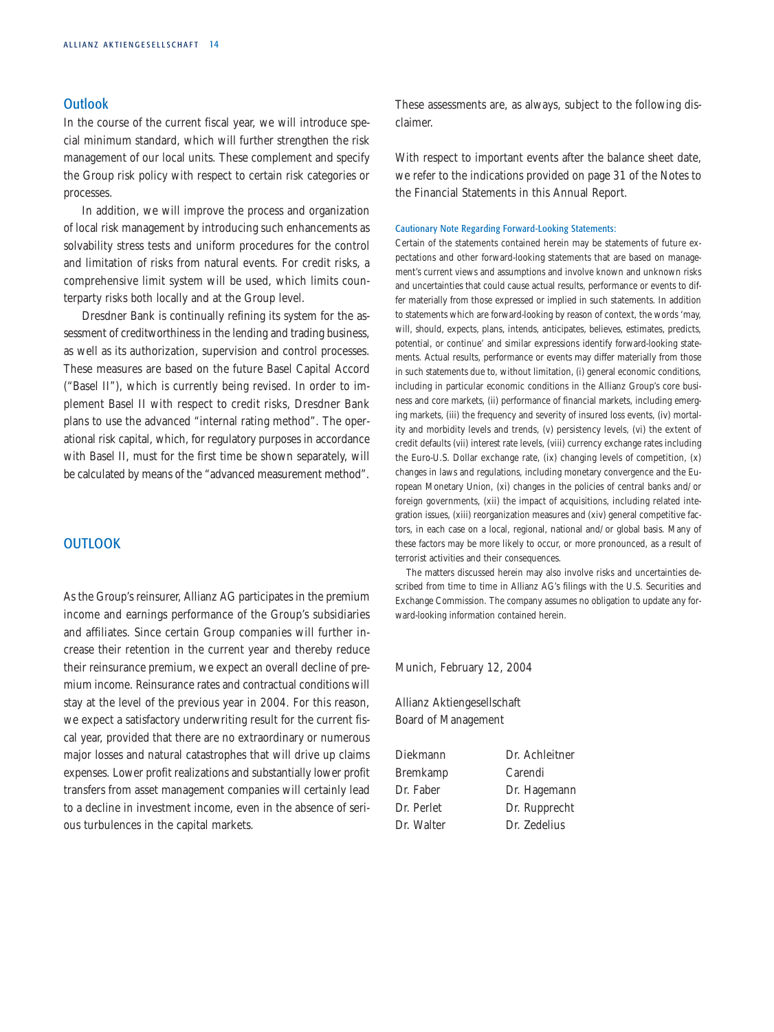## Outlook

In the course of the current fiscal year, we will introduce special minimum standard, which will further strengthen the risk management of our local units. These complement and specify the Group risk policy with respect to certain risk categories or processes.

In addition, we will improve the process and organization of local risk management by introducing such enhancements as solvability stress tests and uniform procedures for the control and limitation of risks from natural events. For credit risks, a comprehensive limit system will be used, which limits counterparty risks both locally and at the Group level.

Dresdner Bank is continually refining its system for the assessment of creditworthiness in the lending and trading business, as well as its authorization, supervision and control processes. These measures are based on the future Basel Capital Accord ("Basel II"), which is currently being revised. In order to implement Basel II with respect to credit risks, Dresdner Bank plans to use the advanced "internal rating method". The operational risk capital, which, for regulatory purposes in accordance with Basel II, must for the first time be shown separately, will be calculated by means of the "advanced measurement method".

## OUTLOOK

As the Group's reinsurer, Allianz AG participates in the premium income and earnings performance of the Group's subsidiaries and affiliates. Since certain Group companies will further increase their retention in the current year and thereby reduce their reinsurance premium, we expect an overall decline of premium income. Reinsurance rates and contractual conditions will stay at the level of the previous year in 2004. For this reason, we expect a satisfactory underwriting result for the current fiscal year, provided that there are no extraordinary or numerous major losses and natural catastrophes that will drive up claims expenses. Lower profit realizations and substantially lower profit transfers from asset management companies will certainly lead to a decline in investment income, even in the absence of serious turbulences in the capital markets.

These assessments are, as always, subject to the following disclaimer.

With respect to important events after the balance sheet date, we refer to the indications provided on page 31 of the Notes to the Financial Statements in this Annual Report.

#### Cautionary Note Regarding Forward-Looking Statements:

Certain of the statements contained herein may be statements of future expectations and other forward-looking statements that are based on management's current views and assumptions and involve known and unknown risks and uncertainties that could cause actual results, performance or events to differ materially from those expressed or implied in such statements. In addition to statements which are forward-looking by reason of context, the words 'may, will, should, expects, plans, intends, anticipates, believes, estimates, predicts, potential, or continue' and similar expressions identify forward-looking statements. Actual results, performance or events may differ materially from those in such statements due to, without limitation, (i) general economic conditions, including in particular economic conditions in the Allianz Group's core business and core markets, (ii) performance of financial markets, including emerging markets, (iii) the frequency and severity of insured loss events, (iv) mortality and morbidity levels and trends, (v) persistency levels, (vi) the extent of credit defaults (vii) interest rate levels, (viii) currency exchange rates including the Euro-U.S. Dollar exchange rate, (ix) changing levels of competition, (x) changes in laws and regulations, including monetary convergence and the European Monetary Union, (xi) changes in the policies of central banks and/or foreign governments, (xii) the impact of acquisitions, including related integration issues, (xiii) reorganization measures and (xiv) general competitive factors, in each case on a local, regional, national and/or global basis. Many of these factors may be more likely to occur, or more pronounced, as a result of terrorist activities and their consequences.

The matters discussed herein may also involve risks and uncertainties described from time to time in Allianz AG's filings with the U.S. Securities and Exchange Commission. The company assumes no obligation to update any forward-looking information contained herein.

Munich, February 12, 2004

Allianz Aktiengesellschaft
Board of Management

| | |
|---|---|
| Diekmann | Dr. Achleitner |
| Bremkamp | Carendi |
| Dr. Faber | Dr. Hagemann |
| Dr. Perlet | Dr. Rupprecht |
| Dr. Walter | Dr. Zedelius |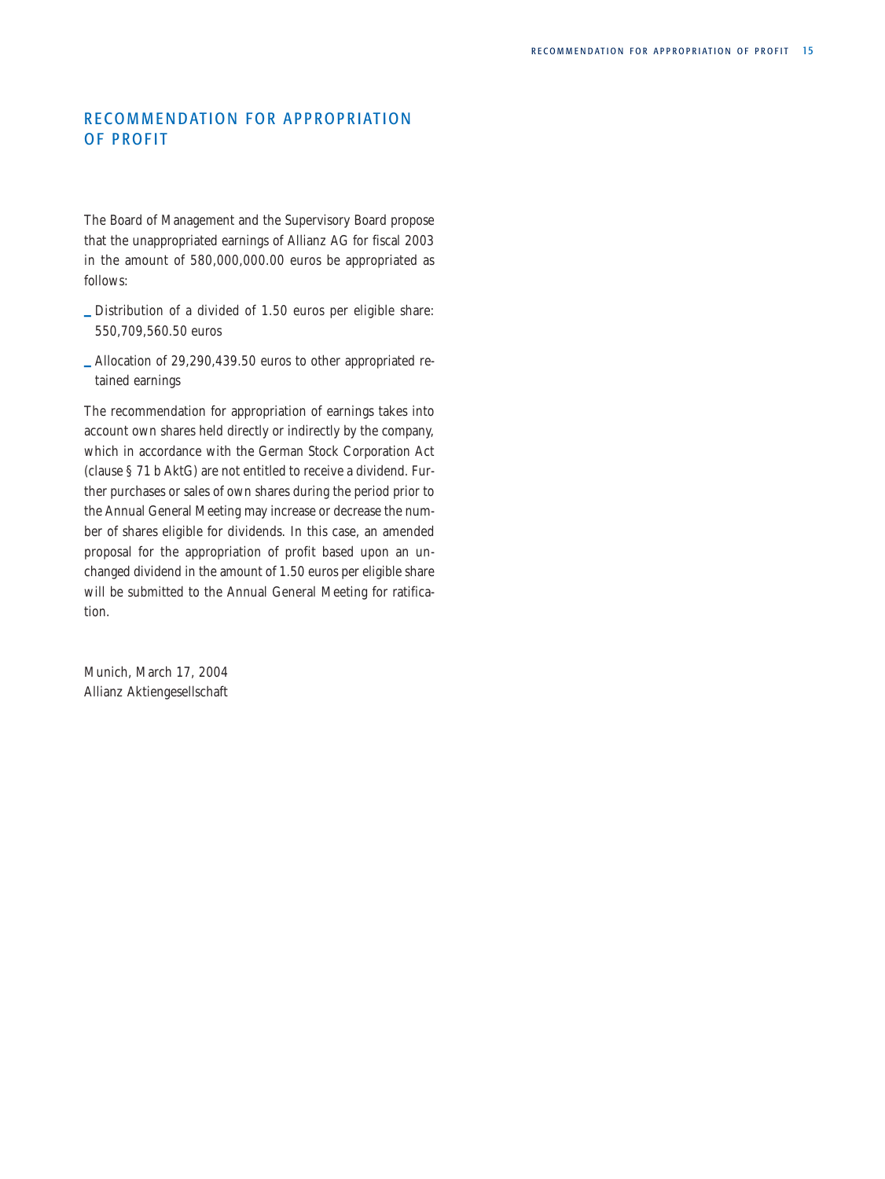# RECOMMENDATION FOR APPROPRIATION OF PROFIT

The Board of Management and the Supervisory Board propose that the unappropriated earnings of Allianz AG for fiscal 2003 in the amount of 580,000,000.00 euros be appropriated as follows:

- Distribution of a divided of 1.50 euros per eligible share: 550,709,560.50 euros
- Allocation of 29,290,439.50 euros to other appropriated retained earnings

The recommendation for appropriation of earnings takes into account own shares held directly or indirectly by the company, which in accordance with the German Stock Corporation Act (clause § 71 b AktG) are not entitled to receive a dividend. Further purchases or sales of own shares during the period prior to the Annual General Meeting may increase or decrease the number of shares eligible for dividends. In this case, an amended proposal for the appropriation of profit based upon an unchanged dividend in the amount of 1.50 euros per eligible share will be submitted to the Annual General Meeting for ratification.

Munich, March 17, 2004
Allianz Aktiengesellschaft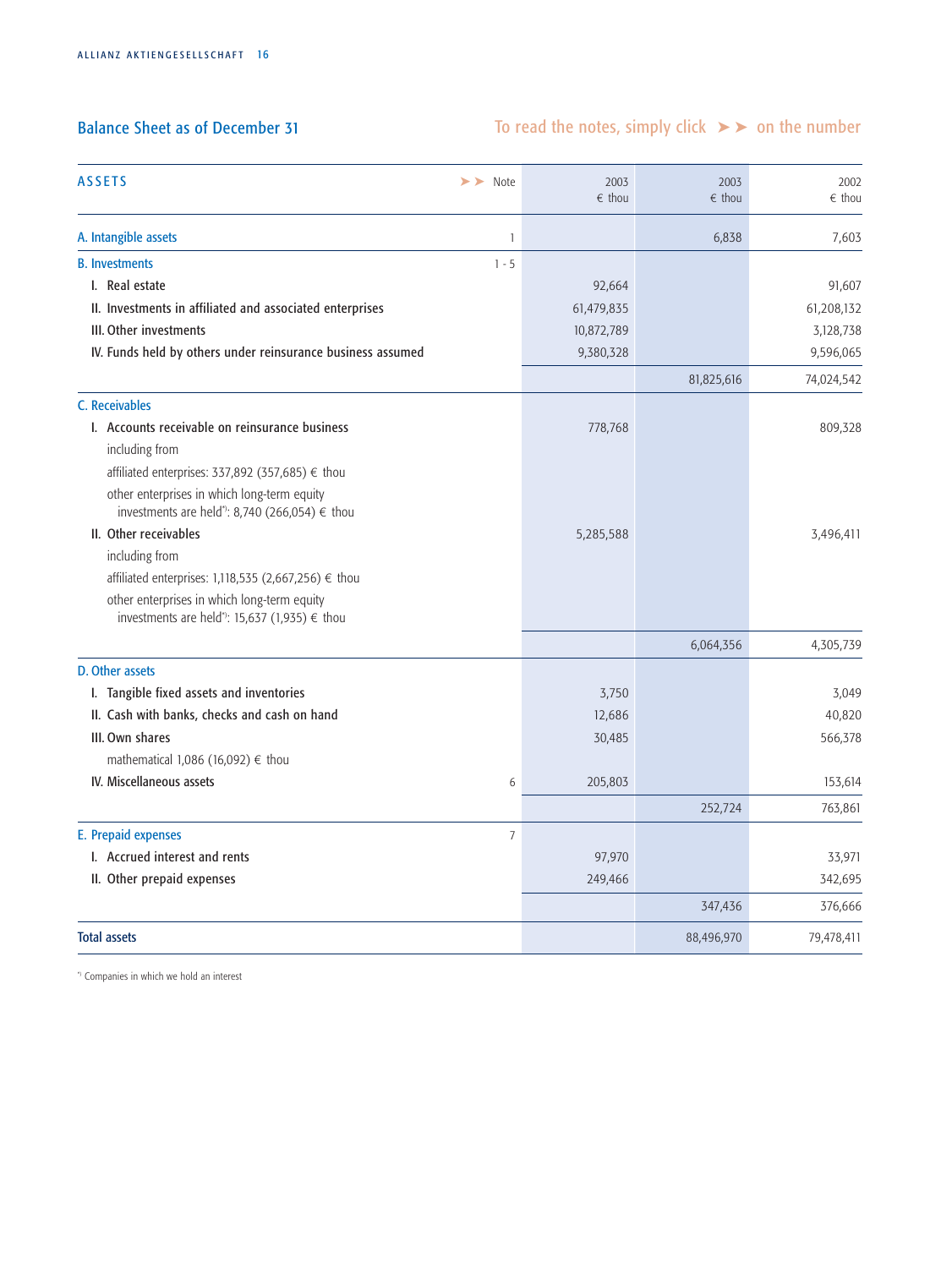## Balance Sheet as of December 31

To read the notes, simply click ➤➤ on the number

| ASSETS | ➤➤ Note | 2003 € thou | 2003 € thou | 2002 € thou |
|---|---|---|---|---|
| A. Intangible assets | 1 | | 6,838 | 7,603 |
| B. Investments | 1 - 5 | | | |
| I. Real estate | | 92,664 | | 91,607 |
| II. Investments in affiliated and associated enterprises | | 61,479,835 | | 61,208,132 |
| III. Other investments | | 10,872,789 | | 3,128,738 |
| IV. Funds held by others under reinsurance business assumed | | 9,380,328 | | 9,596,065 |
| | | | 81,825,616 | 74,024,542 |
| C. Receivables | | | | |
| I. Accounts receivable on reinsurance business | | 778,768 | | 809,328 |
| including from | | | | |
| affiliated enterprises: 337,892 (357,685) € thou | | | | |
| other enterprises in which long-term equity investments are held*): 8,740 (266,054) € thou | | | | |
| II. Other receivables | | 5,285,588 | | 3,496,411 |
| including from | | | | |
| affiliated enterprises: 1,118,535 (2,667,256) € thou | | | | |
| other enterprises in which long-term equity investments are held*): 15,637 (1,935) € thou | | | | |
| | | | 6,064,356 | 4,305,739 |
| D. Other assets | | | | |
| I. Tangible fixed assets and inventories | | 3,750 | | 3,049 |
| II. Cash with banks, checks and cash on hand | | 12,686 | | 40,820 |
| III. Own shares | | 30,485 | | 566,378 |
| mathematical 1,086 (16,092) € thou | | | | |
| IV. Miscellaneous assets | 6 | 205,803 | | 153,614 |
| | | | 252,724 | 763,861 |
| E. Prepaid expenses | 7 | | | |
| I. Accrued interest and rents | | 97,970 | | 33,971 |
| II. Other prepaid expenses | | 249,466 | | 342,695 |
| | | | 347,436 | 376,666 |
| Total assets | | | 88,496,970 | 79,478,411 |

*) Companies in which we hold an interest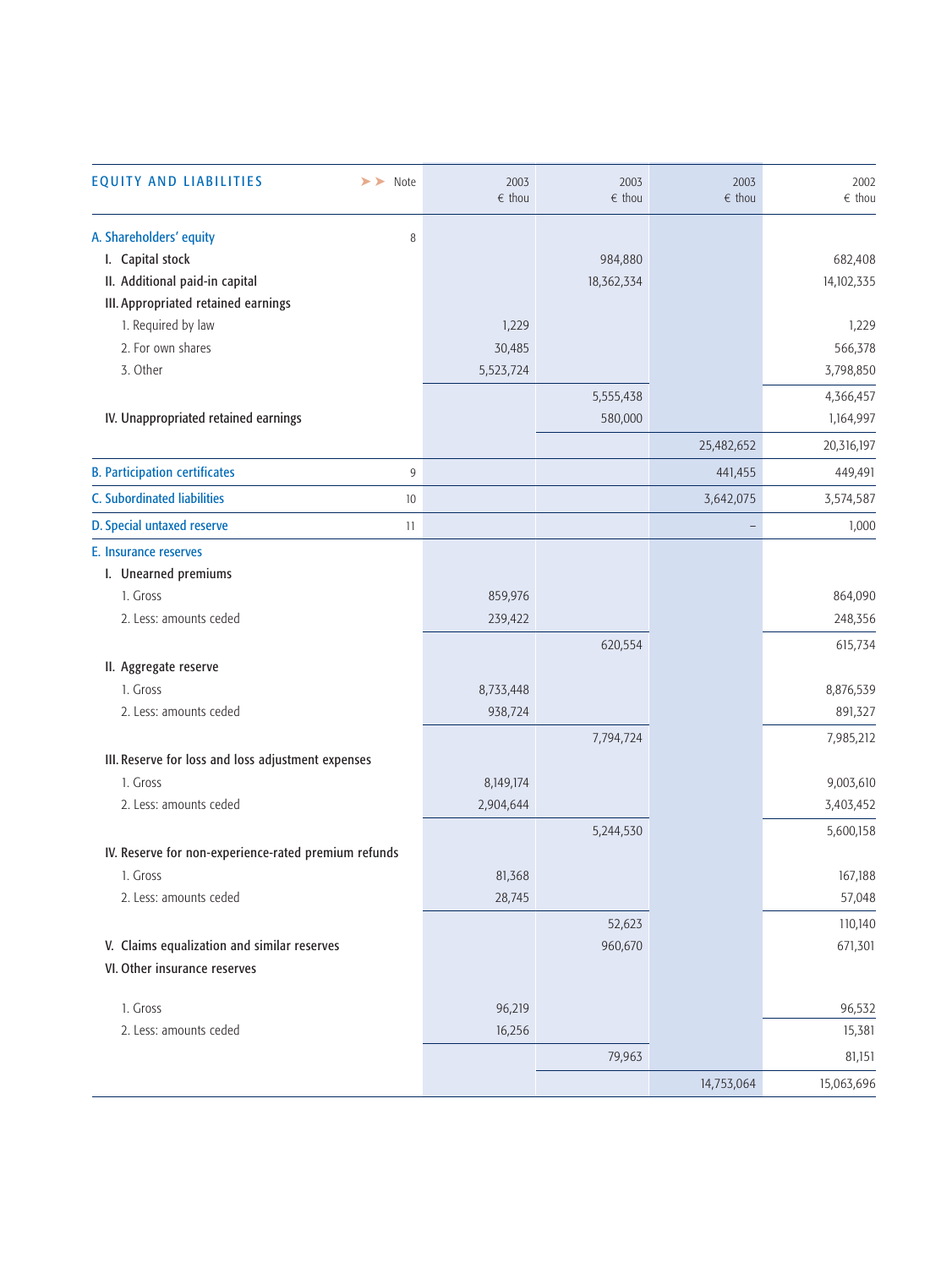| EQUITY AND LIABILITIES | Note | 2003 € thou | 2003 € thou | 2003 € thou | 2002 € thou |
|---|---|---|---|---|---|
| A. Shareholders' equity | 8 | | | | |
| I. Capital stock | | | 984,880 | | 682,408 |
| II. Additional paid-in capital | | | 18,362,334 | | 14,102,335 |
| III. Appropriated retained earnings | | | | | |
| 1. Required by law | | 1,229 | | | 1,229 |
| 2. For own shares | | 30,485 | | | 566,378 |
| 3. Other | | 5,523,724 | | | 3,798,850 |
| | | | 5,555,438 | | 4,366,457 |
| IV. Unappropriated retained earnings | | | 580,000 | | 1,164,997 |
| | | | | 25,482,652 | 20,316,197 |
| B. Participation certificates | 9 | | | 441,455 | 449,491 |
| C. Subordinated liabilities | 10 | | | 3,642,075 | 3,574,587 |
| D. Special untaxed reserve | 11 | | | – | 1,000 |
| E. Insurance reserves | | | | | |
| I. Unearned premiums | | | | | |
| 1. Gross | | 859,976 | | | 864,090 |
| 2. Less: amounts ceded | | 239,422 | | | 248,356 |
| | | | 620,554 | | 615,734 |
| II. Aggregate reserve | | | | | |
| 1. Gross | | 8,733,448 | | | 8,876,539 |
| 2. Less: amounts ceded | | 938,724 | | | 891,327 |
| | | | 7,794,724 | | 7,985,212 |
| III. Reserve for loss and loss adjustment expenses | | | | | |
| 1. Gross | | 8,149,174 | | | 9,003,610 |
| 2. Less: amounts ceded | | 2,904,644 | | | 3,403,452 |
| | | | 5,244,530 | | 5,600,158 |
| IV. Reserve for non-experience-rated premium refunds | | | | | |
| 1. Gross | | 81,368 | | | 167,188 |
| 2. Less: amounts ceded | | 28,745 | | | 57,048 |
| | | | 52,623 | | 110,140 |
| V. Claims equalization and similar reserves | | | 960,670 | | 671,301 |
| VI. Other insurance reserves | | | | | |
| 1. Gross | | 96,219 | | | 96,532 |
| 2. Less: amounts ceded | | 16,256 | | | 15,381 |
| | | | 79,963 | | 81,151 |
| | | | | 14,753,064 | 15,063,696 |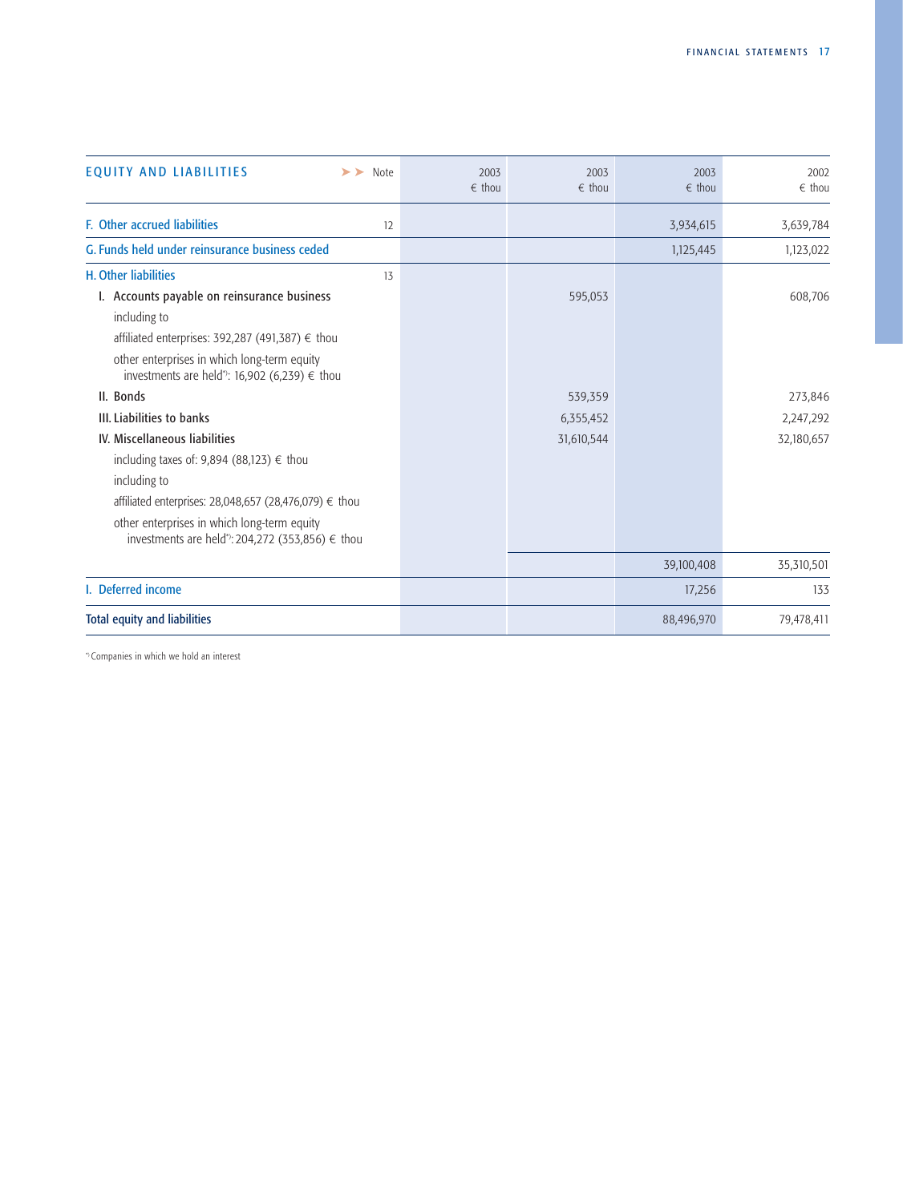| EQUITY AND LIABILITIES | Note | 2003<br>€ thou | 2003<br>€ thou | 2003<br>€ thou | 2002<br>€ thou |
|---|---|---|---|---|---|
| F. Other accrued liabilities | 12 | | | 3,934,615 | 3,639,784 |
| G. Funds held under reinsurance business ceded | | | | 1,125,445 | 1,123,022 |
| H. Other liabilities | 13 | | | | |
| I. Accounts payable on reinsurance business | | | 595,053 | | 608,706 |
| including to | | | | | |
| affiliated enterprises: 392,287 (491,387) € thou | | | | | |
| other enterprises in which long-term equity investments are held*): 16,902 (6,239) € thou | | | | | |
| II. Bonds | | | 539,359 | | 273,846 |
| III. Liabilities to banks | | | 6,355,452 | | 2,247,292 |
| IV. Miscellaneous liabilities | | | 31,610,544 | | 32,180,657 |
| including taxes of: 9,894 (88,123) € thou | | | | | |
| including to | | | | | |
| affiliated enterprises: 28,048,657 (28,476,079) € thou | | | | | |
| other enterprises in which long-term equity investments are held*): 204,272 (353,856) € thou | | | | | |
| | | | | 39,100,408 | 35,310,501 |
| I. Deferred income | | | | 17,256 | 133 |
| Total equity and liabilities | | | | 88,496,970 | 79,478,411 |

*) Companies in which we hold an interest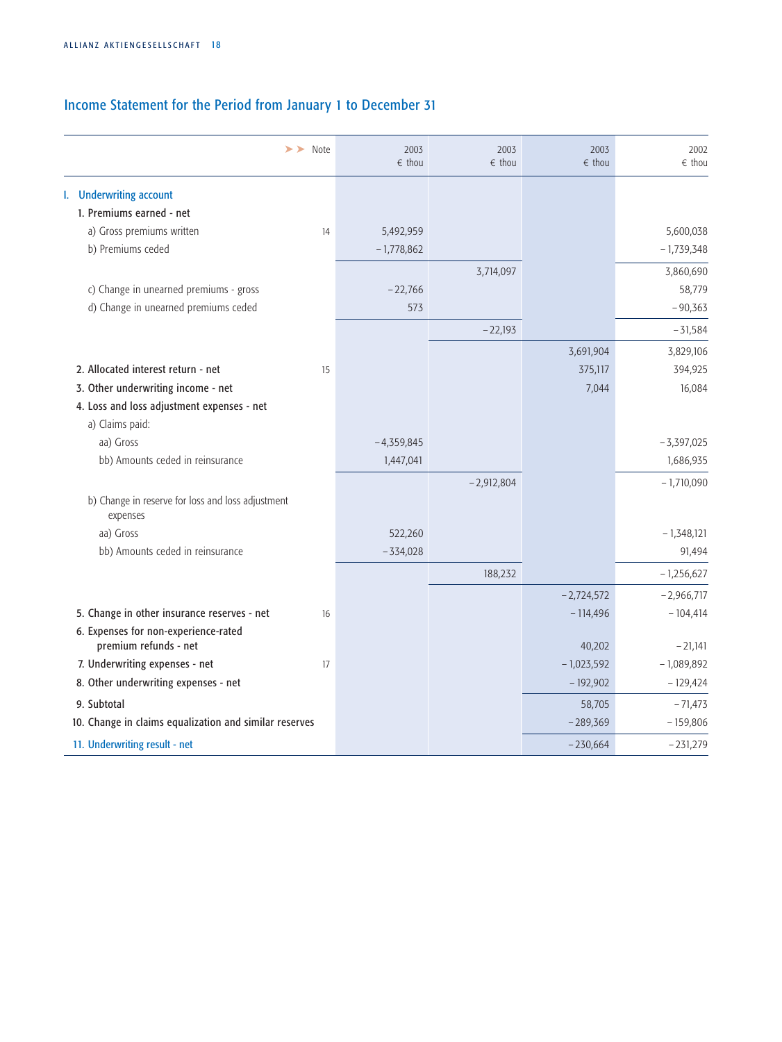## Income Statement for the Period from January 1 to December 31

| | Note | 2003 € thou | 2003 € thou | 2003 € thou | 2002 € thou |
|---|---|---|---|---|---|
| **I. Underwriting account** | | | | | |
| **1. Premiums earned - net** | | | | | |
| a) Gross premiums written | 14 | 5,492,959 | | | 5,600,038 |
| b) Premiums ceded | | –1,778,862 | | | –1,739,348 |
| | | | 3,714,097 | | 3,860,690 |
| c) Change in unearned premiums - gross | | –22,766 | | | 58,779 |
| d) Change in unearned premiums ceded | | 573 | | | –90,363 |
| | | | –22,193 | | –31,584 |
| | | | | 3,691,904 | 3,829,106 |
| **2. Allocated interest return - net** | 15 | | | 375,117 | 394,925 |
| **3. Other underwriting income - net** | | | | 7,044 | 16,084 |
| **4. Loss and loss adjustment expenses - net** | | | | | |
| a) Claims paid: | | | | | |
| aa) Gross | | –4,359,845 | | | –3,397,025 |
| bb) Amounts ceded in reinsurance | | 1,447,041 | | | 1,686,935 |
| | | | –2,912,804 | | –1,710,090 |
| b) Change in reserve for loss and loss adjustment expenses | | | | | |
| aa) Gross | | 522,260 | | | –1,348,121 |
| bb) Amounts ceded in reinsurance | | –334,028 | | | 91,494 |
| | | | 188,232 | | –1,256,627 |
| | | | | –2,724,572 | –2,966,717 |
| **5. Change in other insurance reserves - net** | 16 | | | –114,496 | –104,414 |
| **6. Expenses for non-experience-rated premium refunds - net** | | | | 40,202 | –21,141 |
| **7. Underwriting expenses - net** | 17 | | | –1,023,592 | –1,089,892 |
| **8. Other underwriting expenses - net** | | | | –192,902 | –129,424 |
| **9. Subtotal** | | | | 58,705 | –71,473 |
| **10. Change in claims equalization and similar reserves** | | | | –289,369 | –159,806 |
| **11. Underwriting result - net** | | | | –230,664 | –231,279 |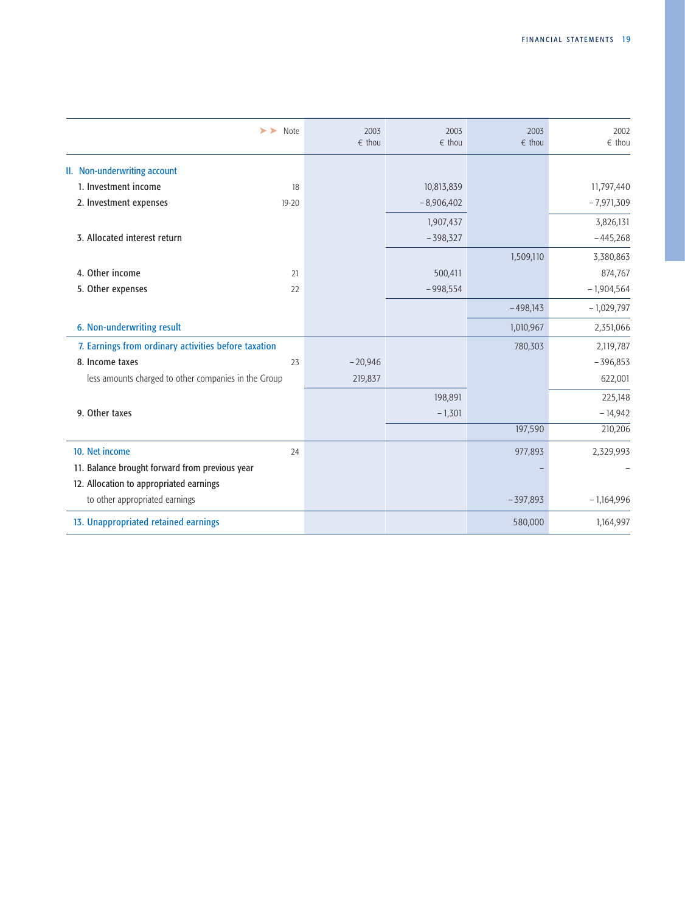| | Note | 2003<br>€ thou | 2003<br>€ thou | 2003<br>€ thou | 2002<br>€ thou |
|---|---|---|---|---|---|
| **II. Non-underwriting account** | | | | | |
| 1. Investment income | 18 | | 10,813,839 | | 11,797,440 |
| 2. Investment expenses | 19-20 | | – 8,906,402 | | – 7,971,309 |
| | | | 1,907,437 | | 3,826,131 |
| 3. Allocated interest return | | | – 398,327 | | – 445,268 |
| | | | | 1,509,110 | 3,380,863 |
| 4. Other income | 21 | | 500,411 | | 874,767 |
| 5. Other expenses | 22 | | – 998,554 | | – 1,904,564 |
| | | | | – 498,143 | – 1,029,797 |
| **6. Non-underwriting result** | | | | 1,010,967 | 2,351,066 |
| **7. Earnings from ordinary activities before taxation** | | | | 780,303 | 2,119,787 |
| 8. Income taxes | 23 | – 20,946 | | | – 396,853 |
| less amounts charged to other companies in the Group | | 219,837 | | | 622,001 |
| | | | 198,891 | | 225,148 |
| 9. Other taxes | | | – 1,301 | | – 14,942 |
| | | | | 197,590 | 210,206 |
| **10. Net income** | 24 | | | 977,893 | 2,329,993 |
| 11. Balance brought forward from previous year | | | | – | – |
| 12. Allocation to appropriated earnings | | | | | |
| to other appropriated earnings | | | | – 397,893 | – 1,164,996 |
| **13. Unappropriated retained earnings** | | | | 580,000 | 1,164,997 |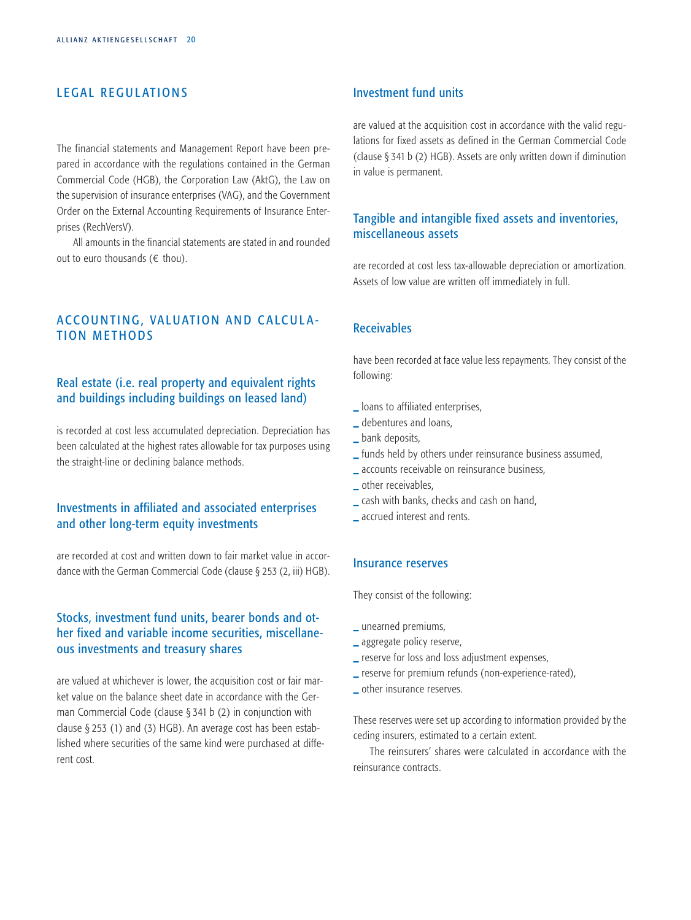## LEGAL REGULATIONS

The financial statements and Management Report have been prepared in accordance with the regulations contained in the German Commercial Code (HGB), the Corporation Law (AktG), the Law on the supervision of insurance enterprises (VAG), and the Government Order on the External Accounting Requirements of Insurance Enterprises (RechVersV).

All amounts in the financial statements are stated in and rounded out to euro thousands (€ thou).

## ACCOUNTING, VALUATION AND CALCULATION METHODS

### Real estate (i.e. real property and equivalent rights and buildings including buildings on leased land)

is recorded at cost less accumulated depreciation. Depreciation has been calculated at the highest rates allowable for tax purposes using the straight-line or declining balance methods.

### Investments in affiliated and associated enterprises and other long-term equity investments

are recorded at cost and written down to fair market value in accordance with the German Commercial Code (clause § 253 (2, iii) HGB).

### Stocks, investment fund units, bearer bonds and other fixed and variable income securities, miscellaneous investments and treasury shares

are valued at whichever is lower, the acquisition cost or fair market value on the balance sheet date in accordance with the German Commercial Code (clause § 341 b (2) in conjunction with clause § 253 (1) and (3) HGB). An average cost has been established where securities of the same kind were purchased at different cost.

### Investment fund units

are valued at the acquisition cost in accordance with the valid regulations for fixed assets as defined in the German Commercial Code (clause § 341 b (2) HGB). Assets are only written down if diminution in value is permanent.

### Tangible and intangible fixed assets and inventories, miscellaneous assets

are recorded at cost less tax-allowable depreciation or amortization. Assets of low value are written off immediately in full.

### Receivables

have been recorded at face value less repayments. They consist of the following:

- loans to affiliated enterprises,
- debentures and loans,
- bank deposits,
- funds held by others under reinsurance business assumed,
- accounts receivable on reinsurance business,
- other receivables,
- cash with banks, checks and cash on hand,
- accrued interest and rents.

### Insurance reserves

They consist of the following:

- unearned premiums,
- aggregate policy reserve,
- reserve for loss and loss adjustment expenses,
- reserve for premium refunds (non-experience-rated),
- other insurance reserves.

These reserves were set up according to information provided by the ceding insurers, estimated to a certain extent.

The reinsurers' shares were calculated in accordance with the reinsurance contracts.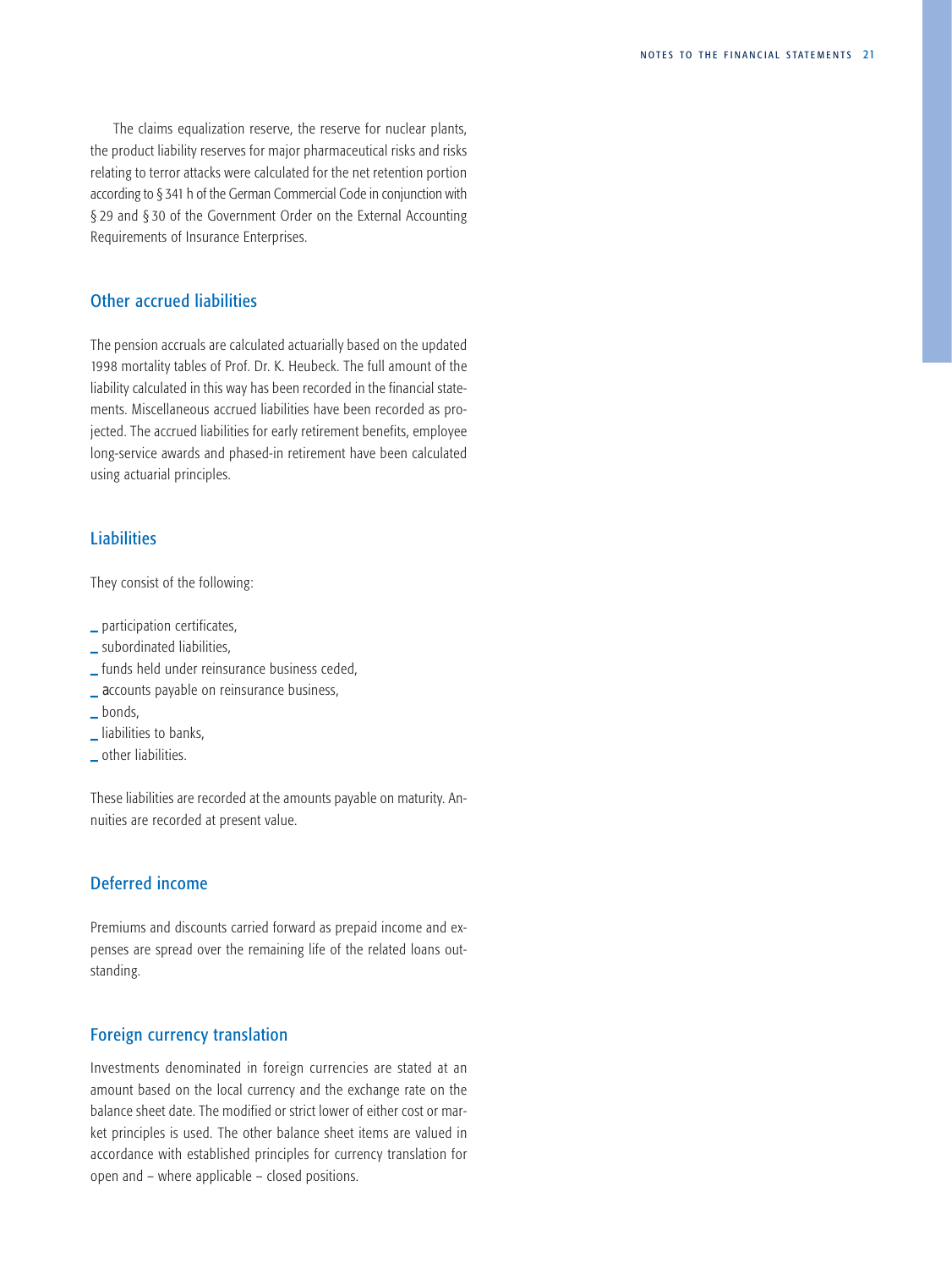The claims equalization reserve, the reserve for nuclear plants, the product liability reserves for major pharmaceutical risks and risks relating to terror attacks were calculated for the net retention portion according to § 341 h of the German Commercial Code in conjunction with § 29 and § 30 of the Government Order on the External Accounting Requirements of Insurance Enterprises.

## Other accrued liabilities

The pension accruals are calculated actuarially based on the updated 1998 mortality tables of Prof. Dr. K. Heubeck. The full amount of the liability calculated in this way has been recorded in the financial statements. Miscellaneous accrued liabilities have been recorded as projected. The accrued liabilities for early retirement benefits, employee long-service awards and phased-in retirement have been calculated using actuarial principles.

## Liabilities

They consist of the following:

- participation certificates,
- subordinated liabilities,
- funds held under reinsurance business ceded,
- accounts payable on reinsurance business,
- bonds,
- liabilities to banks,
- other liabilities.

These liabilities are recorded at the amounts payable on maturity. Annuities are recorded at present value.

## Deferred income

Premiums and discounts carried forward as prepaid income and expenses are spread over the remaining life of the related loans outstanding.

## Foreign currency translation

Investments denominated in foreign currencies are stated at an amount based on the local currency and the exchange rate on the balance sheet date. The modified or strict lower of either cost or market principles is used. The other balance sheet items are valued in accordance with established principles for currency translation for open and – where applicable – closed positions.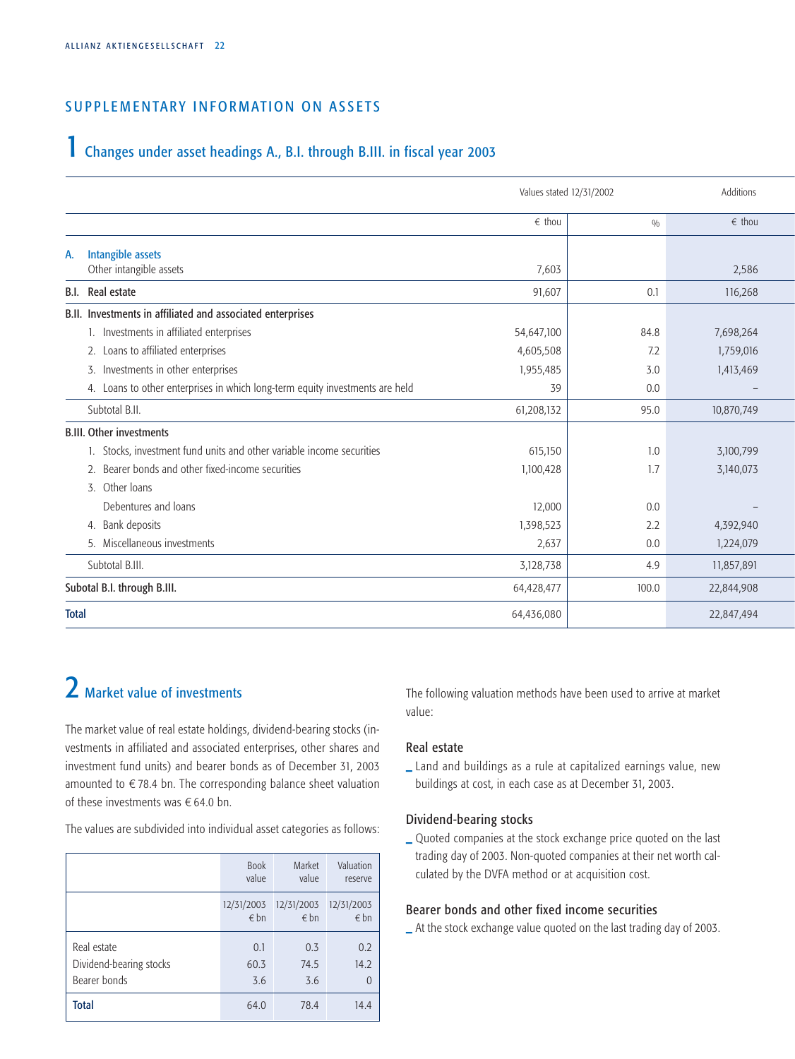## SUPPLEMENTARY INFORMATION ON ASSETS

# 1 Changes under asset headings A., B.I. through B.III. in fiscal year 2003

| | Values stated 12/31/2002 | | Additions |
|---|---|---|---|
| | € thou | % | € thou |
| **A. Intangible assets** | | | |
| Other intangible assets | 7,603 | | 2,586 |
| **B.I. Real estate** | 91,607 | 0.1 | 116,268 |
| **B.II. Investments in affiliated and associated enterprises** | | | |
| 1. Investments in affiliated enterprises | 54,647,100 | 84.8 | 7,698,264 |
| 2. Loans to affiliated enterprises | 4,605,508 | 7.2 | 1,759,016 |
| 3. Investments in other enterprises | 1,955,485 | 3.0 | 1,413,469 |
| 4. Loans to other enterprises in which long-term equity investments are held | 39 | 0.0 | – |
| Subtotal B.II. | 61,208,132 | 95.0 | 10,870,749 |
| **B.III. Other investments** | | | |
| 1. Stocks, investment fund units and other variable income securities | 615,150 | 1.0 | 3,100,799 |
| 2. Bearer bonds and other fixed-income securities | 1,100,428 | 1.7 | 3,140,073 |
| 3. Other loans | | | |
| Debentures and loans | 12,000 | 0.0 | – |
| 4. Bank deposits | 1,398,523 | 2.2 | 4,392,940 |
| 5. Miscellaneous investments | 2,637 | 0.0 | 1,224,079 |
| Subtotal B.III. | 3,128,738 | 4.9 | 11,857,891 |
| **Subotal B.I. through B.III.** | 64,428,477 | 100.0 | 22,844,908 |
| **Total** | 64,436,080 | | 22,847,494 |

# 2 Market value of investments

The market value of real estate holdings, dividend-bearing stocks (investments in affiliated and associated enterprises, other shares and investment fund units) and bearer bonds as of December 31, 2003 amounted to € 78.4 bn. The corresponding balance sheet valuation of these investments was € 64.0 bn.

The values are subdivided into individual asset categories as follows:

| | Book value | Market value | Valuation reserve |
|---|---|---|---|
| | 12/31/2003 € bn | 12/31/2003 € bn | 12/31/2003 € bn |
| Real estate | 0.1 | 0.3 | 0.2 |
| Dividend-bearing stocks | 60.3 | 74.5 | 14.2 |
| Bearer bonds | 3.6 | 3.6 | 0 |
| **Total** | 64.0 | 78.4 | 14.4 |

The following valuation methods have been used to arrive at market value:

### Real estate

- Land and buildings as a rule at capitalized earnings value, new buildings at cost, in each case as at December 31, 2003.

### Dividend-bearing stocks

- Quoted companies at the stock exchange price quoted on the last trading day of 2003. Non-quoted companies at their net worth calculated by the DVFA method or at acquisition cost.

### Bearer bonds and other fixed income securities

- At the stock exchange value quoted on the last trading day of 2003.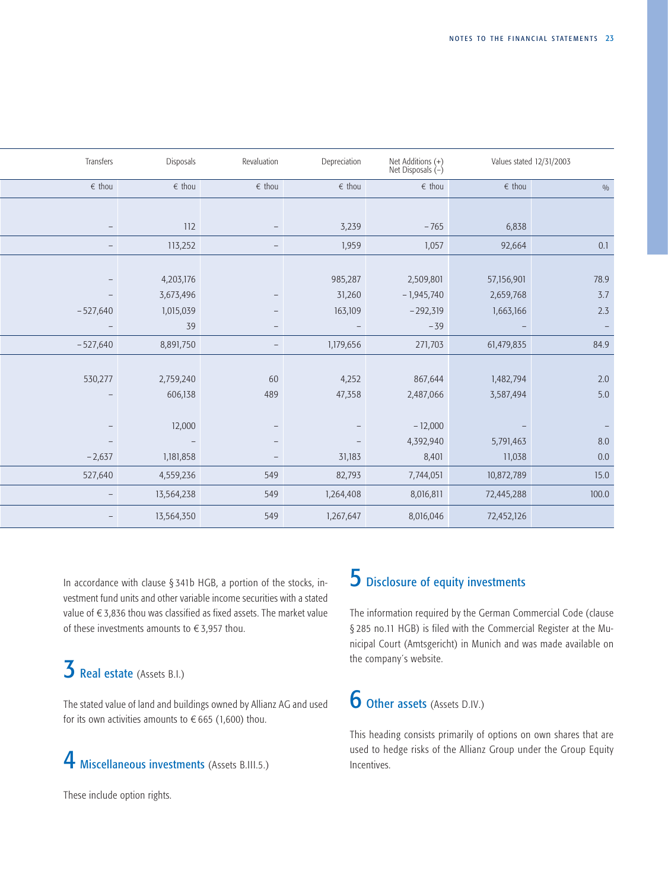| Transfers | Disposals | Revaluation | Depreciation | Net Additions (+) Net Disposals (–) | Values stated 12/31/2003 | |
|---|---|---|---|---|---|---|
| € thou | € thou | € thou | € thou | € thou | € thou | % |
| | | | | | | |
| – | 112 | – | 3,239 | – 765 | 6,838 | |
| – | 113,252 | – | 1,959 | 1,057 | 92,664 | 0.1 |
| | | | | | | |
| – | 4,203,176 | | 985,287 | 2,509,801 | 57,156,901 | 78.9 |
| – | 3,673,496 | – | 31,260 | – 1,945,740 | 2,659,768 | 3.7 |
| – 527,640 | 1,015,039 | – | 163,109 | – 292,319 | 1,663,166 | 2.3 |
| – | 39 | – | – | – 39 | – | – |
| – 527,640 | 8,891,750 | – | 1,179,656 | 271,703 | 61,479,835 | 84.9 |
| | | | | | | |
| 530,277 | 2,759,240 | 60 | 4,252 | 867,644 | 1,482,794 | 2.0 |
| – | 606,138 | 489 | 47,358 | 2,487,066 | 3,587,494 | 5.0 |
| | | | | | | |
| – | 12,000 | – | – | – 12,000 | – | – |
| – | – | – | – | 4,392,940 | 5,791,463 | 8.0 |
| – 2,637 | 1,181,858 | – | 31,183 | 8,401 | 11,038 | 0.0 |
| 527,640 | 4,559,236 | 549 | 82,793 | 7,744,051 | 10,872,789 | 15.0 |
| – | 13,564,238 | 549 | 1,264,408 | 8,016,811 | 72,445,288 | 100.0 |
| – | 13,564,350 | 549 | 1,267,647 | 8,016,046 | 72,452,126 | |

In accordance with clause § 341b HGB, a portion of the stocks, investment fund units and other variable income securities with a stated value of € 3,836 thou was classified as fixed assets. The market value of these investments amounts to € 3,957 thou.

## 3 Real estate (Assets B.I.)

The stated value of land and buildings owned by Allianz AG and used for its own activities amounts to € 665 (1,600) thou.

## 4 Miscellaneous investments (Assets B.III.5.)

These include option rights.

## 5 Disclosure of equity investments

The information required by the German Commercial Code (clause § 285 no.11 HGB) is filed with the Commercial Register at the Municipal Court (Amtsgericht) in Munich and was made available on the company's website.

## 6 Other assets (Assets D.IV.)

This heading consists primarily of options on own shares that are used to hedge risks of the Allianz Group under the Group Equity Incentives.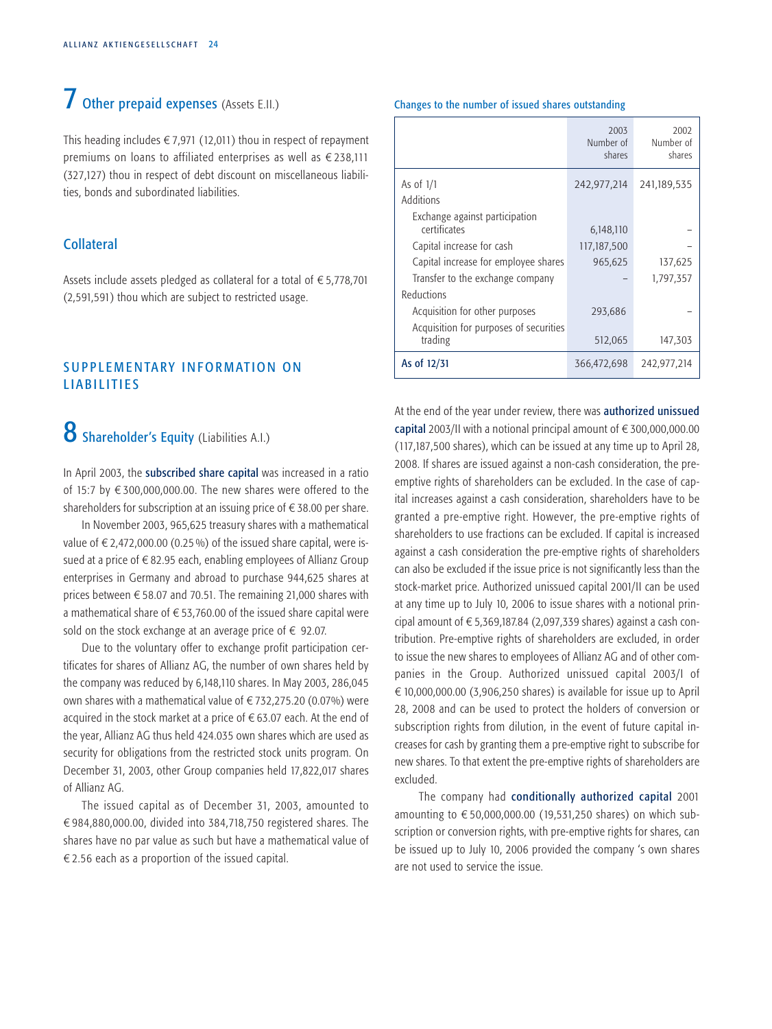## 7 Other prepaid expenses (Assets E.II.)

This heading includes € 7,971 (12,011) thou in respect of repayment premiums on loans to affiliated enterprises as well as € 238,111 (327,127) thou in respect of debt discount on miscellaneous liabilities, bonds and subordinated liabilities.

### Collateral

Assets include assets pledged as collateral for a total of € 5,778,701 (2,591,591) thou which are subject to restricted usage.

# SUPPLEMENTARY INFORMATION ON LIABILITIES

## 8 Shareholder's Equity (Liabilities A.I.)

In April 2003, the **subscribed share capital** was increased in a ratio of 15:7 by € 300,000,000.00. The new shares were offered to the shareholders for subscription at an issuing price of € 38.00 per share.

In November 2003, 965,625 treasury shares with a mathematical value of € 2,472,000.00 (0.25 %) of the issued share capital, were issued at a price of € 82.95 each, enabling employees of Allianz Group enterprises in Germany and abroad to purchase 944,625 shares at prices between € 58.07 and 70.51. The remaining 21,000 shares with a mathematical share of € 53,760.00 of the issued share capital were sold on the stock exchange at an average price of € 92.07.

Due to the voluntary offer to exchange profit participation certificates for shares of Allianz AG, the number of own shares held by the company was reduced by 6,148,110 shares. In May 2003, 286,045 own shares with a mathematical value of € 732,275.20 (0.07%) were acquired in the stock market at a price of € 63.07 each. At the end of the year, Allianz AG thus held 424.035 own shares which are used as security for obligations from the restricted stock units program. On December 31, 2003, other Group companies held 17,822,017 shares of Allianz AG.

The issued capital as of December 31, 2003, amounted to € 984,880,000.00, divided into 384,718,750 registered shares. The shares have no par value as such but have a mathematical value of € 2.56 each as a proportion of the issued capital.

**Changes to the number of issued shares outstanding**

| | 2003 Number of shares | 2002 Number of shares |
|---|---|---|
| As of 1/1 | 242,977,214 | 241,189,535 |
| Additions | | |
| Exchange against participation certificates | 6,148,110 | – |
| Capital increase for cash | 117,187,500 | – |
| Capital increase for employee shares | 965,625 | 137,625 |
| Transfer to the exchange company | – | 1,797,357 |
| Reductions | | |
| Acquisition for other purposes | 293,686 | – |
| Acquisition for purposes of securities trading | 512,065 | 147,303 |
| **As of 12/31** | 366,472,698 | 242,977,214 |

At the end of the year under review, there was **authorized unissued capital** 2003/II with a notional principal amount of € 300,000,000.00 (117,187,500 shares), which can be issued at any time up to April 28, 2008. If shares are issued against a non-cash consideration, the pre-emptive rights of shareholders can be excluded. In the case of capital increases against a cash consideration, shareholders have to be granted a pre-emptive right. However, the pre-emptive rights of shareholders to use fractions can be excluded. If capital is increased against a cash consideration the pre-emptive rights of shareholders can also be excluded if the issue price is not significantly less than the stock-market price. Authorized unissued capital 2001/II can be used at any time up to July 10, 2006 to issue shares with a notional principal amount of € 5,369,187.84 (2,097,339 shares) against a cash contribution. Pre-emptive rights of shareholders are excluded, in order to issue the new shares to employees of Allianz AG and of other companies in the Group. Authorized unissued capital 2003/I of € 10,000,000.00 (3,906,250 shares) is available for issue up to April 28, 2008 and can be used to protect the holders of conversion or subscription rights from dilution, in the event of future capital increases for cash by granting them a pre-emptive right to subscribe for new shares. To that extent the pre-emptive rights of shareholders are excluded.

The company had **conditionally authorized capital** 2001 amounting to € 50,000,000.00 (19,531,250 shares) on which subscription or conversion rights, with pre-emptive rights for shares, can be issued up to July 10, 2006 provided the company 's own shares are not used to service the issue.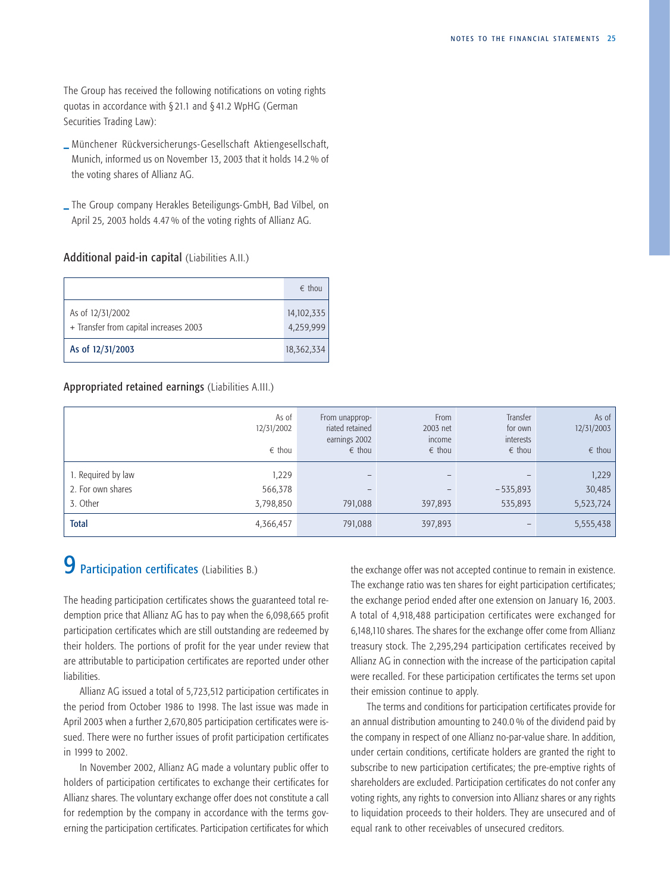The Group has received the following notifications on voting rights quotas in accordance with § 21.1 and § 41.2 WpHG (German Securities Trading Law):

- Münchener Rückversicherungs-Gesellschaft Aktiengesellschaft, Munich, informed us on November 13, 2003 that it holds 14.2 % of the voting shares of Allianz AG.
- The Group company Herakles Beteiligungs-GmbH, Bad Vilbel, on April 25, 2003 holds 4.47 % of the voting rights of Allianz AG.

### Additional paid-in capital (Liabilities A.II.)

| | € thou |
|---|---|
| As of 12/31/2002 | 14,102,335 |
| + Transfer from capital increases 2003 | 4,259,999 |
| **As of 12/31/2003** | 18,362,334 |

### Appropriated retained earnings (Liabilities A.III.)

| | As of 12/31/2002 € thou | From unappropriated retained earnings 2002 € thou | From 2003 net income € thou | Transfer for own interests € thou | As of 12/31/2003 € thou |
|---|---|---|---|---|---|
| 1. Required by law | 1,229 | – | – | – | 1,229 |
| 2. For own shares | 566,378 | – | – | – 535,893 | 30,485 |
| 3. Other | 3,798,850 | 791,088 | 397,893 | 535,893 | 5,523,724 |
| **Total** | 4,366,457 | 791,088 | 397,893 | – | 5,555,438 |

## 9 Participation certificates (Liabilities B.)

The heading participation certificates shows the guaranteed total redemption price that Allianz AG has to pay when the 6,098,665 profit participation certificates which are still outstanding are redeemed by their holders. The portions of profit for the year under review that are attributable to participation certificates are reported under other liabilities.

Allianz AG issued a total of 5,723,512 participation certificates in the period from October 1986 to 1998. The last issue was made in April 2003 when a further 2,670,805 participation certificates were issued. There were no further issues of profit participation certificates in 1999 to 2002.

In November 2002, Allianz AG made a voluntary public offer to holders of participation certificates to exchange their certificates for Allianz shares. The voluntary exchange offer does not constitute a call for redemption by the company in accordance with the terms governing the participation certificates. Participation certificates for which the exchange offer was not accepted continue to remain in existence. The exchange ratio was ten shares for eight participation certificates; the exchange period ended after one extension on January 16, 2003. A total of 4,918,488 participation certificates were exchanged for 6,148,110 shares. The shares for the exchange offer come from Allianz treasury stock. The 2,295,294 participation certificates received by Allianz AG in connection with the increase of the participation capital were recalled. For these participation certificates the terms set upon their emission continue to apply.

The terms and conditions for participation certificates provide for an annual distribution amounting to 240.0 % of the dividend paid by the company in respect of one Allianz no-par-value share. In addition, under certain conditions, certificate holders are granted the right to subscribe to new participation certificates; the pre-emptive rights of shareholders are excluded. Participation certificates do not confer any voting rights, any rights to conversion into Allianz shares or any rights to liquidation proceeds to their holders. They are unsecured and of equal rank to other receivables of unsecured creditors.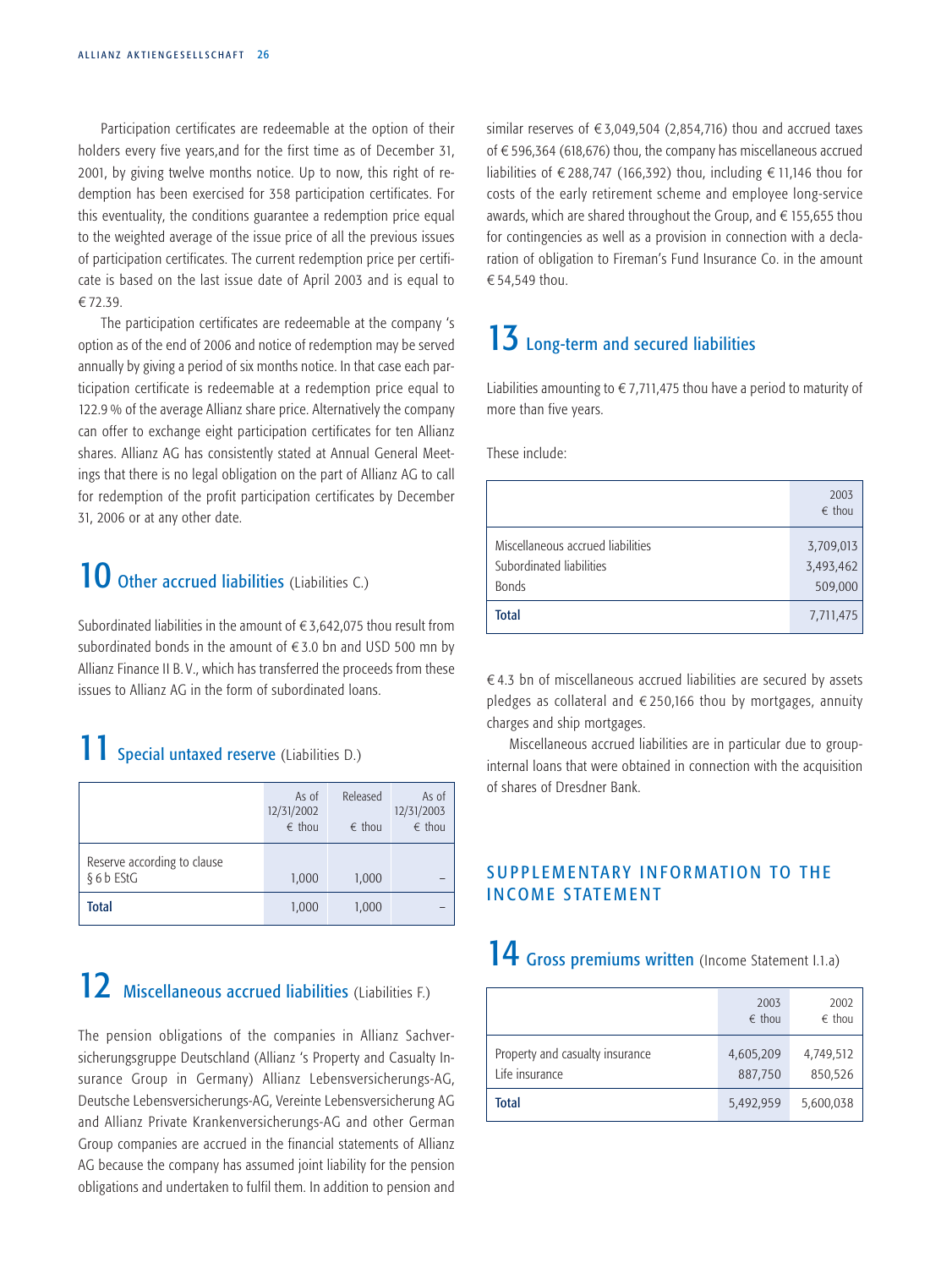Participation certificates are redeemable at the option of their holders every five years,and for the first time as of December 31, 2001, by giving twelve months notice. Up to now, this right of redemption has been exercised for 358 participation certificates. For this eventuality, the conditions guarantee a redemption price equal to the weighted average of the issue price of all the previous issues of participation certificates. The current redemption price per certificate is based on the last issue date of April 2003 and is equal to € 72.39.

The participation certificates are redeemable at the company 's option as of the end of 2006 and notice of redemption may be served annually by giving a period of six months notice. In that case each participation certificate is redeemable at a redemption price equal to 122.9 % of the average Allianz share price. Alternatively the company can offer to exchange eight participation certificates for ten Allianz shares. Allianz AG has consistently stated at Annual General Meetings that there is no legal obligation on the part of Allianz AG to call for redemption of the profit participation certificates by December 31, 2006 or at any other date.

## 10 Other accrued liabilities (Liabilities C.)

Subordinated liabilities in the amount of € 3,642,075 thou result from subordinated bonds in the amount of € 3.0 bn and USD 500 mn by Allianz Finance II B.V., which has transferred the proceeds from these issues to Allianz AG in the form of subordinated loans.

## 11 Special untaxed reserve (Liabilities D.)

| | As of 12/31/2002 € thou | Released € thou | As of 12/31/2003 € thou |
|---|---|---|---|
| Reserve according to clause § 6 b EStG | 1,000 | 1,000 | – |
| **Total** | 1,000 | 1,000 | – |

## 12 Miscellaneous accrued liabilities (Liabilities F.)

The pension obligations of the companies in Allianz Sachversicherungsgruppe Deutschland (Allianz 's Property and Casualty Insurance Group in Germany) Allianz Lebensversicherungs-AG, Deutsche Lebensversicherungs-AG, Vereinte Lebensversicherung AG and Allianz Private Krankenversicherungs-AG and other German Group companies are accrued in the financial statements of Allianz AG because the company has assumed joint liability for the pension obligations and undertaken to fulfil them. In addition to pension and similar reserves of € 3,049,504 (2,854,716) thou and accrued taxes of € 596,364 (618,676) thou, the company has miscellaneous accrued liabilities of € 288,747 (166,392) thou, including € 11,146 thou for costs of the early retirement scheme and employee long-service awards, which are shared throughout the Group, and € 155,655 thou for contingencies as well as a provision in connection with a declaration of obligation to Fireman's Fund Insurance Co. in the amount € 54,549 thou.

## 13 Long-term and secured liabilities

Liabilities amounting to € 7,711,475 thou have a period to maturity of more than five years.

These include:

| | 2003 € thou |
|---|---|
| Miscellaneous accrued liabilities | 3,709,013 |
| Subordinated liabilities | 3,493,462 |
| Bonds | 509,000 |
| **Total** | 7,711,475 |

€ 4.3 bn of miscellaneous accrued liabilities are secured by assets pledges as collateral and € 250,166 thou by mortgages, annuity charges and ship mortgages.

Miscellaneous accrued liabilities are in particular due to group-internal loans that were obtained in connection with the acquisition of shares of Dresdner Bank.

# SUPPLEMENTARY INFORMATION TO THE INCOME STATEMENT

## 14 Gross premiums written (Income Statement I.1.a)

| | 2003 € thou | 2002 € thou |
|---|---|---|
| Property and casualty insurance | 4,605,209 | 4,749,512 |
| Life insurance | 887,750 | 850,526 |
| **Total** | 5,492,959 | 5,600,038 |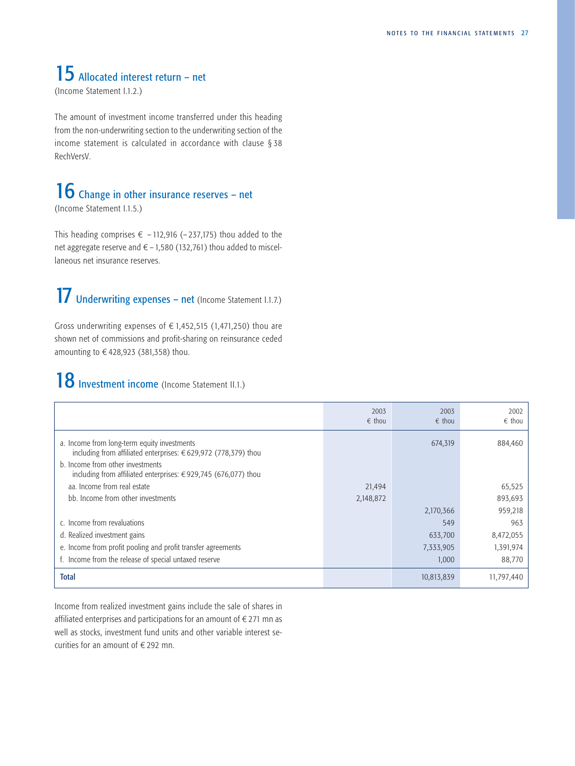# 15 Allocated interest return – net

(Income Statement I.1.2.)

The amount of investment income transferred under this heading from the non-underwriting section to the underwriting section of the income statement is calculated in accordance with clause § 38 RechVersV.

# 16 Change in other insurance reserves – net

(Income Statement I.1.5.)

This heading comprises € – 112,916 (– 237,175) thou added to the net aggregate reserve and € – 1,580 (132,761) thou added to miscellaneous net insurance reserves.

# 17 Underwriting expenses – net (Income Statement I.1.7.)

Gross underwriting expenses of € 1,452,515 (1,471,250) thou are shown net of commissions and profit-sharing on reinsurance ceded amounting to € 428,923 (381,358) thou.

# 18 Investment income (Income Statement II.1.)

| | 2003 € thou | 2003 € thou | 2002 € thou |
|---|---|---|---|
| a. Income from long-term equity investments including from affiliated enterprises: € 629,972 (778,379) thou | | 674,319 | 884,460 |
| b. Income from other investments including from affiliated enterprises: € 929,745 (676,077) thou | | | |
| aa. Income from real estate | 21,494 | | 65,525 |
| bb. Income from other investments | 2,148,872 | | 893,693 |
| | | 2,170,366 | 959,218 |
| c. Income from revaluations | | 549 | 963 |
| d. Realized investment gains | | 633,700 | 8,472,055 |
| e. Income from profit pooling and profit transfer agreements | | 7,333,905 | 1,391,974 |
| f. Income from the release of special untaxed reserve | | 1,000 | 88,770 |
| **Total** | | 10,813,839 | 11,797,440 |

Income from realized investment gains include the sale of shares in affiliated enterprises and participations for an amount of € 271 mn as well as stocks, investment fund units and other variable interest securities for an amount of € 292 mn.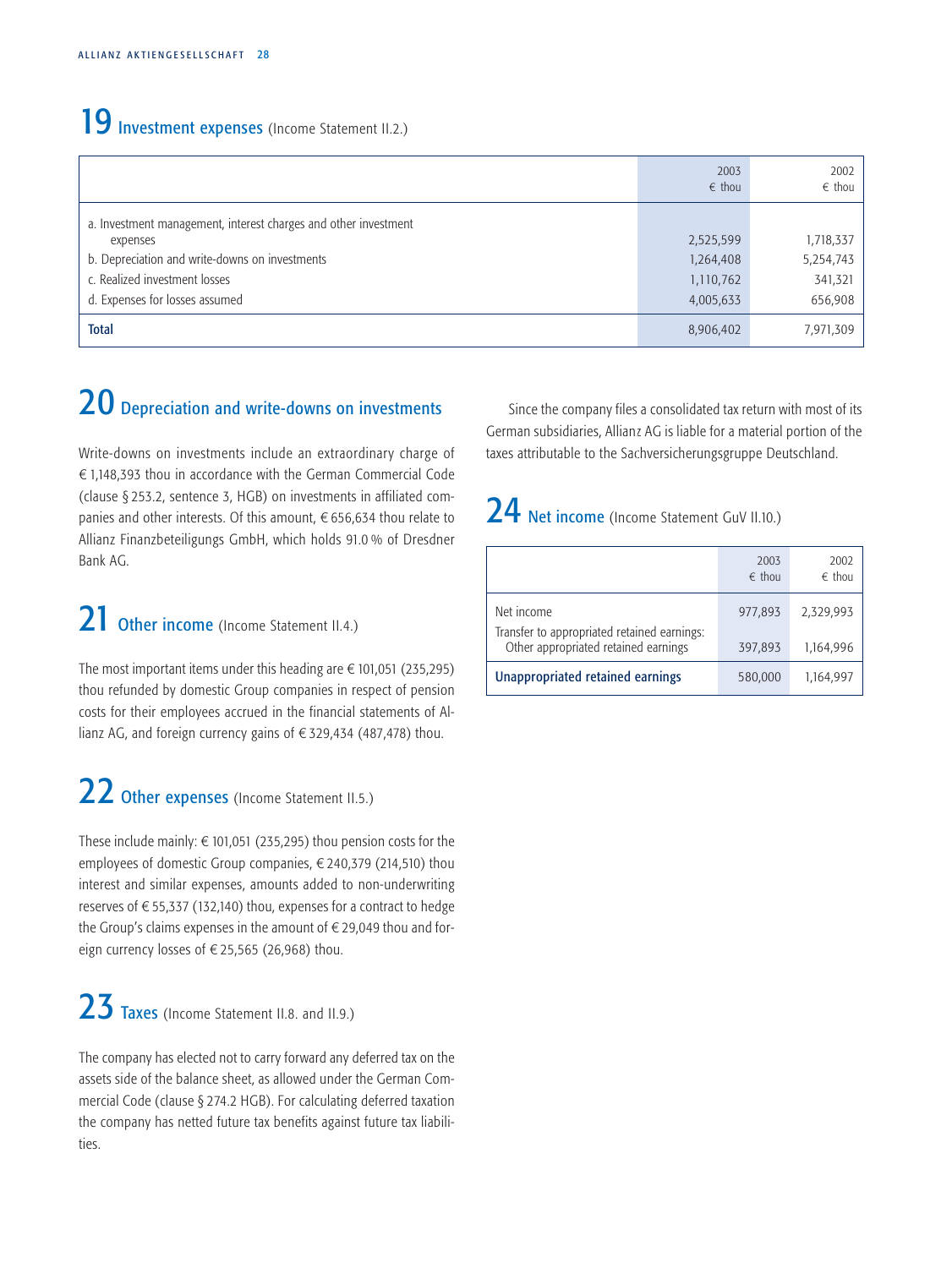## 19 Investment expenses (Income Statement II.2.)

| | 2003 € thou | 2002 € thou |
|---|---|---|
| a. Investment management, interest charges and other investment expenses | 2,525,599 | 1,718,337 |
| b. Depreciation and write-downs on investments | 1,264,408 | 5,254,743 |
| c. Realized investment losses | 1,110,762 | 341,321 |
| d. Expenses for losses assumed | 4,005,633 | 656,908 |
| **Total** | 8,906,402 | 7,971,309 |

## 20 Depreciation and write-downs on investments

Write-downs on investments include an extraordinary charge of € 1,148,393 thou in accordance with the German Commercial Code (clause § 253.2, sentence 3, HGB) on investments in affiliated companies and other interests. Of this amount, € 656,634 thou relate to Allianz Finanzbeteiligungs GmbH, which holds 91.0 % of Dresdner Bank AG.

## 21 Other income (Income Statement II.4.)

The most important items under this heading are € 101,051 (235,295) thou refunded by domestic Group companies in respect of pension costs for their employees accrued in the financial statements of Allianz AG, and foreign currency gains of € 329,434 (487,478) thou.

## 22 Other expenses (Income Statement II.5.)

These include mainly: € 101,051 (235,295) thou pension costs for the employees of domestic Group companies, € 240,379 (214,510) thou interest and similar expenses, amounts added to non-underwriting reserves of € 55,337 (132,140) thou, expenses for a contract to hedge the Group's claims expenses in the amount of € 29,049 thou and foreign currency losses of € 25,565 (26,968) thou.

## 23 Taxes (Income Statement II.8. and II.9.)

The company has elected not to carry forward any deferred tax on the assets side of the balance sheet, as allowed under the German Commercial Code (clause § 274.2 HGB). For calculating deferred taxation the company has netted future tax benefits against future tax liabilities.

Since the company files a consolidated tax return with most of its German subsidiaries, Allianz AG is liable for a material portion of the taxes attributable to the Sachversicherungsgruppe Deutschland.

## 24 Net income (Income Statement GuV II.10.)

| | 2003 € thou | 2002 € thou |
|---|---|---|
| Net income | 977,893 | 2,329,993 |
| Transfer to appropriated retained earnings: Other appropriated retained earnings | 397,893 | 1,164,996 |
| **Unappropriated retained earnings** | 580,000 | 1,164,997 |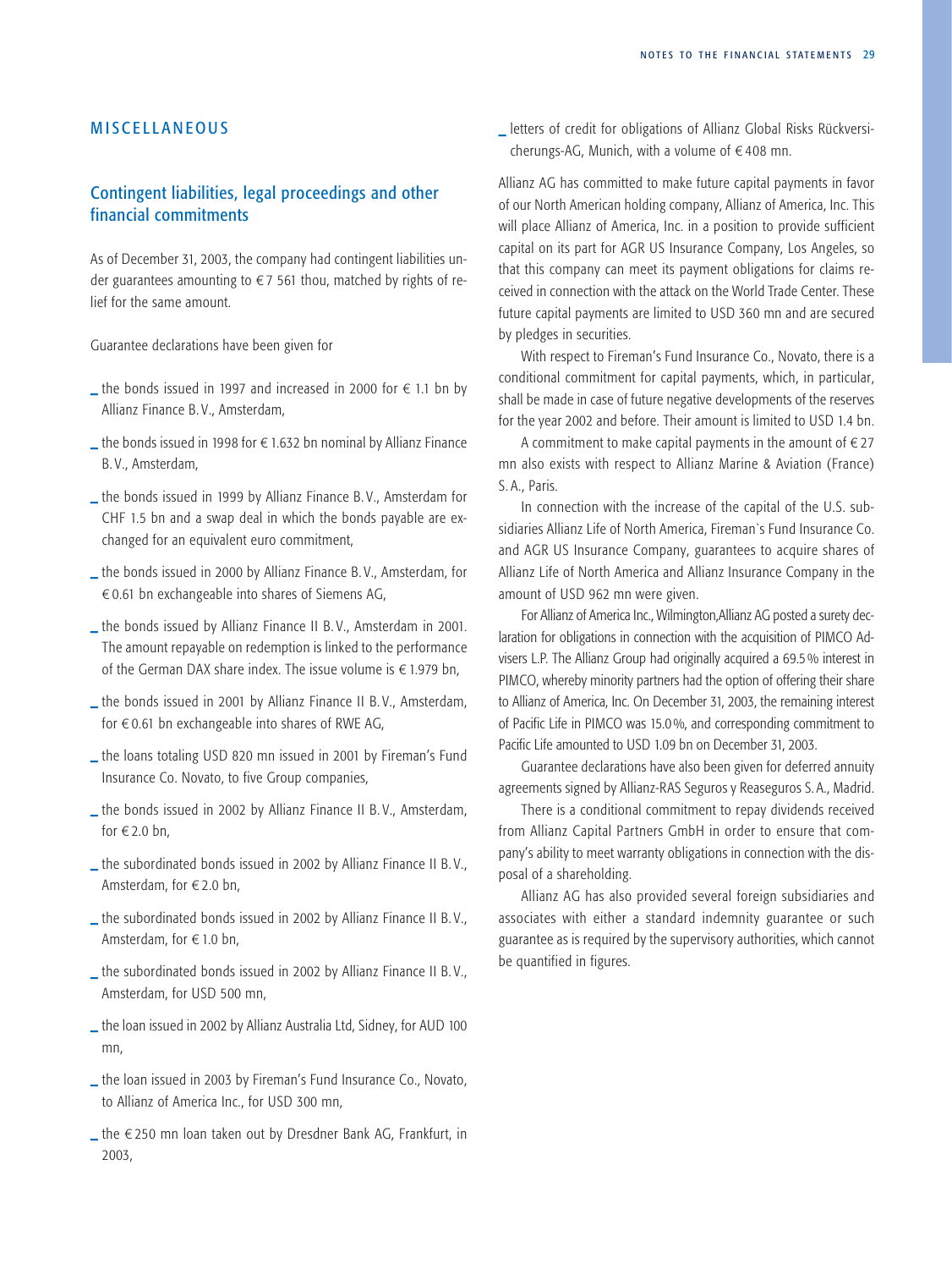## MISCELLANEOUS

### Contingent liabilities, legal proceedings and other financial commitments

As of December 31, 2003, the company had contingent liabilities under guarantees amounting to € 7 561 thou, matched by rights of relief for the same amount.

Guarantee declarations have been given for

- the bonds issued in 1997 and increased in 2000 for € 1.1 bn by Allianz Finance B. V., Amsterdam,
- the bonds issued in 1998 for € 1.632 bn nominal by Allianz Finance B. V., Amsterdam,
- the bonds issued in 1999 by Allianz Finance B. V., Amsterdam for CHF 1.5 bn and a swap deal in which the bonds payable are exchanged for an equivalent euro commitment,
- the bonds issued in 2000 by Allianz Finance B. V., Amsterdam, for € 0.61 bn exchangeable into shares of Siemens AG,
- the bonds issued by Allianz Finance II B. V., Amsterdam in 2001. The amount repayable on redemption is linked to the performance of the German DAX share index. The issue volume is € 1.979 bn,
- the bonds issued in 2001 by Allianz Finance II B. V., Amsterdam, for € 0.61 bn exchangeable into shares of RWE AG,
- the loans totaling USD 820 mn issued in 2001 by Fireman's Fund Insurance Co. Novato, to five Group companies,
- the bonds issued in 2002 by Allianz Finance II B. V., Amsterdam, for € 2.0 bn,
- the subordinated bonds issued in 2002 by Allianz Finance II B. V., Amsterdam, for € 2.0 bn,
- the subordinated bonds issued in 2002 by Allianz Finance II B. V., Amsterdam, for € 1.0 bn,
- the subordinated bonds issued in 2002 by Allianz Finance II B. V., Amsterdam, for USD 500 mn,
- the loan issued in 2002 by Allianz Australia Ltd, Sidney, for AUD 100 mn,
- the loan issued in 2003 by Fireman's Fund Insurance Co., Novato, to Allianz of America Inc., for USD 300 mn,
- the € 250 mn loan taken out by Dresdner Bank AG, Frankfurt, in 2003,
- letters of credit for obligations of Allianz Global Risks Rückversicherungs-AG, Munich, with a volume of € 408 mn.

Allianz AG has committed to make future capital payments in favor of our North American holding company, Allianz of America, Inc. This will place Allianz of America, Inc. in a position to provide sufficient capital on its part for AGR US Insurance Company, Los Angeles, so that this company can meet its payment obligations for claims received in connection with the attack on the World Trade Center. These future capital payments are limited to USD 360 mn and are secured by pledges in securities.

With respect to Fireman's Fund Insurance Co., Novato, there is a conditional commitment for capital payments, which, in particular, shall be made in case of future negative developments of the reserves for the year 2002 and before. Their amount is limited to USD 1.4 bn.

A commitment to make capital payments in the amount of € 27 mn also exists with respect to Allianz Marine & Aviation (France) S. A., Paris.

In connection with the increase of the capital of the U.S. subsidiaries Allianz Life of North America, Fireman`s Fund Insurance Co. and AGR US Insurance Company, guarantees to acquire shares of Allianz Life of North America and Allianz Insurance Company in the amount of USD 962 mn were given.

For Allianz of America Inc., Wilmington,Allianz AG posted a surety declaration for obligations in connection with the acquisition of PIMCO Advisers L.P. The Allianz Group had originally acquired a 69.5 % interest in PIMCO, whereby minority partners had the option of offering their share to Allianz of America, Inc. On December 31, 2003, the remaining interest of Pacific Life in PIMCO was 15.0 %, and corresponding commitment to Pacific Life amounted to USD 1.09 bn on December 31, 2003.

Guarantee declarations have also been given for deferred annuity agreements signed by Allianz-RAS Seguros y Reaseguros S. A., Madrid.

There is a conditional commitment to repay dividends received from Allianz Capital Partners GmbH in order to ensure that company's ability to meet warranty obligations in connection with the disposal of a shareholding.

Allianz AG has also provided several foreign subsidiaries and associates with either a standard indemnity guarantee or such guarantee as is required by the supervisory authorities, which cannot be quantified in figures.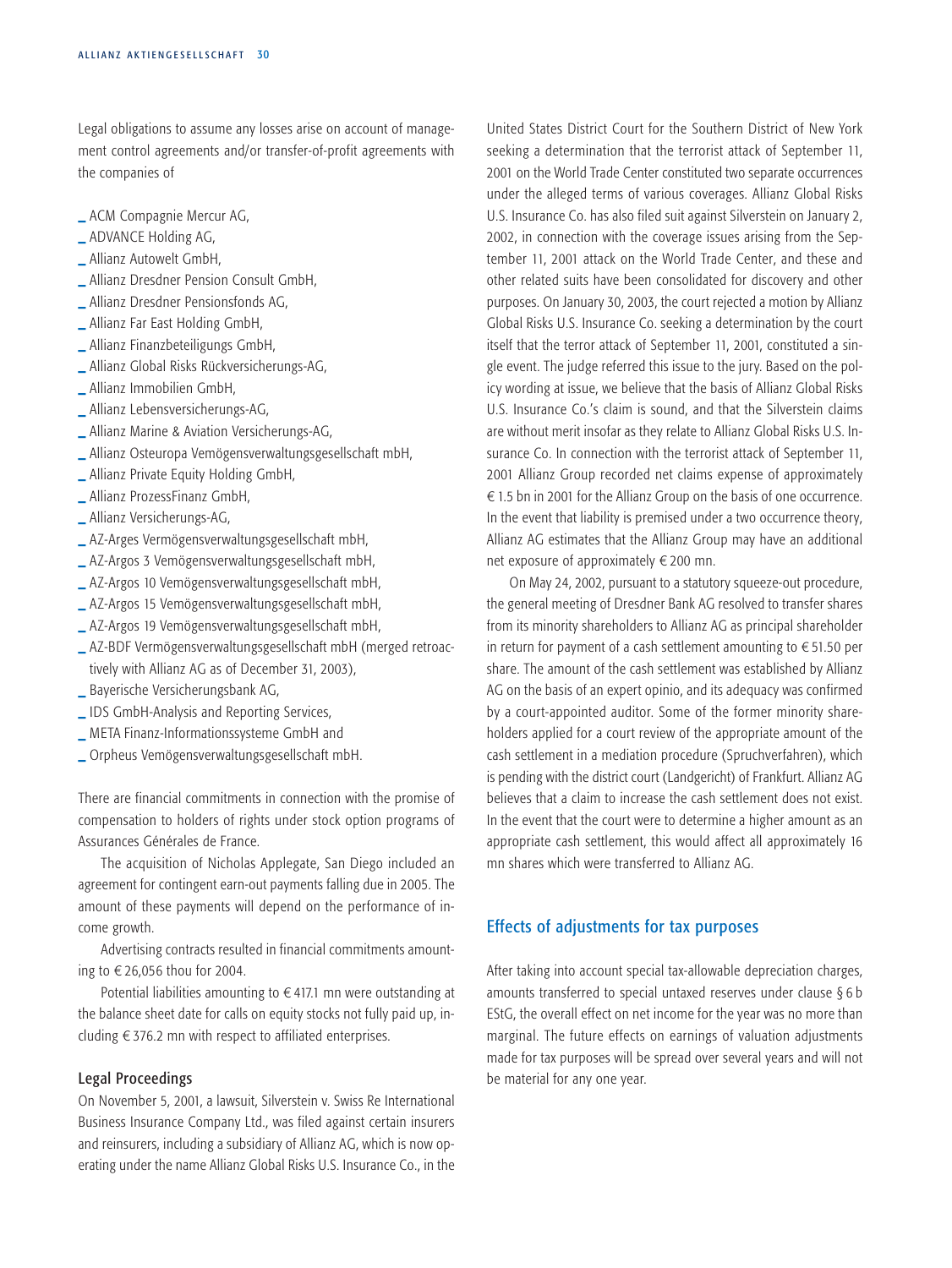Legal obligations to assume any losses arise on account of management control agreements and/or transfer-of-profit agreements with the companies of

- ACM Compagnie Mercur AG,
- ADVANCE Holding AG,
- Allianz Autowelt GmbH,
- Allianz Dresdner Pension Consult GmbH,
- Allianz Dresdner Pensionsfonds AG,
- Allianz Far East Holding GmbH,
- Allianz Finanzbeteiligungs GmbH,
- Allianz Global Risks Rückversicherungs-AG,
- Allianz Immobilien GmbH,
- Allianz Lebensversicherungs-AG,
- Allianz Marine & Aviation Versicherungs-AG,
- Allianz Osteuropa Vemögensverwaltungsgesellschaft mbH,
- Allianz Private Equity Holding GmbH,
- Allianz ProzessFinanz GmbH,
- Allianz Versicherungs-AG,
- AZ-Arges Vermögensverwaltungsgesellschaft mbH,
- AZ-Argos 3 Vemögensverwaltungsgesellschaft mbH,
- AZ-Argos 10 Vemögensverwaltungsgesellschaft mbH,
- AZ-Argos 15 Vemögensverwaltungsgesellschaft mbH,
- AZ-Argos 19 Vemögensverwaltungsgesellschaft mbH,
- AZ-BDF Vermögensverwaltungsgesellschaft mbH (merged retroactively with Allianz AG as of December 31, 2003),
- Bayerische Versicherungsbank AG,
- IDS GmbH-Analysis and Reporting Services,
- META Finanz-Informationssysteme GmbH and
- Orpheus Vemögensverwaltungsgesellschaft mbH.

There are financial commitments in connection with the promise of compensation to holders of rights under stock option programs of Assurances Générales de France.

The acquisition of Nicholas Applegate, San Diego included an agreement for contingent earn-out payments falling due in 2005. The amount of these payments will depend on the performance of income growth.

Advertising contracts resulted in financial commitments amounting to € 26,056 thou for 2004.

Potential liabilities amounting to € 417.1 mn were outstanding at the balance sheet date for calls on equity stocks not fully paid up, including € 376.2 mn with respect to affiliated enterprises.

### Legal Proceedings

On November 5, 2001, a lawsuit, Silverstein v. Swiss Re International Business Insurance Company Ltd., was filed against certain insurers and reinsurers, including a subsidiary of Allianz AG, which is now operating under the name Allianz Global Risks U.S. Insurance Co., in the United States District Court for the Southern District of New York seeking a determination that the terrorist attack of September 11, 2001 on the World Trade Center constituted two separate occurrences under the alleged terms of various coverages. Allianz Global Risks U.S. Insurance Co. has also filed suit against Silverstein on January 2, 2002, in connection with the coverage issues arising from the September 11, 2001 attack on the World Trade Center, and these and other related suits have been consolidated for discovery and other purposes. On January 30, 2003, the court rejected a motion by Allianz Global Risks U.S. Insurance Co. seeking a determination by the court itself that the terror attack of September 11, 2001, constituted a single event. The judge referred this issue to the jury. Based on the policy wording at issue, we believe that the basis of Allianz Global Risks U.S. Insurance Co.'s claim is sound, and that the Silverstein claims are without merit insofar as they relate to Allianz Global Risks U.S. Insurance Co. In connection with the terrorist attack of September 11, 2001 Allianz Group recorded net claims expense of approximately € 1.5 bn in 2001 for the Allianz Group on the basis of one occurrence. In the event that liability is premised under a two occurrence theory, Allianz AG estimates that the Allianz Group may have an additional net exposure of approximately € 200 mn.

On May 24, 2002, pursuant to a statutory squeeze-out procedure, the general meeting of Dresdner Bank AG resolved to transfer shares from its minority shareholders to Allianz AG as principal shareholder in return for payment of a cash settlement amounting to € 51.50 per share. The amount of the cash settlement was established by Allianz AG on the basis of an expert opinio, and its adequacy was confirmed by a court-appointed auditor. Some of the former minority shareholders applied for a court review of the appropriate amount of the cash settlement in a mediation procedure (Spruchverfahren), which is pending with the district court (Landgericht) of Frankfurt. Allianz AG believes that a claim to increase the cash settlement does not exist. In the event that the court were to determine a higher amount as an appropriate cash settlement, this would affect all approximately 16 mn shares which were transferred to Allianz AG.

## Effects of adjustments for tax purposes

After taking into account special tax-allowable depreciation charges, amounts transferred to special untaxed reserves under clause § 6 b EStG, the overall effect on net income for the year was no more than marginal. The future effects on earnings of valuation adjustments made for tax purposes will be spread over several years and will not be material for any one year.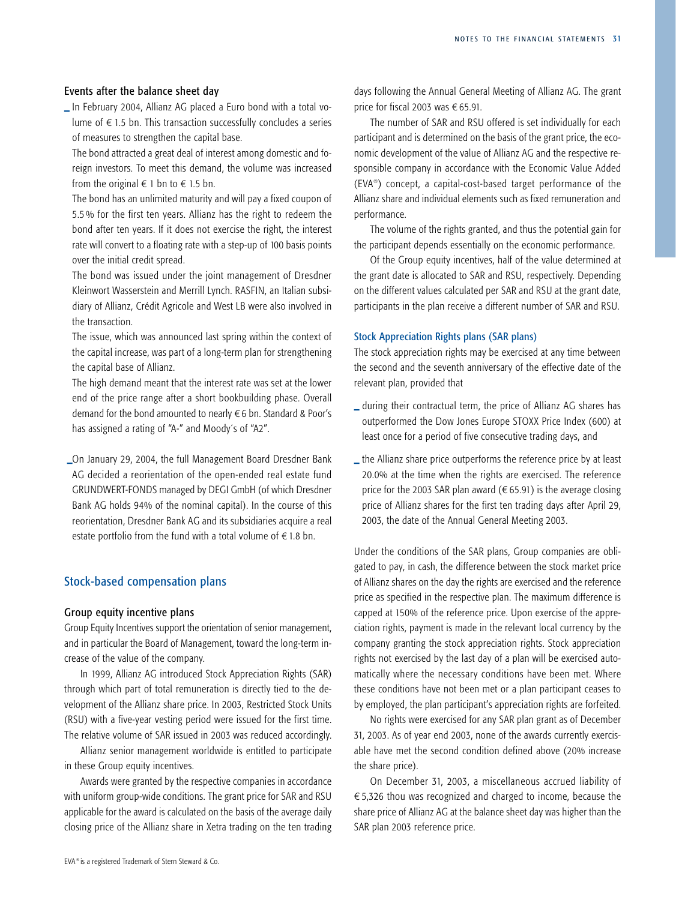### Events after the balance sheet day

- In February 2004, Allianz AG placed a Euro bond with a total volume of € 1.5 bn. This transaction successfully concludes a series of measures to strengthen the capital base.

  The bond attracted a great deal of interest among domestic and foreign investors. To meet this demand, the volume was increased from the original € 1 bn to € 1.5 bn.

  The bond has an unlimited maturity and will pay a fixed coupon of 5.5 % for the first ten years. Allianz has the right to redeem the bond after ten years. If it does not exercise the right, the interest rate will convert to a floating rate with a step-up of 100 basis points over the initial credit spread.

  The bond was issued under the joint management of Dresdner Kleinwort Wasserstein and Merrill Lynch. RASFIN, an Italian subsidiary of Allianz, Crédit Agricole and West LB were also involved in the transaction.

  The issue, which was announced last spring within the context of the capital increase, was part of a long-term plan for strengthening the capital base of Allianz.

  The high demand meant that the interest rate was set at the lower end of the price range after a short bookbuilding phase. Overall demand for the bond amounted to nearly € 6 bn. Standard & Poor's has assigned a rating of "A-" and Moody´s of "A2".

- On January 29, 2004, the full Management Board Dresdner Bank AG decided a reorientation of the open-ended real estate fund GRUNDWERT-FONDS managed by DEGI GmbH (of which Dresdner Bank AG holds 94% of the nominal capital). In the course of this reorientation, Dresdner Bank AG and its subsidiaries acquire a real estate portfolio from the fund with a total volume of € 1.8 bn.

## Stock-based compensation plans

### Group equity incentive plans

Group Equity Incentives support the orientation of senior management, and in particular the Board of Management, toward the long-term increase of the value of the company.

In 1999, Allianz AG introduced Stock Appreciation Rights (SAR) through which part of total remuneration is directly tied to the development of the Allianz share price. In 2003, Restricted Stock Units (RSU) with a five-year vesting period were issued for the first time. The relative volume of SAR issued in 2003 was reduced accordingly.

Allianz senior management worldwide is entitled to participate in these Group equity incentives.

Awards were granted by the respective companies in accordance with uniform group-wide conditions. The grant price for SAR and RSU applicable for the award is calculated on the basis of the average daily closing price of the Allianz share in Xetra trading on the ten trading days following the Annual General Meeting of Allianz AG. The grant price for fiscal 2003 was € 65.91.

The number of SAR and RSU offered is set individually for each participant and is determined on the basis of the grant price, the economic development of the value of Allianz AG and the respective responsible company in accordance with the Economic Value Added (EVA®) concept, a capital-cost-based target performance of the Allianz share and individual elements such as fixed remuneration and performance.

The volume of the rights granted, and thus the potential gain for the participant depends essentially on the economic performance.

Of the Group equity incentives, half of the value determined at the grant date is allocated to SAR and RSU, respectively. Depending on the different values calculated per SAR and RSU at the grant date, participants in the plan receive a different number of SAR and RSU.

### Stock Appreciation Rights plans (SAR plans)

The stock appreciation rights may be exercised at any time between the second and the seventh anniversary of the effective date of the relevant plan, provided that

- during their contractual term, the price of Allianz AG shares has outperformed the Dow Jones Europe STOXX Price Index (600) at least once for a period of five consecutive trading days, and
- the Allianz share price outperforms the reference price by at least 20.0% at the time when the rights are exercised. The reference price for the 2003 SAR plan award (€ 65.91) is the average closing price of Allianz shares for the first ten trading days after April 29, 2003, the date of the Annual General Meeting 2003.

Under the conditions of the SAR plans, Group companies are obligated to pay, in cash, the difference between the stock market price of Allianz shares on the day the rights are exercised and the reference price as specified in the respective plan. The maximum difference is capped at 150% of the reference price. Upon exercise of the appreciation rights, payment is made in the relevant local currency by the company granting the stock appreciation rights. Stock appreciation rights not exercised by the last day of a plan will be exercised automatically where the necessary conditions have been met. Where these conditions have not been met or a plan participant ceases to by employed, the plan participant's appreciation rights are forfeited.

No rights were exercised for any SAR plan grant as of December 31, 2003. As of year end 2003, none of the awards currently exercisable have met the second condition defined above (20% increase the share price).

On December 31, 2003, a miscellaneous accrued liability of € 5,326 thou was recognized and charged to income, because the share price of Allianz AG at the balance sheet day was higher than the SAR plan 2003 reference price.

EVA® is a registered Trademark of Stern Steward & Co.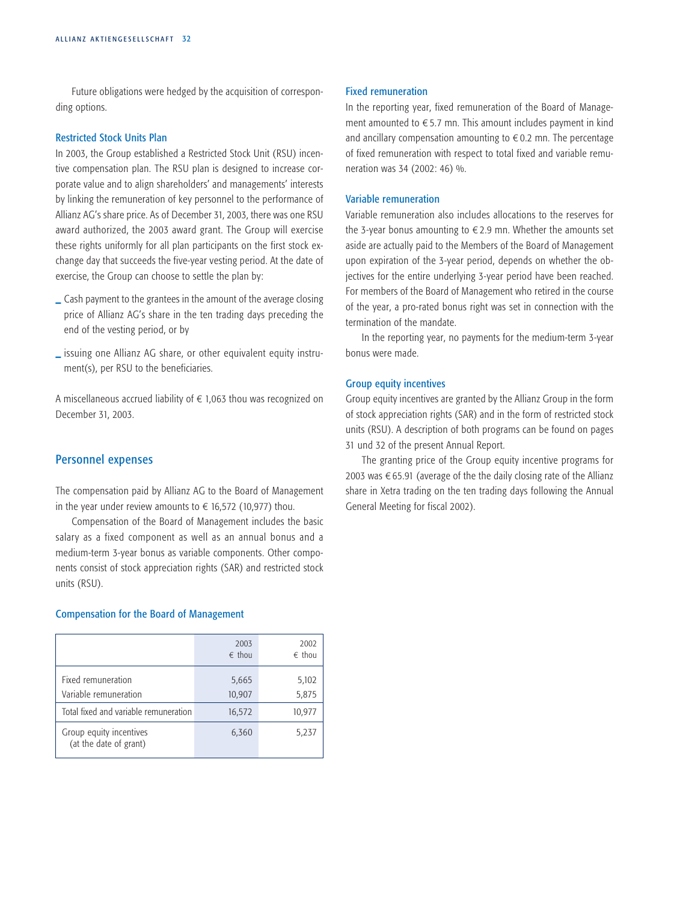Future obligations were hedged by the acquisition of corresponding options.

### Restricted Stock Units Plan

In 2003, the Group established a Restricted Stock Unit (RSU) incentive compensation plan. The RSU plan is designed to increase corporate value and to align shareholders' and managements' interests by linking the remuneration of key personnel to the performance of Allianz AG's share price. As of December 31, 2003, there was one RSU award authorized, the 2003 award grant. The Group will exercise these rights uniformly for all plan participants on the first stock exchange day that succeeds the five-year vesting period. At the date of exercise, the Group can choose to settle the plan by:

- Cash payment to the grantees in the amount of the average closing price of Allianz AG's share in the ten trading days preceding the end of the vesting period, or by
- issuing one Allianz AG share, or other equivalent equity instrument(s), per RSU to the beneficiaries.

A miscellaneous accrued liability of € 1,063 thou was recognized on December 31, 2003.

## Personnel expenses

The compensation paid by Allianz AG to the Board of Management in the year under review amounts to € 16,572 (10,977) thou.

Compensation of the Board of Management includes the basic salary as a fixed component as well as an annual bonus and a medium-term 3-year bonus as variable components. Other components consist of stock appreciation rights (SAR) and restricted stock units (RSU).

### Compensation for the Board of Management

| | 2003 € thou | 2002 € thou |
|---|---|---|
| Fixed remuneration | 5,665 | 5,102 |
| Variable remuneration | 10,907 | 5,875 |
| Total fixed and variable remuneration | 16,572 | 10,977 |
| Group equity incentives (at the date of grant) | 6,360 | 5,237 |

### Fixed remuneration

In the reporting year, fixed remuneration of the Board of Management amounted to € 5.7 mn. This amount includes payment in kind and ancillary compensation amounting to € 0.2 mn. The percentage of fixed remuneration with respect to total fixed and variable remuneration was 34 (2002: 46) %.

### Variable remuneration

Variable remuneration also includes allocations to the reserves for the 3-year bonus amounting to € 2.9 mn. Whether the amounts set aside are actually paid to the Members of the Board of Management upon expiration of the 3-year period, depends on whether the objectives for the entire underlying 3-year period have been reached. For members of the Board of Management who retired in the course of the year, a pro-rated bonus right was set in connection with the termination of the mandate.

In the reporting year, no payments for the medium-term 3-year bonus were made.

### Group equity incentives

Group equity incentives are granted by the Allianz Group in the form of stock appreciation rights (SAR) and in the form of restricted stock units (RSU). A description of both programs can be found on pages 31 und 32 of the present Annual Report.

The granting price of the Group equity incentive programs for 2003 was € 65.91 (average of the the daily closing rate of the Allianz share in Xetra trading on the ten trading days following the Annual General Meeting for fiscal 2002).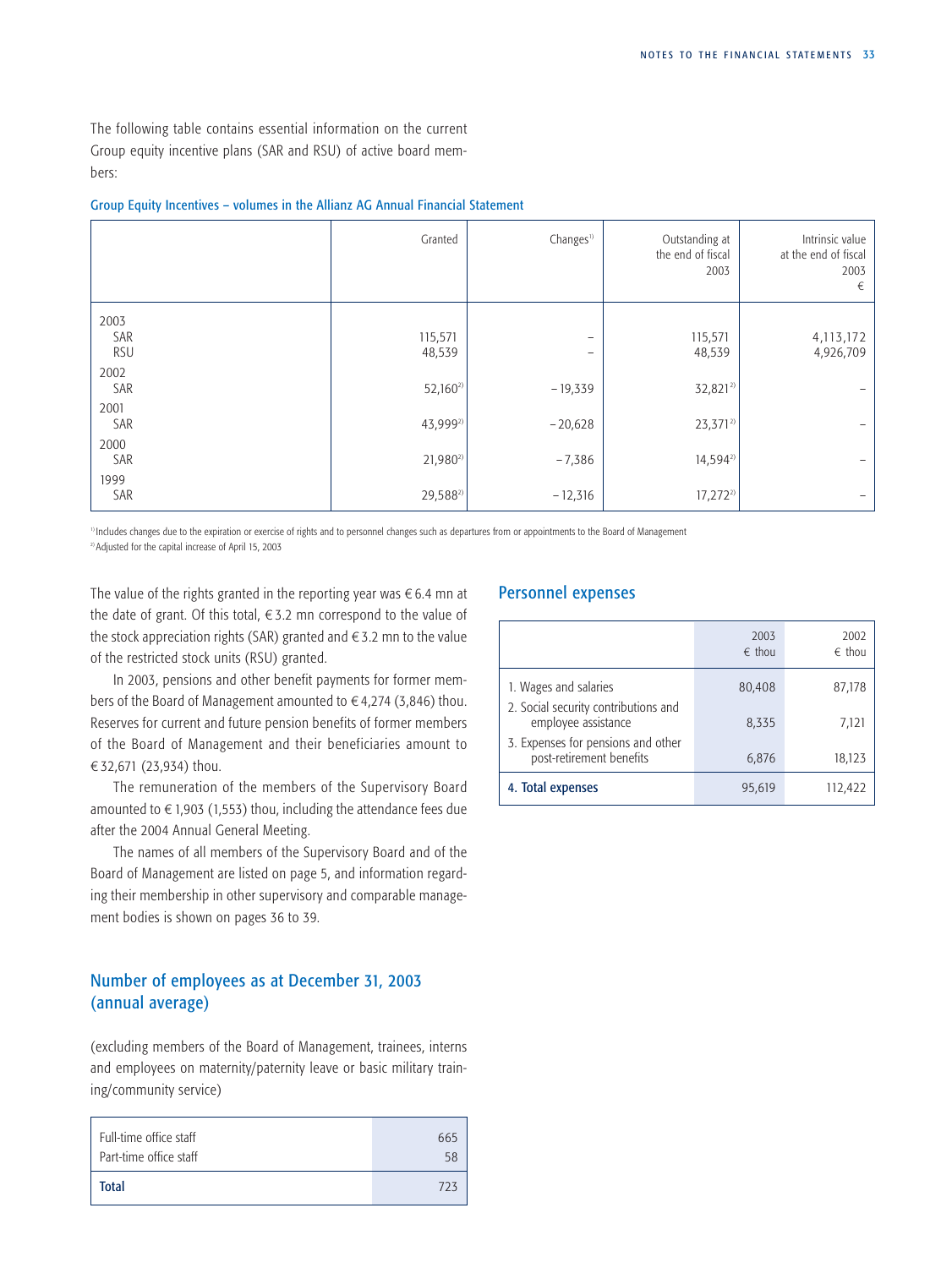The following table contains essential information on the current Group equity incentive plans (SAR and RSU) of active board members:

**Group Equity Incentives – volumes in the Allianz AG Annual Financial Statement**

| | Granted | Changes[1] | Outstanding at the end of fiscal 2003 | Intrinsic value at the end of fiscal 2003 € |
|---|---|---|---|---|
| 2003 | | | | |
| SAR | 115,571 | – | 115,571 | 4,113,172 |
| RSU | 48,539 | – | 48,539 | 4,926,709 |
| 2002 | | | | |
| SAR | 52,160[2] | – 19,339 | 32,821[2] | – |
| 2001 | | | | |
| SAR | 43,999[2] | – 20,628 | 23,371[2] | – |
| 2000 | | | | |
| SAR | 21,980[2] | – 7,386 | 14,594[2] | – |
| 1999 | | | | |
| SAR | 29,588[2] | – 12,316 | 17,272[2] | – |

[1] Includes changes due to the expiration or exercise of rights and to personnel changes such as departures from or appointments to the Board of Management

[2] Adjusted for the capital increase of April 15, 2003

The value of the rights granted in the reporting year was € 6.4 mn at the date of grant. Of this total, € 3.2 mn correspond to the value of the stock appreciation rights (SAR) granted and € 3.2 mn to the value of the restricted stock units (RSU) granted.

In 2003, pensions and other benefit payments for former members of the Board of Management amounted to € 4,274 (3,846) thou. Reserves for current and future pension benefits of former members of the Board of Management and their beneficiaries amount to € 32,671 (23,934) thou.

The remuneration of the members of the Supervisory Board amounted to € 1,903 (1,553) thou, including the attendance fees due after the 2004 Annual General Meeting.

The names of all members of the Supervisory Board and of the Board of Management are listed on page 5, and information regarding their membership in other supervisory and comparable management bodies is shown on pages 36 to 39.

## Number of employees as at December 31, 2003 (annual average)

(excluding members of the Board of Management, trainees, interns and employees on maternity/paternity leave or basic military training/community service)

| | |
|---|---|
| Full-time office staff | 665 |
| Part-time office staff | 58 |
| **Total** | 723 |

## Personnel expenses

| | 2003 € thou | 2002 € thou |
|---|---|---|
| 1. Wages and salaries | 80,408 | 87,178 |
| 2. Social security contributions and employee assistance | 8,335 | 7,121 |
| 3. Expenses for pensions and other post-retirement benefits | 6,876 | 18,123 |
| **4. Total expenses** | 95,619 | 112,422 |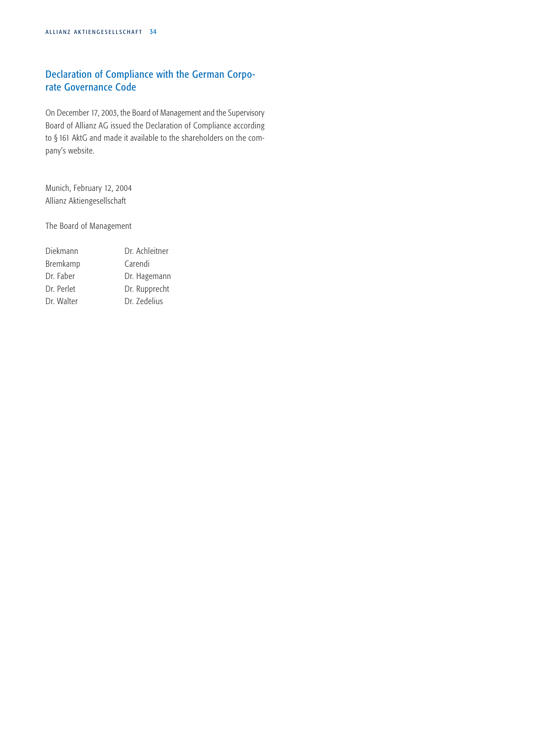## Declaration of Compliance with the German Corporate Governance Code

On December 17, 2003, the Board of Management and the Supervisory Board of Allianz AG issued the Declaration of Compliance according to § 161 AktG and made it available to the shareholders on the company's website.

Munich, February 12, 2004
Allianz Aktiengesellschaft

The Board of Management

| | |
|---|---|
| Diekmann | Dr. Achleitner |
| Bremkamp | Carendi |
| Dr. Faber | Dr. Hagemann |
| Dr. Perlet | Dr. Rupprecht |
| Dr. Walter | Dr. Zedelius |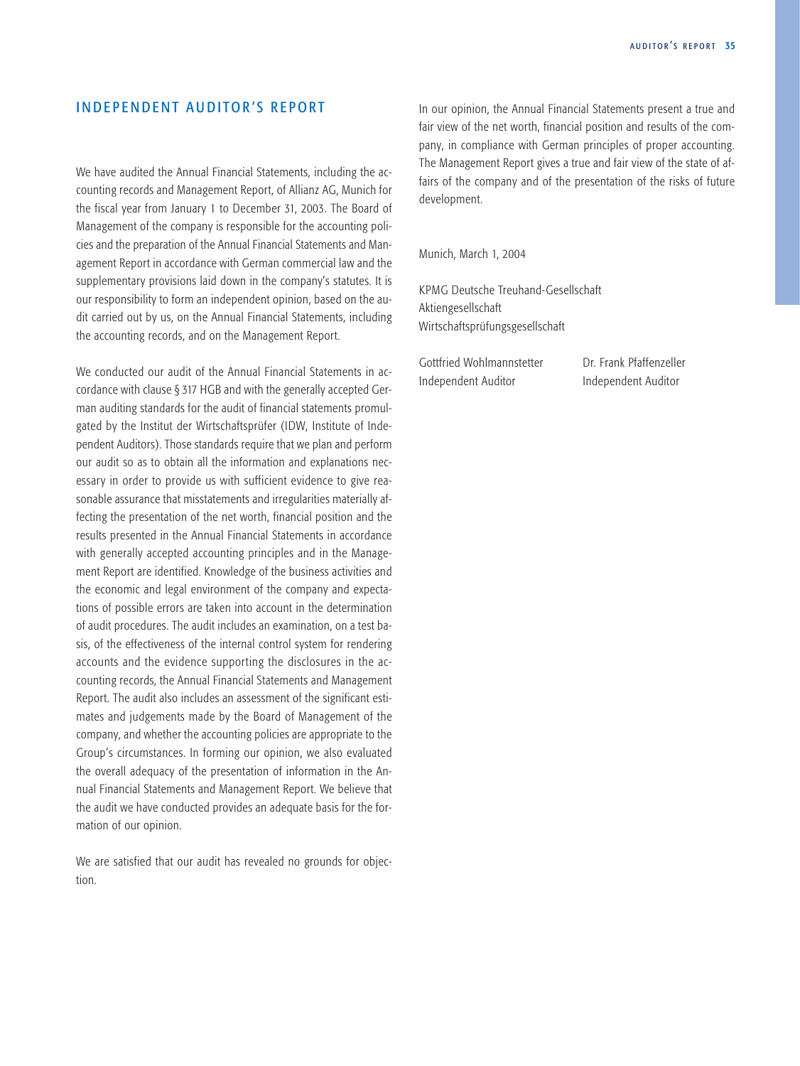## INDEPENDENT AUDITOR'S REPORT

We have audited the Annual Financial Statements, including the accounting records and Management Report, of Allianz AG, Munich for the fiscal year from January 1 to December 31, 2003. The Board of Management of the company is responsible for the accounting policies and the preparation of the Annual Financial Statements and Management Report in accordance with German commercial law and the supplementary provisions laid down in the company's statutes. It is our responsibility to form an independent opinion, based on the audit carried out by us, on the Annual Financial Statements, including the accounting records, and on the Management Report.

We conducted our audit of the Annual Financial Statements in accordance with clause § 317 HGB and with the generally accepted German auditing standards for the audit of financial statements promulgated by the Institut der Wirtschaftsprüfer (IDW, Institute of Independent Auditors). Those standards require that we plan and perform our audit so as to obtain all the information and explanations necessary in order to provide us with sufficient evidence to give reasonable assurance that misstatements and irregularities materially affecting the presentation of the net worth, financial position and the results presented in the Annual Financial Statements in accordance with generally accepted accounting principles and in the Management Report are identified. Knowledge of the business activities and the economic and legal environment of the company and expectations of possible errors are taken into account in the determination of audit procedures. The audit includes an examination, on a test basis, of the effectiveness of the internal control system for rendering accounts and the evidence supporting the disclosures in the accounting records, the Annual Financial Statements and Management Report. The audit also includes an assessment of the significant estimates and judgements made by the Board of Management of the company, and whether the accounting policies are appropriate to the Group's circumstances. In forming our opinion, we also evaluated the overall adequacy of the presentation of information in the Annual Financial Statements and Management Report. We believe that the audit we have conducted provides an adequate basis for the formation of our opinion.

We are satisfied that our audit has revealed no grounds for objection.

In our opinion, the Annual Financial Statements present a true and fair view of the net worth, financial position and results of the company, in compliance with German principles of proper accounting. The Management Report gives a true and fair view of the state of affairs of the company and of the presentation of the risks of future development.

Munich, March 1, 2004

KPMG Deutsche Treuhand-Gesellschaft
Aktiengesellschaft
Wirtschaftsprüfungsgesellschaft

Gottfried Wohlmannstetter
Independent Auditor

Dr. Frank Pfaffenzeller
Independent Auditor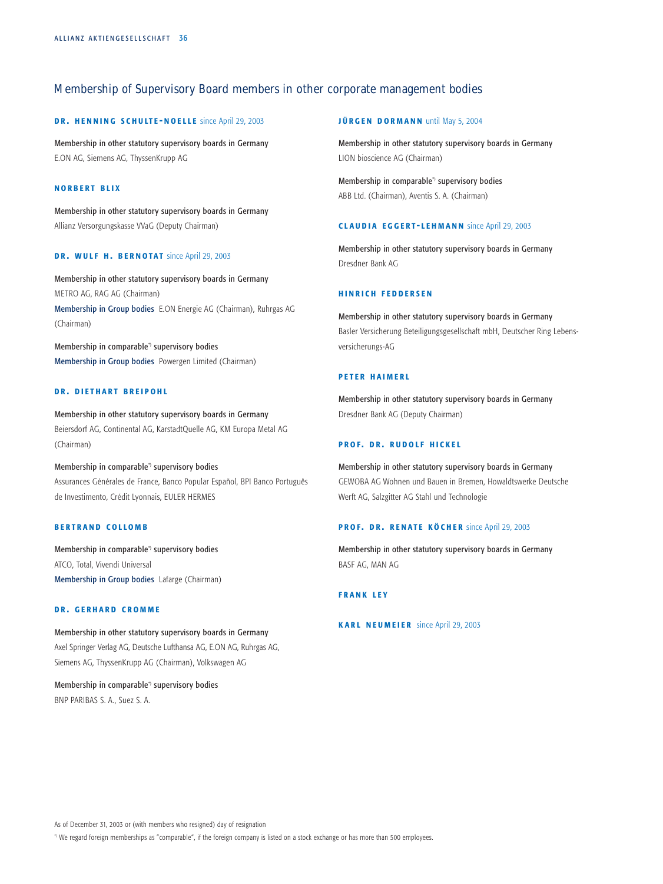# Membership of Supervisory Board members in other corporate management bodies

### DR. HENNING SCHULTE-NOELLE since April 29, 2003

Membership in other statutory supervisory boards in Germany
E.ON AG, Siemens AG, ThyssenKrupp AG

### NORBERT BLIX

Membership in other statutory supervisory boards in Germany
Allianz Versorgungskasse VVaG (Deputy Chairman)

### DR. WULF H. BERNOTAT since April 29, 2003

Membership in other statutory supervisory boards in Germany
METRO AG, RAG AG (Chairman)
Membership in Group bodies E.ON Energie AG (Chairman), Ruhrgas AG (Chairman)

Membership in comparable*) supervisory bodies
Membership in Group bodies Powergen Limited (Chairman)

### DR. DIETHART BREIPOHL

Membership in other statutory supervisory boards in Germany
Beiersdorf AG, Continental AG, KarstadtQuelle AG, KM Europa Metal AG (Chairman)

Membership in comparable*) supervisory bodies
Assurances Générales de France, Banco Popular Español, BPI Banco Português de Investimento, Crédit Lyonnais, EULER HERMES

### BERTRAND COLLOMB

Membership in comparable*) supervisory bodies
ATCO, Total, Vivendi Universal
Membership in Group bodies Lafarge (Chairman)

### DR. GERHARD CROMME

Membership in other statutory supervisory boards in Germany
Axel Springer Verlag AG, Deutsche Lufthansa AG, E.ON AG, Ruhrgas AG, Siemens AG, ThyssenKrupp AG (Chairman), Volkswagen AG

Membership in comparable*) supervisory bodies
BNP PARIBAS S. A., Suez S. A.

### JÜRGEN DORMANN until May 5, 2004

Membership in other statutory supervisory boards in Germany
LION bioscience AG (Chairman)

Membership in comparable*) supervisory bodies
ABB Ltd. (Chairman), Aventis S. A. (Chairman)

### CLAUDIA EGGERT-LEHMANN since April 29, 2003

Membership in other statutory supervisory boards in Germany
Dresdner Bank AG

### HINRICH FEDDERSEN

Membership in other statutory supervisory boards in Germany
Basler Versicherung Beteiligungsgesellschaft mbH, Deutscher Ring Lebensversicherungs-AG

### PETER HAIMERL

Membership in other statutory supervisory boards in Germany
Dresdner Bank AG (Deputy Chairman)

### PROF. DR. RUDOLF HICKEL

Membership in other statutory supervisory boards in Germany
GEWOBA AG Wohnen und Bauen in Bremen, Howaldtswerke Deutsche Werft AG, Salzgitter AG Stahl und Technologie

### PROF. DR. RENATE KÖCHER since April 29, 2003

Membership in other statutory supervisory boards in Germany
BASF AG, MAN AG

### FRANK LEY

### KARL NEUMEIER since April 29, 2003

As of December 31, 2003 or (with members who resigned) day of resignation

*) We regard foreign memberships as "comparable", if the foreign company is listed on a stock exchange or has more than 500 employees.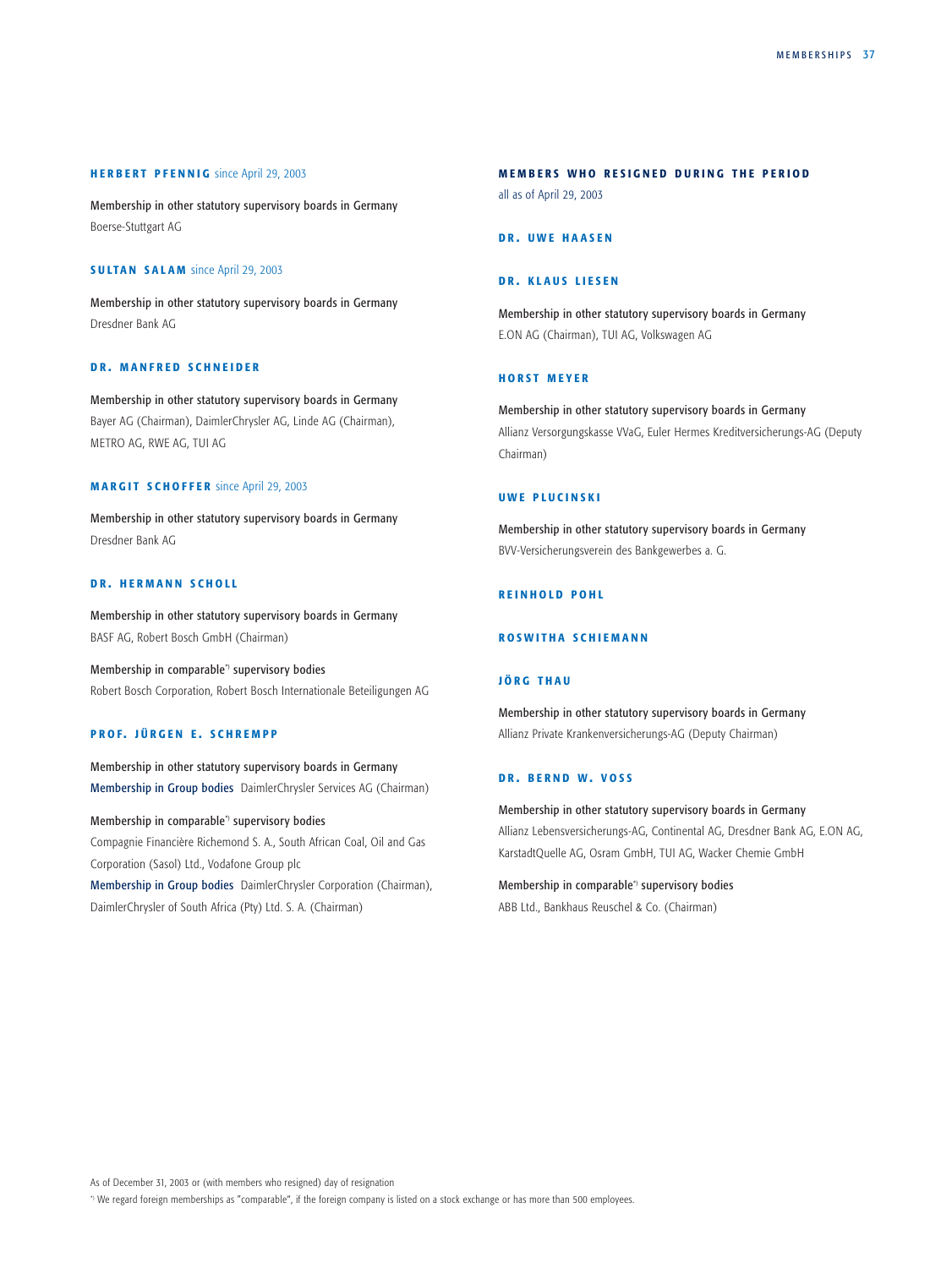### HERBERT PFENNIG since April 29, 2003

Membership in other statutory supervisory boards in Germany
Boerse-Stuttgart AG

### SULTAN SALAM since April 29, 2003

Membership in other statutory supervisory boards in Germany
Dresdner Bank AG

### DR. MANFRED SCHNEIDER

Membership in other statutory supervisory boards in Germany
Bayer AG (Chairman), DaimlerChrysler AG, Linde AG (Chairman), METRO AG, RWE AG, TUI AG

### MARGIT SCHOFFER since April 29, 2003

Membership in other statutory supervisory boards in Germany
Dresdner Bank AG

### DR. HERMANN SCHOLL

Membership in other statutory supervisory boards in Germany
BASF AG, Robert Bosch GmbH (Chairman)

Membership in comparable[*] supervisory bodies
Robert Bosch Corporation, Robert Bosch Internationale Beteiligungen AG

### PROF. JÜRGEN E. SCHREMPP

Membership in other statutory supervisory boards in Germany
Membership in Group bodies DaimlerChrysler Services AG (Chairman)

Membership in comparable[*] supervisory bodies
Compagnie Financière Richemond S. A., South African Coal, Oil and Gas Corporation (Sasol) Ltd., Vodafone Group plc
Membership in Group bodies DaimlerChrysler Corporation (Chairman), DaimlerChrysler of South Africa (Pty) Ltd. S. A. (Chairman)

## MEMBERS WHO RESIGNED DURING THE PERIOD

all as of April 29, 2003

### DR. UWE HAASEN

### DR. KLAUS LIESEN

Membership in other statutory supervisory boards in Germany
E.ON AG (Chairman), TUI AG, Volkswagen AG

### HORST MEYER

Membership in other statutory supervisory boards in Germany
Allianz Versorgungskasse VVaG, Euler Hermes Kreditversicherungs-AG (Deputy Chairman)

### UWE PLUCINSKI

Membership in other statutory supervisory boards in Germany
BVV-Versicherungsverein des Bankgewerbes a. G.

### REINHOLD POHL

### ROSWITHA SCHIEMANN

### JÖRG THAU

Membership in other statutory supervisory boards in Germany
Allianz Private Krankenversicherungs-AG (Deputy Chairman)

### DR. BERND W. VOSS

Membership in other statutory supervisory boards in Germany
Allianz Lebensversicherungs-AG, Continental AG, Dresdner Bank AG, E.ON AG, KarstadtQuelle AG, Osram GmbH, TUI AG, Wacker Chemie GmbH

Membership in comparable[*] supervisory bodies
ABB Ltd., Bankhaus Reuschel & Co. (Chairman)

As of December 31, 2003 or (with members who resigned) day of resignation

[*] We regard foreign memberships as "comparable", if the foreign company is listed on a stock exchange or has more than 500 employees.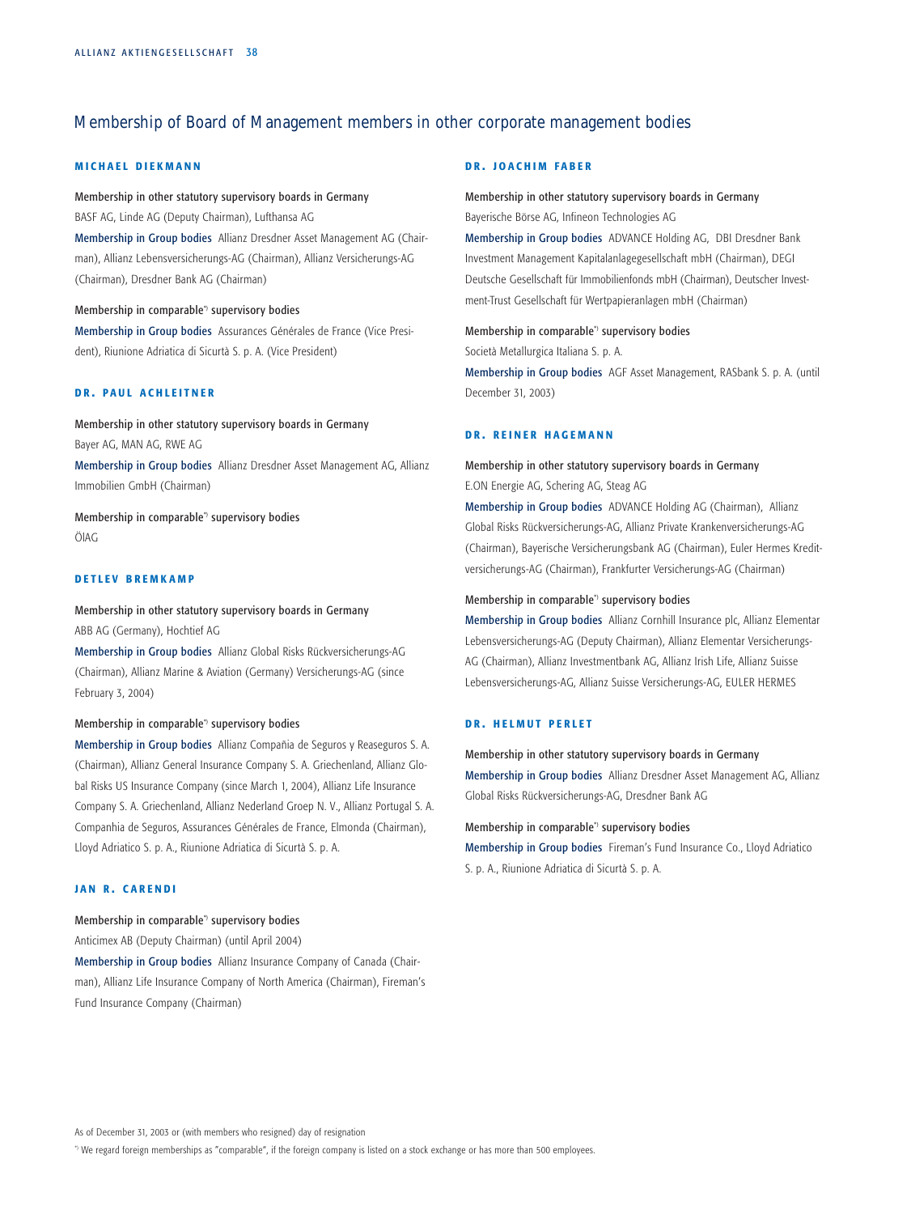# Membership of Board of Management members in other corporate management bodies

## MICHAEL DIEKMANN

**Membership in other statutory supervisory boards in Germany**
BASF AG, Linde AG (Deputy Chairman), Lufthansa AG

**Membership in Group bodies** Allianz Dresdner Asset Management AG (Chairman), Allianz Lebensversicherungs-AG (Chairman), Allianz Versicherungs-AG (Chairman), Dresdner Bank AG (Chairman)

**Membership in comparable*) supervisory bodies**

**Membership in Group bodies** Assurances Générales de France (Vice President), Riunione Adriatica di Sicurtà S. p. A. (Vice President)

## DR. PAUL ACHLEITNER

**Membership in other statutory supervisory boards in Germany**
Bayer AG, MAN AG, RWE AG

**Membership in Group bodies** Allianz Dresdner Asset Management AG, Allianz Immobilien GmbH (Chairman)

**Membership in comparable*) supervisory bodies**
ÖIAG

## DETLEV BREMKAMP

**Membership in other statutory supervisory boards in Germany**
ABB AG (Germany), Hochtief AG

**Membership in Group bodies** Allianz Global Risks Rückversicherungs-AG (Chairman), Allianz Marine & Aviation (Germany) Versicherungs-AG (since February 3, 2004)

**Membership in comparable*) supervisory bodies**

**Membership in Group bodies** Allianz Compañia de Seguros y Reaseguros S. A. (Chairman), Allianz General Insurance Company S. A. Griechenland, Allianz Global Risks US Insurance Company (since March 1, 2004), Allianz Life Insurance Company S. A. Griechenland, Allianz Nederland Groep N. V., Allianz Portugal S. A. Companhia de Seguros, Assurances Générales de France, Elmonda (Chairman), Lloyd Adriatico S. p. A., Riunione Adriatica di Sicurtà S. p. A.

## JAN R. CARENDI

**Membership in comparable*) supervisory bodies**
Anticimex AB (Deputy Chairman) (until April 2004)

**Membership in Group bodies** Allianz Insurance Company of Canada (Chairman), Allianz Life Insurance Company of North America (Chairman), Fireman's Fund Insurance Company (Chairman)

## DR. JOACHIM FABER

**Membership in other statutory supervisory boards in Germany**
Bayerische Börse AG, Infineon Technologies AG

**Membership in Group bodies** ADVANCE Holding AG, DBI Dresdner Bank Investment Management Kapitalanlagegesellschaft mbH (Chairman), DEGI Deutsche Gesellschaft für Immobilienfonds mbH (Chairman), Deutscher Investment-Trust Gesellschaft für Wertpapieranlagen mbH (Chairman)

**Membership in comparable*) supervisory bodies**
Società Metallurgica Italiana S. p. A.

**Membership in Group bodies** AGF Asset Management, RASbank S. p. A. (until December 31, 2003)

## DR. REINER HAGEMANN

**Membership in other statutory supervisory boards in Germany**
E.ON Energie AG, Schering AG, Steag AG

**Membership in Group bodies** ADVANCE Holding AG (Chairman), Allianz Global Risks Rückversicherungs-AG, Allianz Private Krankenversicherungs-AG (Chairman), Bayerische Versicherungsbank AG (Chairman), Euler Hermes Kreditversicherungs-AG (Chairman), Frankfurter Versicherungs-AG (Chairman)

**Membership in comparable*) supervisory bodies**

**Membership in Group bodies** Allianz Cornhill Insurance plc, Allianz Elementar Lebensversicherungs-AG (Deputy Chairman), Allianz Elementar Versicherungs-AG (Chairman), Allianz Investmentbank AG, Allianz Irish Life, Allianz Suisse Lebensversicherungs-AG, Allianz Suisse Versicherungs-AG, EULER HERMES

## DR. HELMUT PERLET

**Membership in other statutory supervisory boards in Germany**

**Membership in Group bodies** Allianz Dresdner Asset Management AG, Allianz Global Risks Rückversicherungs-AG, Dresdner Bank AG

**Membership in comparable*) supervisory bodies**

**Membership in Group bodies** Fireman's Fund Insurance Co., Lloyd Adriatico S. p. A., Riunione Adriatica di Sicurtà S. p. A.

As of December 31, 2003 or (with members who resigned) day of resignation

*) We regard foreign memberships as "comparable", if the foreign company is listed on a stock exchange or has more than 500 employees.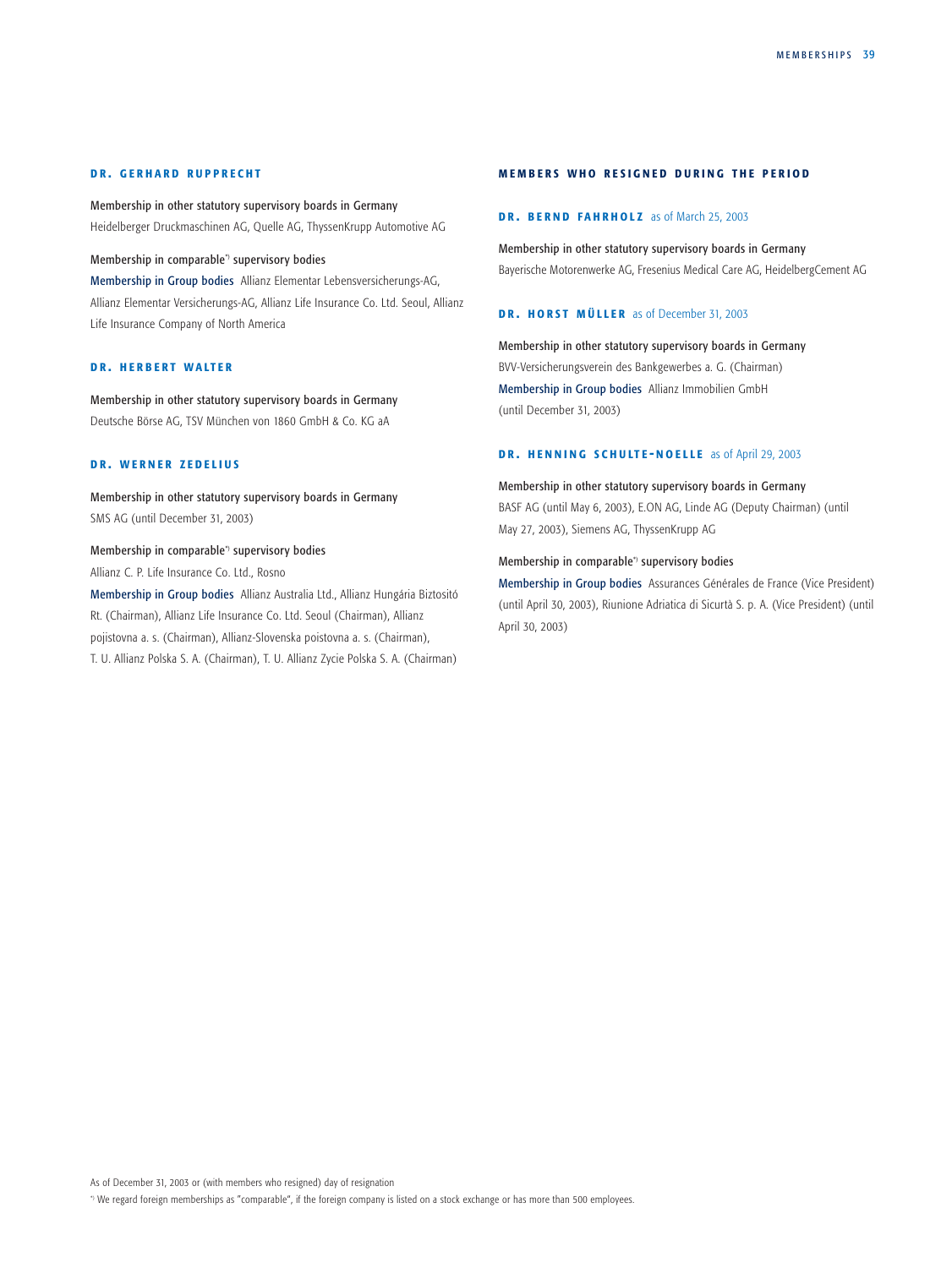### DR. GERHARD RUPPRECHT

Membership in other statutory supervisory boards in Germany
Heidelberger Druckmaschinen AG, Quelle AG, ThyssenKrupp Automotive AG

Membership in comparable*) supervisory bodies
Membership in Group bodies Allianz Elementar Lebensversicherungs-AG, Allianz Elementar Versicherungs-AG, Allianz Life Insurance Co. Ltd. Seoul, Allianz Life Insurance Company of North America

### DR. HERBERT WALTER

Membership in other statutory supervisory boards in Germany
Deutsche Börse AG, TSV München von 1860 GmbH & Co. KG aA

### DR. WERNER ZEDELIUS

Membership in other statutory supervisory boards in Germany
SMS AG (until December 31, 2003)

Membership in comparable*) supervisory bodies
Allianz C. P. Life Insurance Co. Ltd., Rosno
Membership in Group bodies Allianz Australia Ltd., Allianz Hungária Biztosító Rt. (Chairman), Allianz Life Insurance Co. Ltd. Seoul (Chairman), Allianz pojistovna a. s. (Chairman), Allianz-Slovenska poistovna a. s. (Chairman), T. U. Allianz Polska S. A. (Chairman), T. U. Allianz Zycie Polska S. A. (Chairman)

## MEMBERS WHO RESIGNED DURING THE PERIOD

### DR. BERND FAHRHOLZ as of March 25, 2003

Membership in other statutory supervisory boards in Germany
Bayerische Motorenwerke AG, Fresenius Medical Care AG, HeidelbergCement AG

### DR. HORST MÜLLER as of December 31, 2003

Membership in other statutory supervisory boards in Germany
BVV-Versicherungsverein des Bankgewerbes a. G. (Chairman)
Membership in Group bodies Allianz Immobilien GmbH (until December 31, 2003)

### DR. HENNING SCHULTE-NOELLE as of April 29, 2003

Membership in other statutory supervisory boards in Germany
BASF AG (until May 6, 2003), E.ON AG, Linde AG (Deputy Chairman) (until May 27, 2003), Siemens AG, ThyssenKrupp AG

Membership in comparable*) supervisory bodies
Membership in Group bodies Assurances Générales de France (Vice President) (until April 30, 2003), Riunione Adriatica di Sicurtà S. p. A. (Vice President) (until April 30, 2003)

As of December 31, 2003 or (with members who resigned) day of resignation
*) We regard foreign memberships as "comparable", if the foreign company is listed on a stock exchange or has more than 500 employees.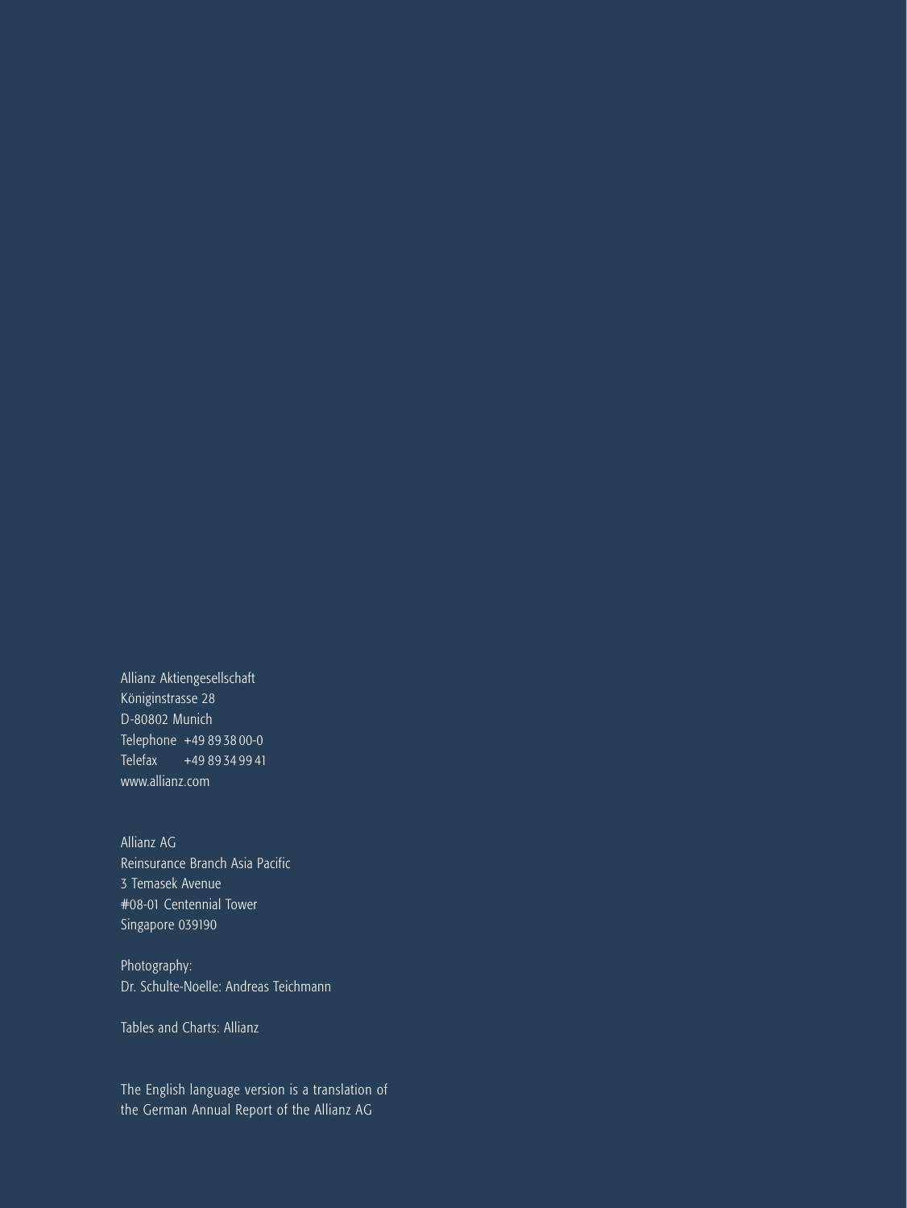Allianz Aktiengesellschaft
Königinstrasse 28
D-80802 Munich
Telephone +49 89 38 00-0
Telefax +49 89 34 99 41
www.allianz.com

Allianz AG
Reinsurance Branch Asia Pacific
3 Temasek Avenue
#08-01 Centennial Tower
Singapore 039190

Photography:
Dr. Schulte-Noelle: Andreas Teichmann

Tables and Charts: Allianz

The English language version is a translation of
the German Annual Report of the Allianz AG